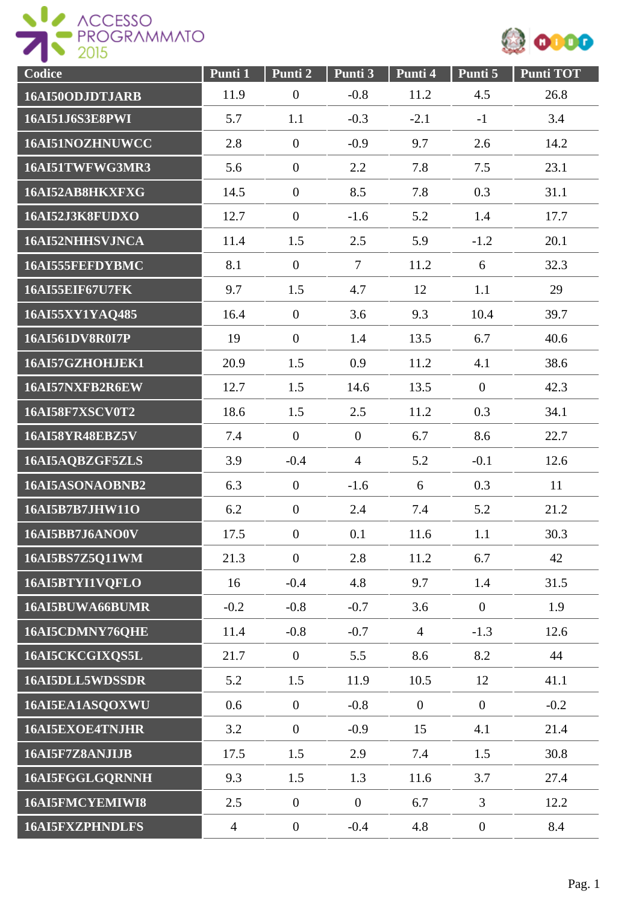| Codice | Punti 1 | Punti 2 | Punti 3 | Punti 4 | Punti 5 | Punti TOT |
|---|---|---|---|---|---|---|
| 16AI50ODJDTJARB | 11.9 | 0 | -0.8 | 11.2 | 4.5 | 26.8 |
| 16AI51J6S3E8PWI | 5.7 | 1.1 | -0.3 | -2.1 | -1 | 3.4 |
| 16AI51NOZHNUWCC | 2.8 | 0 | -0.9 | 9.7 | 2.6 | 14.2 |
| 16AI51TWFWG3MR3 | 5.6 | 0 | 2.2 | 7.8 | 7.5 | 23.1 |
| 16AI52AB8HKXFXG | 14.5 | 0 | 8.5 | 7.8 | 0.3 | 31.1 |
| 16AI52J3K8FUDXO | 12.7 | 0 | -1.6 | 5.2 | 1.4 | 17.7 |
| 16AI52NHHSVJNCA | 11.4 | 1.5 | 2.5 | 5.9 | -1.2 | 20.1 |
| 16AI555FEFDYBMC | 8.1 | 0 | 7 | 11.2 | 6 | 32.3 |
| 16AI55EIF67U7FK | 9.7 | 1.5 | 4.7 | 12 | 1.1 | 29 |
| 16AI55XY1YAQ485 | 16.4 | 0 | 3.6 | 9.3 | 10.4 | 39.7 |
| 16AI561DV8R0I7P | 19 | 0 | 1.4 | 13.5 | 6.7 | 40.6 |
| 16AI57GZHOHJEK1 | 20.9 | 1.5 | 0.9 | 11.2 | 4.1 | 38.6 |
| 16AI57NXFB2R6EW | 12.7 | 1.5 | 14.6 | 13.5 | 0 | 42.3 |
| 16AI58F7XSCV0T2 | 18.6 | 1.5 | 2.5 | 11.2 | 0.3 | 34.1 |
| 16AI58YR48EBZ5V | 7.4 | 0 | 0 | 6.7 | 8.6 | 22.7 |
| 16AI5AQBZGF5ZLS | 3.9 | -0.4 | 4 | 5.2 | -0.1 | 12.6 |
| 16AI5ASONAOBNB2 | 6.3 | 0 | -1.6 | 6 | 0.3 | 11 |
| 16AI5B7B7JHW11O | 6.2 | 0 | 2.4 | 7.4 | 5.2 | 21.2 |
| 16AI5BB7J6ANO0V | 17.5 | 0 | 0.1 | 11.6 | 1.1 | 30.3 |
| 16AI5BS7Z5Q11WM | 21.3 | 0 | 2.8 | 11.2 | 6.7 | 42 |
| 16AI5BTYI1VQFLO | 16 | -0.4 | 4.8 | 9.7 | 1.4 | 31.5 |
| 16AI5BUWA66BUMR | -0.2 | -0.8 | -0.7 | 3.6 | 0 | 1.9 |
| 16AI5CDMNY76QHE | 11.4 | -0.8 | -0.7 | 4 | -1.3 | 12.6 |
| 16AI5CKCGIXQS5L | 21.7 | 0 | 5.5 | 8.6 | 8.2 | 44 |
| 16AI5DLL5WDSSDR | 5.2 | 1.5 | 11.9 | 10.5 | 12 | 41.1 |
| 16AI5EA1ASQOXWU | 0.6 | 0 | -0.8 | 0 | 0 | -0.2 |
| 16AI5EXOE4TNJHR | 3.2 | 0 | -0.9 | 15 | 4.1 | 21.4 |
| 16AI5F7Z8ANJIJB | 17.5 | 1.5 | 2.9 | 7.4 | 1.5 | 30.8 |
| 16AI5FGGLGQRNNH | 9.3 | 1.5 | 1.3 | 11.6 | 3.7 | 27.4 |
| 16AI5FMCYEMIWI8 | 2.5 | 0 | 0 | 6.7 | 3 | 12.2 |
| 16AI5FXZPHNDLFS | 4 | 0 | -0.4 | 4.8 | 0 | 8.4 |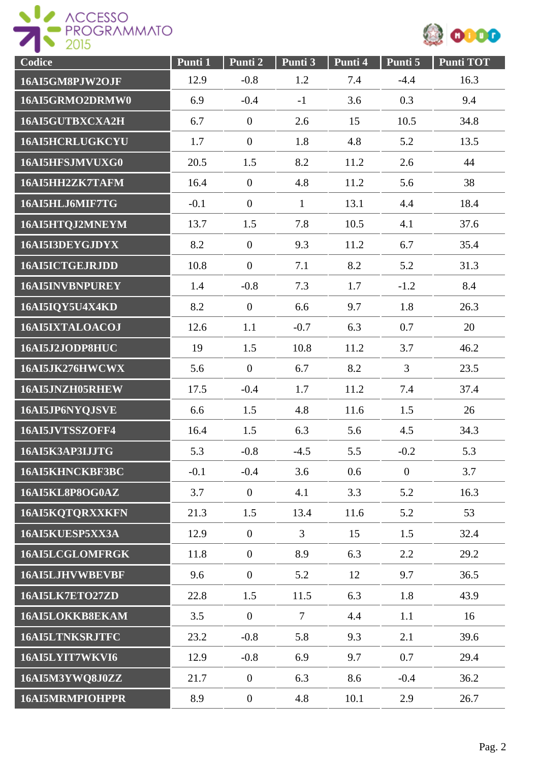| Codice | Punti 1 | Punti 2 | Punti 3 | Punti 4 | Punti 5 | Punti TOT |
|---|---|---|---|---|---|---|
| 16AI5GM8PJW2OJF | 12.9 | -0.8 | 1.2 | 7.4 | -4.4 | 16.3 |
| 16AI5GRMO2DRMW0 | 6.9 | -0.4 | -1 | 3.6 | 0.3 | 9.4 |
| 16AI5GUTBXCXA2H | 6.7 | 0 | 2.6 | 15 | 10.5 | 34.8 |
| 16AI5HCRLUGKCYU | 1.7 | 0 | 1.8 | 4.8 | 5.2 | 13.5 |
| 16AI5HFSJMVUXG0 | 20.5 | 1.5 | 8.2 | 11.2 | 2.6 | 44 |
| 16AI5HH2ZK7TAFM | 16.4 | 0 | 4.8 | 11.2 | 5.6 | 38 |
| 16AI5HLJ6MIF7TG | -0.1 | 0 | 1 | 13.1 | 4.4 | 18.4 |
| 16AI5HTQJ2MNEYM | 13.7 | 1.5 | 7.8 | 10.5 | 4.1 | 37.6 |
| 16AI5I3DEYGJDYX | 8.2 | 0 | 9.3 | 11.2 | 6.7 | 35.4 |
| 16AI5ICTGEJRJDD | 10.8 | 0 | 7.1 | 8.2 | 5.2 | 31.3 |
| 16AI5INVBNPUREY | 1.4 | -0.8 | 7.3 | 1.7 | -1.2 | 8.4 |
| 16AI5IQY5U4X4KD | 8.2 | 0 | 6.6 | 9.7 | 1.8 | 26.3 |
| 16AI5IXTALOACOJ | 12.6 | 1.1 | -0.7 | 6.3 | 0.7 | 20 |
| 16AI5J2JODP8HUC | 19 | 1.5 | 10.8 | 11.2 | 3.7 | 46.2 |
| 16AI5JK276HWCWX | 5.6 | 0 | 6.7 | 8.2 | 3 | 23.5 |
| 16AI5JNZH05RHEW | 17.5 | -0.4 | 1.7 | 11.2 | 7.4 | 37.4 |
| 16AI5JP6NYQJSVE | 6.6 | 1.5 | 4.8 | 11.6 | 1.5 | 26 |
| 16AI5JVTSSZOFF4 | 16.4 | 1.5 | 6.3 | 5.6 | 4.5 | 34.3 |
| 16AI5K3AP3IJJTG | 5.3 | -0.8 | -4.5 | 5.5 | -0.2 | 5.3 |
| 16AI5KHNCKBF3BC | -0.1 | -0.4 | 3.6 | 0.6 | 0 | 3.7 |
| 16AI5KL8P8OG0AZ | 3.7 | 0 | 4.1 | 3.3 | 5.2 | 16.3 |
| 16AI5KQTQRXXKFN | 21.3 | 1.5 | 13.4 | 11.6 | 5.2 | 53 |
| 16AI5KUESP5XX3A | 12.9 | 0 | 3 | 15 | 1.5 | 32.4 |
| 16AI5LCGLOMFRGK | 11.8 | 0 | 8.9 | 6.3 | 2.2 | 29.2 |
| 16AI5LJHVWBEVBF | 9.6 | 0 | 5.2 | 12 | 9.7 | 36.5 |
| 16AI5LK7ETO27ZD | 22.8 | 1.5 | 11.5 | 6.3 | 1.8 | 43.9 |
| 16AI5LOKKB8EKAM | 3.5 | 0 | 7 | 4.4 | 1.1 | 16 |
| 16AI5LTNKSRJTFC | 23.2 | -0.8 | 5.8 | 9.3 | 2.1 | 39.6 |
| 16AI5LYIT7WKVI6 | 12.9 | -0.8 | 6.9 | 9.7 | 0.7 | 29.4 |
| 16AI5M3YWQ8J0ZZ | 21.7 | 0 | 6.3 | 8.6 | -0.4 | 36.2 |
| 16AI5MRMPIOHPPR | 8.9 | 0 | 4.8 | 10.1 | 2.9 | 26.7 |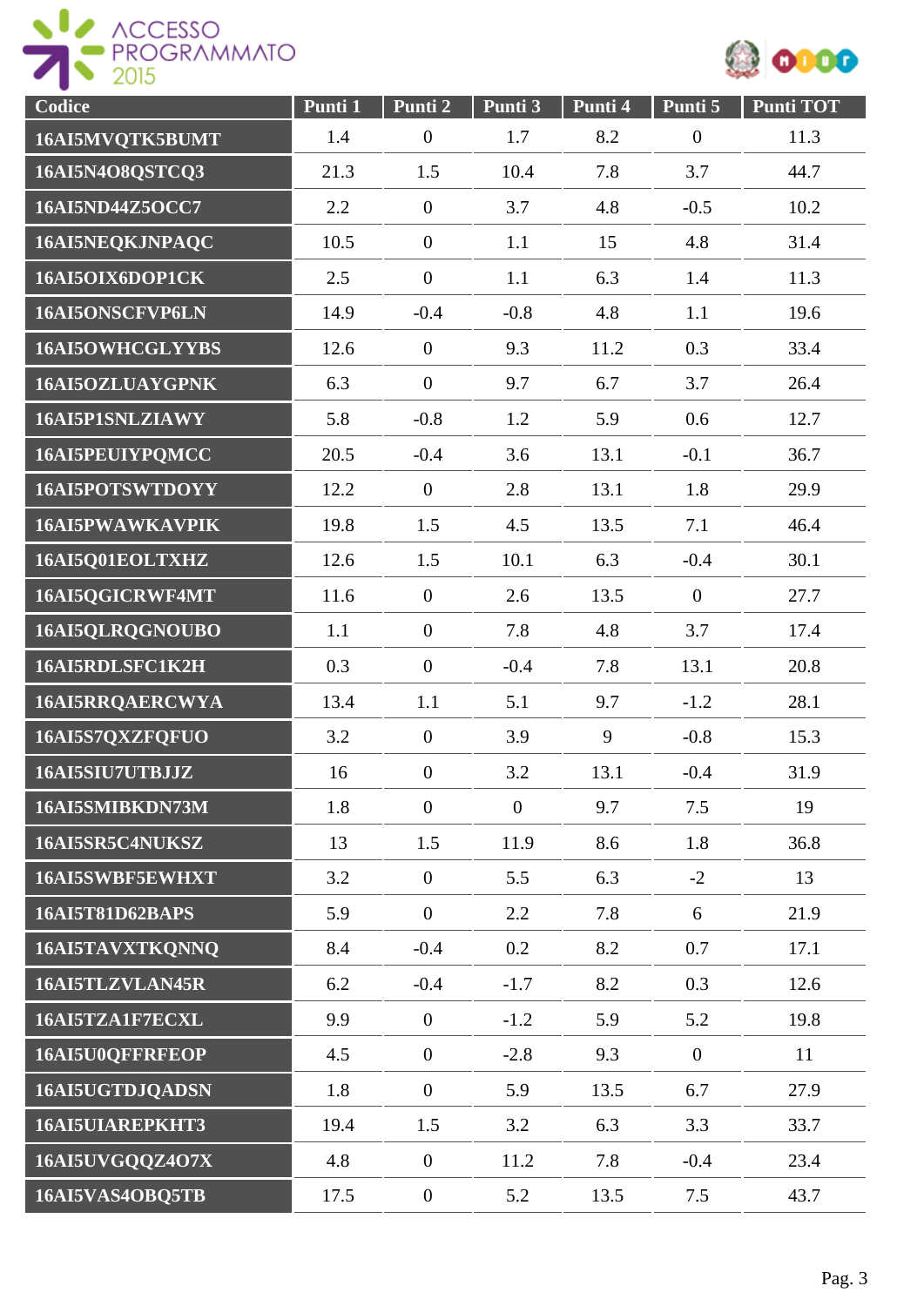| Codice | Punti 1 | Punti 2 | Punti 3 | Punti 4 | Punti 5 | Punti TOT |
|---|---|---|---|---|---|---|
| 16AI5MVQTK5BUMT | 1.4 | 0 | 1.7 | 8.2 | 0 | 11.3 |
| 16AI5N4O8QSTCQ3 | 21.3 | 1.5 | 10.4 | 7.8 | 3.7 | 44.7 |
| 16AI5ND44Z5OCC7 | 2.2 | 0 | 3.7 | 4.8 | -0.5 | 10.2 |
| 16AI5NEQKJNPAQC | 10.5 | 0 | 1.1 | 15 | 4.8 | 31.4 |
| 16AI5OIX6DOP1CK | 2.5 | 0 | 1.1 | 6.3 | 1.4 | 11.3 |
| 16AI5ONSCFVP6LN | 14.9 | -0.4 | -0.8 | 4.8 | 1.1 | 19.6 |
| 16AI5OWHCGLYYBS | 12.6 | 0 | 9.3 | 11.2 | 0.3 | 33.4 |
| 16AI5OZLUAYGPNK | 6.3 | 0 | 9.7 | 6.7 | 3.7 | 26.4 |
| 16AI5P1SNLZIAWY | 5.8 | -0.8 | 1.2 | 5.9 | 0.6 | 12.7 |
| 16AI5PEUIYPQMCC | 20.5 | -0.4 | 3.6 | 13.1 | -0.1 | 36.7 |
| 16AI5POTSWTDOYY | 12.2 | 0 | 2.8 | 13.1 | 1.8 | 29.9 |
| 16AI5PWAWKAVPIK | 19.8 | 1.5 | 4.5 | 13.5 | 7.1 | 46.4 |
| 16AI5Q01EOLTXHZ | 12.6 | 1.5 | 10.1 | 6.3 | -0.4 | 30.1 |
| 16AI5QGICRWF4MT | 11.6 | 0 | 2.6 | 13.5 | 0 | 27.7 |
| 16AI5QLRQGNOUBO | 1.1 | 0 | 7.8 | 4.8 | 3.7 | 17.4 |
| 16AI5RDLSFC1K2H | 0.3 | 0 | -0.4 | 7.8 | 13.1 | 20.8 |
| 16AI5RRQAERCWYA | 13.4 | 1.1 | 5.1 | 9.7 | -1.2 | 28.1 |
| 16AI5S7QXZFQFUO | 3.2 | 0 | 3.9 | 9 | -0.8 | 15.3 |
| 16AI5SIU7UTBJJZ | 16 | 0 | 3.2 | 13.1 | -0.4 | 31.9 |
| 16AI5SMIBKDN73M | 1.8 | 0 | 0 | 9.7 | 7.5 | 19 |
| 16AI5SR5C4NUKSZ | 13 | 1.5 | 11.9 | 8.6 | 1.8 | 36.8 |
| 16AI5SWBF5EWHXT | 3.2 | 0 | 5.5 | 6.3 | -2 | 13 |
| 16AI5T81D62BAPS | 5.9 | 0 | 2.2 | 7.8 | 6 | 21.9 |
| 16AI5TAVXTKQNNQ | 8.4 | -0.4 | 0.2 | 8.2 | 0.7 | 17.1 |
| 16AI5TLZVLAN45R | 6.2 | -0.4 | -1.7 | 8.2 | 0.3 | 12.6 |
| 16AI5TZA1F7ECXL | 9.9 | 0 | -1.2 | 5.9 | 5.2 | 19.8 |
| 16AI5U0QFFRFEOP | 4.5 | 0 | -2.8 | 9.3 | 0 | 11 |
| 16AI5UGTDJQADSN | 1.8 | 0 | 5.9 | 13.5 | 6.7 | 27.9 |
| 16AI5UIAREPKHT3 | 19.4 | 1.5 | 3.2 | 6.3 | 3.3 | 33.7 |
| 16AI5UVGQQZ4O7X | 4.8 | 0 | 11.2 | 7.8 | -0.4 | 23.4 |
| 16AI5VAS4OBQ5TB | 17.5 | 0 | 5.2 | 13.5 | 7.5 | 43.7 |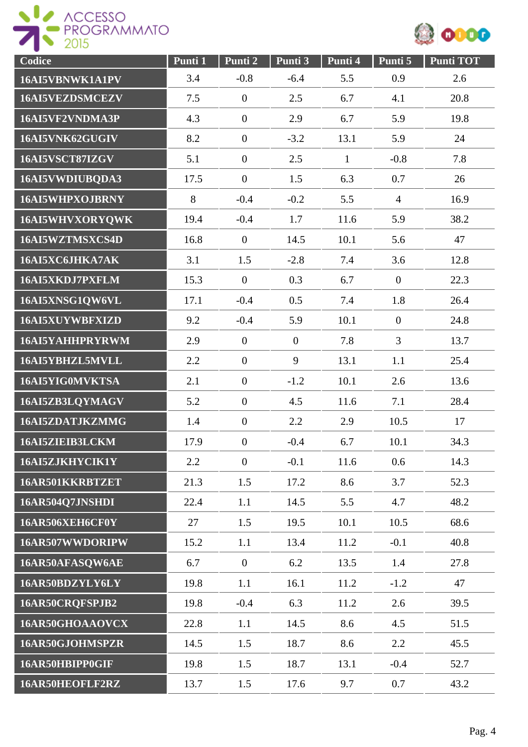| Codice | Punti 1 | Punti 2 | Punti 3 | Punti 4 | Punti 5 | Punti TOT |
| --- | --- | --- | --- | --- | --- | --- |
| 16AI5VBNWK1A1PV | 3.4 | -0.8 | -6.4 | 5.5 | 0.9 | 2.6 |
| 16AI5VEZDSMCEZV | 7.5 | 0 | 2.5 | 6.7 | 4.1 | 20.8 |
| 16AI5VF2VNDMA3P | 4.3 | 0 | 2.9 | 6.7 | 5.9 | 19.8 |
| 16AI5VNK62GUGIV | 8.2 | 0 | -3.2 | 13.1 | 5.9 | 24 |
| 16AI5VSCT87IZGV | 5.1 | 0 | 2.5 | 1 | -0.8 | 7.8 |
| 16AI5VWDIUBQDA3 | 17.5 | 0 | 1.5 | 6.3 | 0.7 | 26 |
| 16AI5WHPXOJBRNY | 8 | -0.4 | -0.2 | 5.5 | 4 | 16.9 |
| 16AI5WHVXORYQWK | 19.4 | -0.4 | 1.7 | 11.6 | 5.9 | 38.2 |
| 16AI5WZTMSXCS4D | 16.8 | 0 | 14.5 | 10.1 | 5.6 | 47 |
| 16AI5XC6JHKA7AK | 3.1 | 1.5 | -2.8 | 7.4 | 3.6 | 12.8 |
| 16AI5XKDJ7PXFLM | 15.3 | 0 | 0.3 | 6.7 | 0 | 22.3 |
| 16AI5XNSG1QW6VL | 17.1 | -0.4 | 0.5 | 7.4 | 1.8 | 26.4 |
| 16AI5XUYWBFXIZD | 9.2 | -0.4 | 5.9 | 10.1 | 0 | 24.8 |
| 16AI5YAHHPRYRWM | 2.9 | 0 | 0 | 7.8 | 3 | 13.7 |
| 16AI5YBHZL5MVLL | 2.2 | 0 | 9 | 13.1 | 1.1 | 25.4 |
| 16AI5YIG0MVKTSA | 2.1 | 0 | -1.2 | 10.1 | 2.6 | 13.6 |
| 16AI5ZB3LQYMAGV | 5.2 | 0 | 4.5 | 11.6 | 7.1 | 28.4 |
| 16AI5ZDATJKZMMG | 1.4 | 0 | 2.2 | 2.9 | 10.5 | 17 |
| 16AI5ZIEIB3LCKM | 17.9 | 0 | -0.4 | 6.7 | 10.1 | 34.3 |
| 16AI5ZJKHYCIK1Y | 2.2 | 0 | -0.1 | 11.6 | 0.6 | 14.3 |
| 16AR501KKRBTZET | 21.3 | 1.5 | 17.2 | 8.6 | 3.7 | 52.3 |
| 16AR504Q7JNSHDI | 22.4 | 1.1 | 14.5 | 5.5 | 4.7 | 48.2 |
| 16AR506XEH6CF0Y | 27 | 1.5 | 19.5 | 10.1 | 10.5 | 68.6 |
| 16AR507WWDORIPW | 15.2 | 1.1 | 13.4 | 11.2 | -0.1 | 40.8 |
| 16AR50AFASQW6AE | 6.7 | 0 | 6.2 | 13.5 | 1.4 | 27.8 |
| 16AR50BDZYLY6LY | 19.8 | 1.1 | 16.1 | 11.2 | -1.2 | 47 |
| 16AR50CRQFSPJB2 | 19.8 | -0.4 | 6.3 | 11.2 | 2.6 | 39.5 |
| 16AR50GHOAAOVCX | 22.8 | 1.1 | 14.5 | 8.6 | 4.5 | 51.5 |
| 16AR50GJOHMSPZR | 14.5 | 1.5 | 18.7 | 8.6 | 2.2 | 45.5 |
| 16AR50HBIPP0GIF | 19.8 | 1.5 | 18.7 | 13.1 | -0.4 | 52.7 |
| 16AR50HEOFLF2RZ | 13.7 | 1.5 | 17.6 | 9.7 | 0.7 | 43.2 |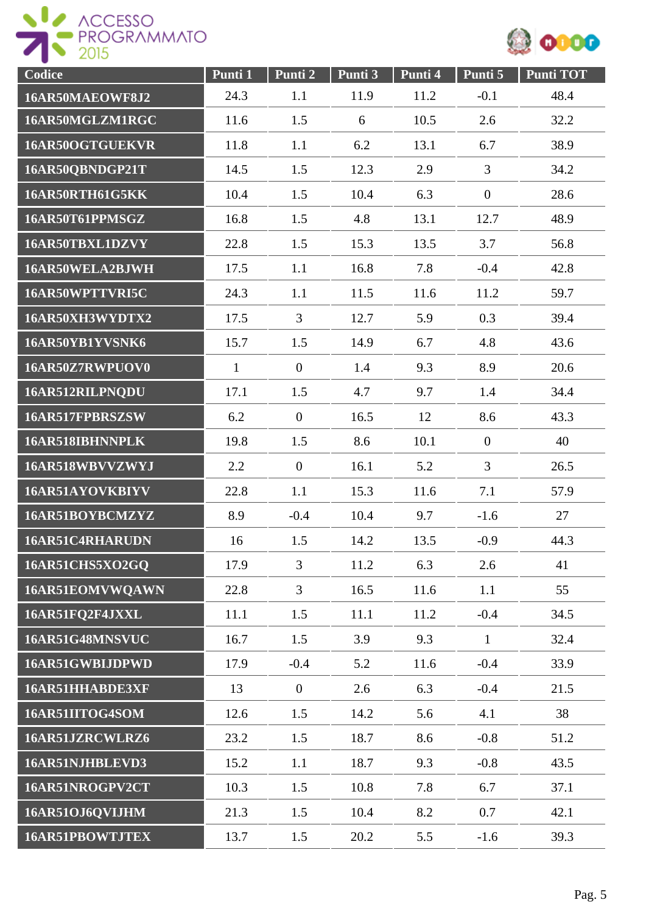| Codice | Punti 1 | Punti 2 | Punti 3 | Punti 4 | Punti 5 | Punti TOT |
|---|---|---|---|---|---|---|
| 16AR50MAEOWF8J2 | 24.3 | 1.1 | 11.9 | 11.2 | -0.1 | 48.4 |
| 16AR50MGLZM1RGC | 11.6 | 1.5 | 6 | 10.5 | 2.6 | 32.2 |
| 16AR50OGTGUEKVR | 11.8 | 1.1 | 6.2 | 13.1 | 6.7 | 38.9 |
| 16AR50QBNDGP21T | 14.5 | 1.5 | 12.3 | 2.9 | 3 | 34.2 |
| 16AR50RTH61G5KK | 10.4 | 1.5 | 10.4 | 6.3 | 0 | 28.6 |
| 16AR50T61PPMSGZ | 16.8 | 1.5 | 4.8 | 13.1 | 12.7 | 48.9 |
| 16AR50TBXL1DZVY | 22.8 | 1.5 | 15.3 | 13.5 | 3.7 | 56.8 |
| 16AR50WELA2BJWH | 17.5 | 1.1 | 16.8 | 7.8 | -0.4 | 42.8 |
| 16AR50WPTTVRI5C | 24.3 | 1.1 | 11.5 | 11.6 | 11.2 | 59.7 |
| 16AR50XH3WYDTX2 | 17.5 | 3 | 12.7 | 5.9 | 0.3 | 39.4 |
| 16AR50YB1YVSNK6 | 15.7 | 1.5 | 14.9 | 6.7 | 4.8 | 43.6 |
| 16AR50Z7RWPUOV0 | 1 | 0 | 1.4 | 9.3 | 8.9 | 20.6 |
| 16AR512RILPNQDU | 17.1 | 1.5 | 4.7 | 9.7 | 1.4 | 34.4 |
| 16AR517FPBRSZSW | 6.2 | 0 | 16.5 | 12 | 8.6 | 43.3 |
| 16AR518IBHNNPLK | 19.8 | 1.5 | 8.6 | 10.1 | 0 | 40 |
| 16AR518WBVVZWYJ | 2.2 | 0 | 16.1 | 5.2 | 3 | 26.5 |
| 16AR51AYOVKBIYV | 22.8 | 1.1 | 15.3 | 11.6 | 7.1 | 57.9 |
| 16AR51BOYBCMZYZ | 8.9 | -0.4 | 10.4 | 9.7 | -1.6 | 27 |
| 16AR51C4RHARUDN | 16 | 1.5 | 14.2 | 13.5 | -0.9 | 44.3 |
| 16AR51CHS5XO2GQ | 17.9 | 3 | 11.2 | 6.3 | 2.6 | 41 |
| 16AR51EOMVWQAWN | 22.8 | 3 | 16.5 | 11.6 | 1.1 | 55 |
| 16AR51FQ2F4JXXL | 11.1 | 1.5 | 11.1 | 11.2 | -0.4 | 34.5 |
| 16AR51G48MNSVUC | 16.7 | 1.5 | 3.9 | 9.3 | 1 | 32.4 |
| 16AR51GWBIJDPWD | 17.9 | -0.4 | 5.2 | 11.6 | -0.4 | 33.9 |
| 16AR51HHABDE3XF | 13 | 0 | 2.6 | 6.3 | -0.4 | 21.5 |
| 16AR51IITOG4SOM | 12.6 | 1.5 | 14.2 | 5.6 | 4.1 | 38 |
| 16AR51JZRCWLRZ6 | 23.2 | 1.5 | 18.7 | 8.6 | -0.8 | 51.2 |
| 16AR51NJHBLEVD3 | 15.2 | 1.1 | 18.7 | 9.3 | -0.8 | 43.5 |
| 16AR51NROGPV2CT | 10.3 | 1.5 | 10.8 | 7.8 | 6.7 | 37.1 |
| 16AR51OJ6QVIJHM | 21.3 | 1.5 | 10.4 | 8.2 | 0.7 | 42.1 |
| 16AR51PBOWTJTEX | 13.7 | 1.5 | 20.2 | 5.5 | -1.6 | 39.3 |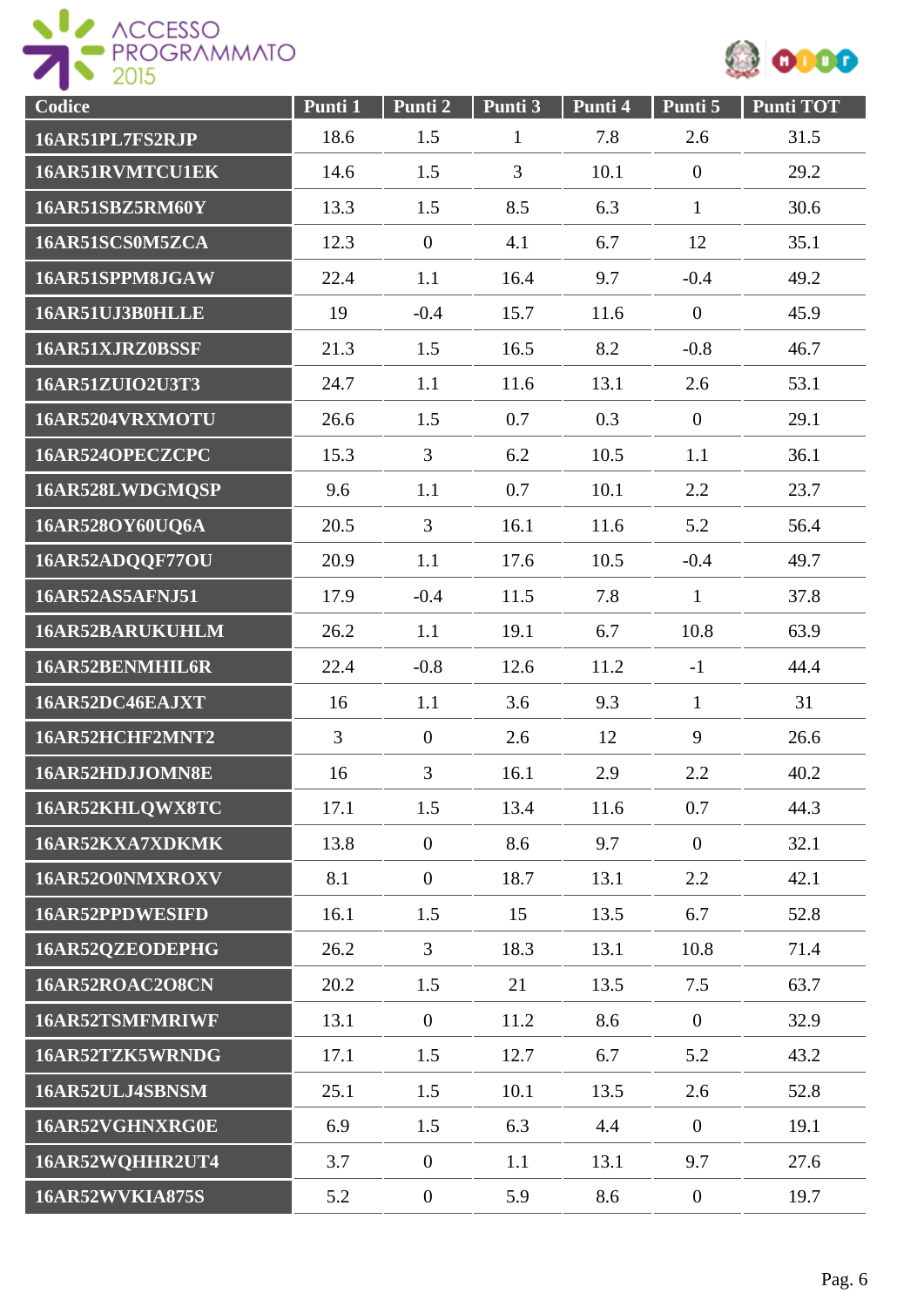| Codice | Punti 1 | Punti 2 | Punti 3 | Punti 4 | Punti 5 | Punti TOT |
|---|---|---|---|---|---|---|
| 16AR51PL7FS2RJP | 18.6 | 1.5 | 1 | 7.8 | 2.6 | 31.5 |
| 16AR51RVMTCU1EK | 14.6 | 1.5 | 3 | 10.1 | 0 | 29.2 |
| 16AR51SBZ5RM60Y | 13.3 | 1.5 | 8.5 | 6.3 | 1 | 30.6 |
| 16AR51SCS0M5ZCA | 12.3 | 0 | 4.1 | 6.7 | 12 | 35.1 |
| 16AR51SPPM8JGAW | 22.4 | 1.1 | 16.4 | 9.7 | -0.4 | 49.2 |
| 16AR51UJ3B0HLLE | 19 | -0.4 | 15.7 | 11.6 | 0 | 45.9 |
| 16AR51XJRZ0BSSF | 21.3 | 1.5 | 16.5 | 8.2 | -0.8 | 46.7 |
| 16AR51ZUIO2U3T3 | 24.7 | 1.1 | 11.6 | 13.1 | 2.6 | 53.1 |
| 16AR5204VRXMOTU | 26.6 | 1.5 | 0.7 | 0.3 | 0 | 29.1 |
| 16AR524OPECZCPC | 15.3 | 3 | 6.2 | 10.5 | 1.1 | 36.1 |
| 16AR528LWDGMQSP | 9.6 | 1.1 | 0.7 | 10.1 | 2.2 | 23.7 |
| 16AR528OY60UQ6A | 20.5 | 3 | 16.1 | 11.6 | 5.2 | 56.4 |
| 16AR52ADQQF77OU | 20.9 | 1.1 | 17.6 | 10.5 | -0.4 | 49.7 |
| 16AR52AS5AFNJ51 | 17.9 | -0.4 | 11.5 | 7.8 | 1 | 37.8 |
| 16AR52BARUKUHLM | 26.2 | 1.1 | 19.1 | 6.7 | 10.8 | 63.9 |
| 16AR52BENMHIL6R | 22.4 | -0.8 | 12.6 | 11.2 | -1 | 44.4 |
| 16AR52DC46EAJXT | 16 | 1.1 | 3.6 | 9.3 | 1 | 31 |
| 16AR52HCHF2MNT2 | 3 | 0 | 2.6 | 12 | 9 | 26.6 |
| 16AR52HDJJOMN8E | 16 | 3 | 16.1 | 2.9 | 2.2 | 40.2 |
| 16AR52KHLQWX8TC | 17.1 | 1.5 | 13.4 | 11.6 | 0.7 | 44.3 |
| 16AR52KXA7XDKMK | 13.8 | 0 | 8.6 | 9.7 | 0 | 32.1 |
| 16AR52O0NMXROXV | 8.1 | 0 | 18.7 | 13.1 | 2.2 | 42.1 |
| 16AR52PPDWESIFD | 16.1 | 1.5 | 15 | 13.5 | 6.7 | 52.8 |
| 16AR52QZEODEPHG | 26.2 | 3 | 18.3 | 13.1 | 10.8 | 71.4 |
| 16AR52ROAC2O8CN | 20.2 | 1.5 | 21 | 13.5 | 7.5 | 63.7 |
| 16AR52TSMFMRIWF | 13.1 | 0 | 11.2 | 8.6 | 0 | 32.9 |
| 16AR52TZK5WRNDG | 17.1 | 1.5 | 12.7 | 6.7 | 5.2 | 43.2 |
| 16AR52ULJ4SBNSM | 25.1 | 1.5 | 10.1 | 13.5 | 2.6 | 52.8 |
| 16AR52VGHNXRG0E | 6.9 | 1.5 | 6.3 | 4.4 | 0 | 19.1 |
| 16AR52WQHHR2UT4 | 3.7 | 0 | 1.1 | 13.1 | 9.7 | 27.6 |
| 16AR52WVKIA875S | 5.2 | 0 | 5.9 | 8.6 | 0 | 19.7 |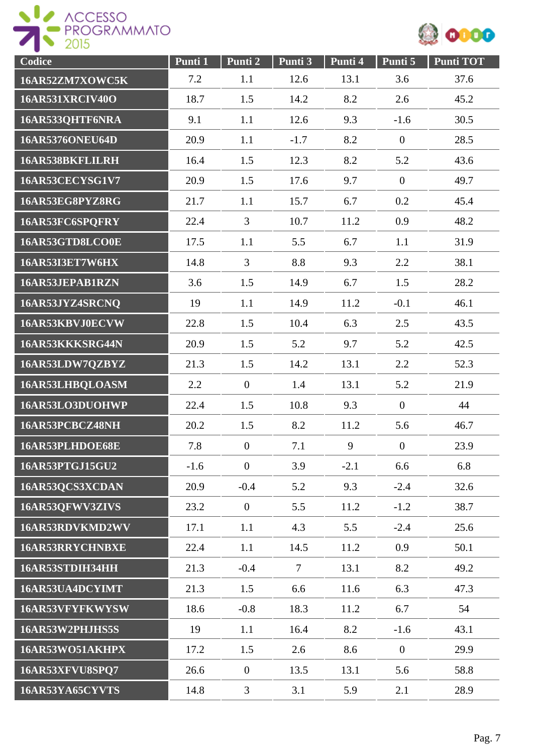| Codice | Punti 1 | Punti 2 | Punti 3 | Punti 4 | Punti 5 | Punti TOT |
|---|---|---|---|---|---|---|
| 16AR52ZM7XOWC5K | 7.2 | 1.1 | 12.6 | 13.1 | 3.6 | 37.6 |
| 16AR531XRCIV40O | 18.7 | 1.5 | 14.2 | 8.2 | 2.6 | 45.2 |
| 16AR533QHTF6NRA | 9.1 | 1.1 | 12.6 | 9.3 | -1.6 | 30.5 |
| 16AR5376ONEU64D | 20.9 | 1.1 | -1.7 | 8.2 | 0 | 28.5 |
| 16AR538BKFLILRH | 16.4 | 1.5 | 12.3 | 8.2 | 5.2 | 43.6 |
| 16AR53CECYSG1V7 | 20.9 | 1.5 | 17.6 | 9.7 | 0 | 49.7 |
| 16AR53EG8PYZ8RG | 21.7 | 1.1 | 15.7 | 6.7 | 0.2 | 45.4 |
| 16AR53FC6SPQFRY | 22.4 | 3 | 10.7 | 11.2 | 0.9 | 48.2 |
| 16AR53GTD8LCO0E | 17.5 | 1.1 | 5.5 | 6.7 | 1.1 | 31.9 |
| 16AR53I3ET7W6HX | 14.8 | 3 | 8.8 | 9.3 | 2.2 | 38.1 |
| 16AR53JEPAB1RZN | 3.6 | 1.5 | 14.9 | 6.7 | 1.5 | 28.2 |
| 16AR53JYZ4SRCNQ | 19 | 1.1 | 14.9 | 11.2 | -0.1 | 46.1 |
| 16AR53KBVJ0ECVW | 22.8 | 1.5 | 10.4 | 6.3 | 2.5 | 43.5 |
| 16AR53KKKSRG44N | 20.9 | 1.5 | 5.2 | 9.7 | 5.2 | 42.5 |
| 16AR53LDW7QZBYZ | 21.3 | 1.5 | 14.2 | 13.1 | 2.2 | 52.3 |
| 16AR53LHBQLOASM | 2.2 | 0 | 1.4 | 13.1 | 5.2 | 21.9 |
| 16AR53LO3DUOHWP | 22.4 | 1.5 | 10.8 | 9.3 | 0 | 44 |
| 16AR53PCBCZ48NH | 20.2 | 1.5 | 8.2 | 11.2 | 5.6 | 46.7 |
| 16AR53PLHDOE68E | 7.8 | 0 | 7.1 | 9 | 0 | 23.9 |
| 16AR53PTGJ15GU2 | -1.6 | 0 | 3.9 | -2.1 | 6.6 | 6.8 |
| 16AR53QCS3XCDAN | 20.9 | -0.4 | 5.2 | 9.3 | -2.4 | 32.6 |
| 16AR53QFWV3ZIVS | 23.2 | 0 | 5.5 | 11.2 | -1.2 | 38.7 |
| 16AR53RDVKMD2WV | 17.1 | 1.1 | 4.3 | 5.5 | -2.4 | 25.6 |
| 16AR53RRYCHNBXE | 22.4 | 1.1 | 14.5 | 11.2 | 0.9 | 50.1 |
| 16AR53STDIH34HH | 21.3 | -0.4 | 7 | 13.1 | 8.2 | 49.2 |
| 16AR53UA4DCYIMT | 21.3 | 1.5 | 6.6 | 11.6 | 6.3 | 47.3 |
| 16AR53VFYFKWYSW | 18.6 | -0.8 | 18.3 | 11.2 | 6.7 | 54 |
| 16AR53W2PHJHS5S | 19 | 1.1 | 16.4 | 8.2 | -1.6 | 43.1 |
| 16AR53WO51AKHPX | 17.2 | 1.5 | 2.6 | 8.6 | 0 | 29.9 |
| 16AR53XFVU8SPQ7 | 26.6 | 0 | 13.5 | 13.1 | 5.6 | 58.8 |
| 16AR53YA65CYVTS | 14.8 | 3 | 3.1 | 5.9 | 2.1 | 28.9 |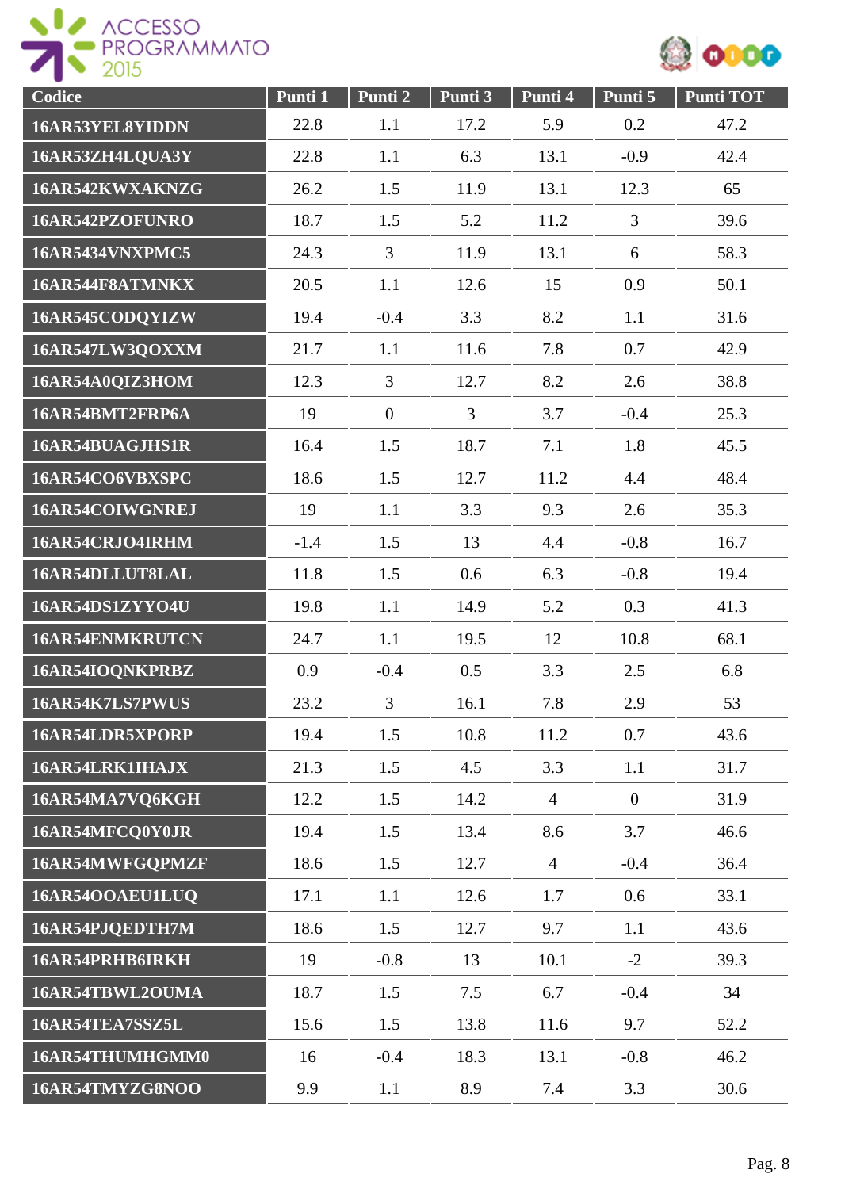| Codice | Punti 1 | Punti 2 | Punti 3 | Punti 4 | Punti 5 | Punti TOT |
|---|---|---|---|---|---|---|
| 16AR53YEL8YIDDN | 22.8 | 1.1 | 17.2 | 5.9 | 0.2 | 47.2 |
| 16AR53ZH4LQUA3Y | 22.8 | 1.1 | 6.3 | 13.1 | -0.9 | 42.4 |
| 16AR542KWXAKNZG | 26.2 | 1.5 | 11.9 | 13.1 | 12.3 | 65 |
| 16AR542PZOFUNRO | 18.7 | 1.5 | 5.2 | 11.2 | 3 | 39.6 |
| 16AR5434VNXPMC5 | 24.3 | 3 | 11.9 | 13.1 | 6 | 58.3 |
| 16AR544F8ATMNKX | 20.5 | 1.1 | 12.6 | 15 | 0.9 | 50.1 |
| 16AR545CODQYIZW | 19.4 | -0.4 | 3.3 | 8.2 | 1.1 | 31.6 |
| 16AR547LW3QOXXM | 21.7 | 1.1 | 11.6 | 7.8 | 0.7 | 42.9 |
| 16AR54A0QIZ3HOM | 12.3 | 3 | 12.7 | 8.2 | 2.6 | 38.8 |
| 16AR54BMT2FRP6A | 19 | 0 | 3 | 3.7 | -0.4 | 25.3 |
| 16AR54BUAGJHS1R | 16.4 | 1.5 | 18.7 | 7.1 | 1.8 | 45.5 |
| 16AR54CO6VBXSPC | 18.6 | 1.5 | 12.7 | 11.2 | 4.4 | 48.4 |
| 16AR54COIWGNREJ | 19 | 1.1 | 3.3 | 9.3 | 2.6 | 35.3 |
| 16AR54CRJO4IRHM | -1.4 | 1.5 | 13 | 4.4 | -0.8 | 16.7 |
| 16AR54DLLUT8LAL | 11.8 | 1.5 | 0.6 | 6.3 | -0.8 | 19.4 |
| 16AR54DS1ZYYO4U | 19.8 | 1.1 | 14.9 | 5.2 | 0.3 | 41.3 |
| 16AR54ENMKRUTCN | 24.7 | 1.1 | 19.5 | 12 | 10.8 | 68.1 |
| 16AR54IOQNKPRBZ | 0.9 | -0.4 | 0.5 | 3.3 | 2.5 | 6.8 |
| 16AR54K7LS7PWUS | 23.2 | 3 | 16.1 | 7.8 | 2.9 | 53 |
| 16AR54LDR5XPORP | 19.4 | 1.5 | 10.8 | 11.2 | 0.7 | 43.6 |
| 16AR54LRK1IHAJX | 21.3 | 1.5 | 4.5 | 3.3 | 1.1 | 31.7 |
| 16AR54MA7VQ6KGH | 12.2 | 1.5 | 14.2 | 4 | 0 | 31.9 |
| 16AR54MFCQ0Y0JR | 19.4 | 1.5 | 13.4 | 8.6 | 3.7 | 46.6 |
| 16AR54MWFGQPMZF | 18.6 | 1.5 | 12.7 | 4 | -0.4 | 36.4 |
| 16AR54OOAEU1LUQ | 17.1 | 1.1 | 12.6 | 1.7 | 0.6 | 33.1 |
| 16AR54PJQEDTH7M | 18.6 | 1.5 | 12.7 | 9.7 | 1.1 | 43.6 |
| 16AR54PRHB6IRKH | 19 | -0.8 | 13 | 10.1 | -2 | 39.3 |
| 16AR54TBWL2OUMA | 18.7 | 1.5 | 7.5 | 6.7 | -0.4 | 34 |
| 16AR54TEA7SSZ5L | 15.6 | 1.5 | 13.8 | 11.6 | 9.7 | 52.2 |
| 16AR54THUMHGMM0 | 16 | -0.4 | 18.3 | 13.1 | -0.8 | 46.2 |
| 16AR54TMYZG8NOO | 9.9 | 1.1 | 8.9 | 7.4 | 3.3 | 30.6 |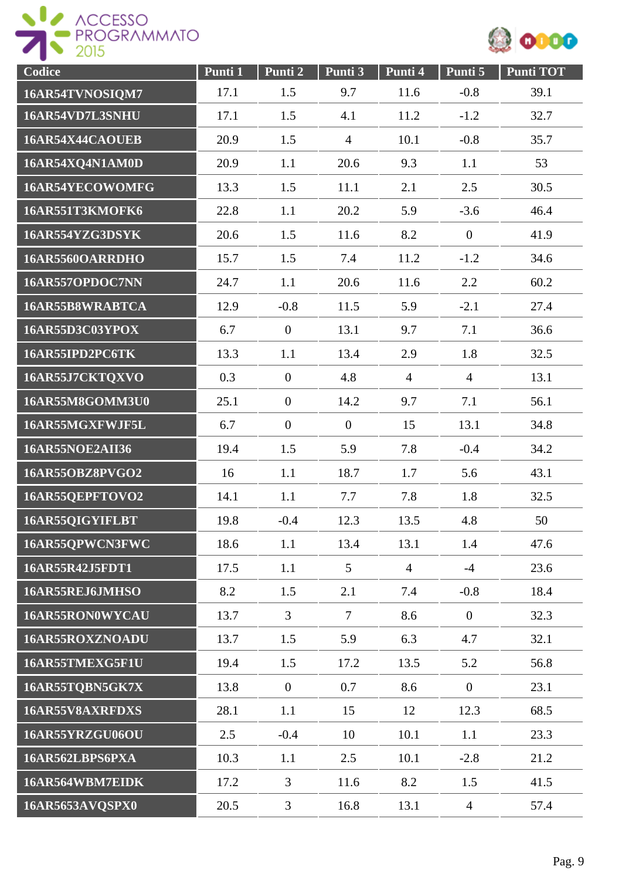| Codice | Punti 1 | Punti 2 | Punti 3 | Punti 4 | Punti 5 | Punti TOT |
|---|---|---|---|---|---|---|
| 16AR54TVNOSIQM7 | 17.1 | 1.5 | 9.7 | 11.6 | -0.8 | 39.1 |
| 16AR54VD7L3SNHU | 17.1 | 1.5 | 4.1 | 11.2 | -1.2 | 32.7 |
| 16AR54X44CAOUEB | 20.9 | 1.5 | 4 | 10.1 | -0.8 | 35.7 |
| 16AR54XQ4N1AM0D | 20.9 | 1.1 | 20.6 | 9.3 | 1.1 | 53 |
| 16AR54YECOWOMFG | 13.3 | 1.5 | 11.1 | 2.1 | 2.5 | 30.5 |
| 16AR551T3KMOFK6 | 22.8 | 1.1 | 20.2 | 5.9 | -3.6 | 46.4 |
| 16AR554YZG3DSYK | 20.6 | 1.5 | 11.6 | 8.2 | 0 | 41.9 |
| 16AR5560OARRDHO | 15.7 | 1.5 | 7.4 | 11.2 | -1.2 | 34.6 |
| 16AR557OPDOC7NN | 24.7 | 1.1 | 20.6 | 11.6 | 2.2 | 60.2 |
| 16AR55B8WRABTCA | 12.9 | -0.8 | 11.5 | 5.9 | -2.1 | 27.4 |
| 16AR55D3C03YPOX | 6.7 | 0 | 13.1 | 9.7 | 7.1 | 36.6 |
| 16AR55IPD2PC6TK | 13.3 | 1.1 | 13.4 | 2.9 | 1.8 | 32.5 |
| 16AR55J7CKTQXVO | 0.3 | 0 | 4.8 | 4 | 4 | 13.1 |
| 16AR55M8GOMM3U0 | 25.1 | 0 | 14.2 | 9.7 | 7.1 | 56.1 |
| 16AR55MGXFWJF5L | 6.7 | 0 | 0 | 15 | 13.1 | 34.8 |
| 16AR55NOE2AII36 | 19.4 | 1.5 | 5.9 | 7.8 | -0.4 | 34.2 |
| 16AR55OBZ8PVGO2 | 16 | 1.1 | 18.7 | 1.7 | 5.6 | 43.1 |
| 16AR55QEPFTOVO2 | 14.1 | 1.1 | 7.7 | 7.8 | 1.8 | 32.5 |
| 16AR55QIGYIFLBT | 19.8 | -0.4 | 12.3 | 13.5 | 4.8 | 50 |
| 16AR55QPWCN3FWC | 18.6 | 1.1 | 13.4 | 13.1 | 1.4 | 47.6 |
| 16AR55R42J5FDT1 | 17.5 | 1.1 | 5 | 4 | -4 | 23.6 |
| 16AR55REJ6JMHSO | 8.2 | 1.5 | 2.1 | 7.4 | -0.8 | 18.4 |
| 16AR55RON0WYCAU | 13.7 | 3 | 7 | 8.6 | 0 | 32.3 |
| 16AR55ROXZNOADU | 13.7 | 1.5 | 5.9 | 6.3 | 4.7 | 32.1 |
| 16AR55TMEXG5F1U | 19.4 | 1.5 | 17.2 | 13.5 | 5.2 | 56.8 |
| 16AR55TQBN5GK7X | 13.8 | 0 | 0.7 | 8.6 | 0 | 23.1 |
| 16AR55V8AXRFDXS | 28.1 | 1.1 | 15 | 12 | 12.3 | 68.5 |
| 16AR55YRZGU06OU | 2.5 | -0.4 | 10 | 10.1 | 1.1 | 23.3 |
| 16AR562LBPS6PXA | 10.3 | 1.1 | 2.5 | 10.1 | -2.8 | 21.2 |
| 16AR564WBM7EIDK | 17.2 | 3 | 11.6 | 8.2 | 1.5 | 41.5 |
| 16AR5653AVQSPX0 | 20.5 | 3 | 16.8 | 13.1 | 4 | 57.4 |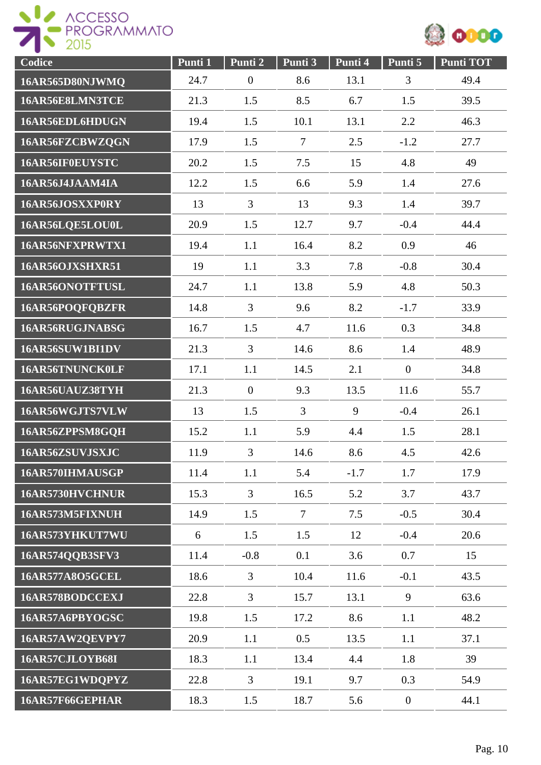| Codice | Punti 1 | Punti 2 | Punti 3 | Punti 4 | Punti 5 | Punti TOT |
|---|---|---|---|---|---|---|
| 16AR565D80NJWMQ | 24.7 | 0 | 8.6 | 13.1 | 3 | 49.4 |
| 16AR56E8LMN3TCE | 21.3 | 1.5 | 8.5 | 6.7 | 1.5 | 39.5 |
| 16AR56EDL6HDUGN | 19.4 | 1.5 | 10.1 | 13.1 | 2.2 | 46.3 |
| 16AR56FZCBWZQGN | 17.9 | 1.5 | 7 | 2.5 | -1.2 | 27.7 |
| 16AR56IF0EUYSTC | 20.2 | 1.5 | 7.5 | 15 | 4.8 | 49 |
| 16AR56J4JAAM4IA | 12.2 | 1.5 | 6.6 | 5.9 | 1.4 | 27.6 |
| 16AR56JOSXXP0RY | 13 | 3 | 13 | 9.3 | 1.4 | 39.7 |
| 16AR56LQE5LOU0L | 20.9 | 1.5 | 12.7 | 9.7 | -0.4 | 44.4 |
| 16AR56NFXPRWTX1 | 19.4 | 1.1 | 16.4 | 8.2 | 0.9 | 46 |
| 16AR56OJXSHXR51 | 19 | 1.1 | 3.3 | 7.8 | -0.8 | 30.4 |
| 16AR56ONOTFTUSL | 24.7 | 1.1 | 13.8 | 5.9 | 4.8 | 50.3 |
| 16AR56POQFQBZFR | 14.8 | 3 | 9.6 | 8.2 | -1.7 | 33.9 |
| 16AR56RUGJNABSG | 16.7 | 1.5 | 4.7 | 11.6 | 0.3 | 34.8 |
| 16AR56SUW1BI1DV | 21.3 | 3 | 14.6 | 8.6 | 1.4 | 48.9 |
| 16AR56TNUNCK0LF | 17.1 | 1.1 | 14.5 | 2.1 | 0 | 34.8 |
| 16AR56UAUZ38TYH | 21.3 | 0 | 9.3 | 13.5 | 11.6 | 55.7 |
| 16AR56WGJTS7VLW | 13 | 1.5 | 3 | 9 | -0.4 | 26.1 |
| 16AR56ZPPSM8GQH | 15.2 | 1.1 | 5.9 | 4.4 | 1.5 | 28.1 |
| 16AR56ZSUVJSXJC | 11.9 | 3 | 14.6 | 8.6 | 4.5 | 42.6 |
| 16AR570IHMAUSGP | 11.4 | 1.1 | 5.4 | -1.7 | 1.7 | 17.9 |
| 16AR5730HVCHNUR | 15.3 | 3 | 16.5 | 5.2 | 3.7 | 43.7 |
| 16AR573M5FIXNUH | 14.9 | 1.5 | 7 | 7.5 | -0.5 | 30.4 |
| 16AR573YHKUT7WU | 6 | 1.5 | 1.5 | 12 | -0.4 | 20.6 |
| 16AR574QQB3SFV3 | 11.4 | -0.8 | 0.1 | 3.6 | 0.7 | 15 |
| 16AR577A8O5GCEL | 18.6 | 3 | 10.4 | 11.6 | -0.1 | 43.5 |
| 16AR578BODCCEXJ | 22.8 | 3 | 15.7 | 13.1 | 9 | 63.6 |
| 16AR57A6PBYOGSC | 19.8 | 1.5 | 17.2 | 8.6 | 1.1 | 48.2 |
| 16AR57AW2QEVPY7 | 20.9 | 1.1 | 0.5 | 13.5 | 1.1 | 37.1 |
| 16AR57CJLOYB68I | 18.3 | 1.1 | 13.4 | 4.4 | 1.8 | 39 |
| 16AR57EG1WDQPYZ | 22.8 | 3 | 19.1 | 9.7 | 0.3 | 54.9 |
| 16AR57F66GEPHAR | 18.3 | 1.5 | 18.7 | 5.6 | 0 | 44.1 |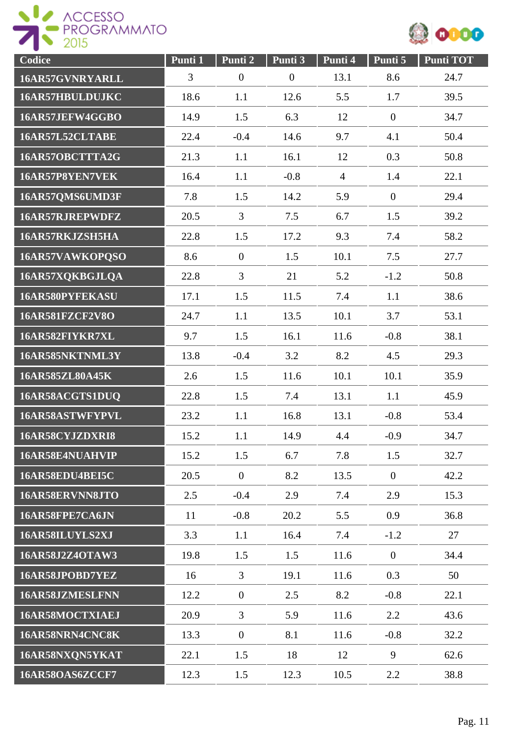| Codice | Punti 1 | Punti 2 | Punti 3 | Punti 4 | Punti 5 | Punti TOT |
|---|---|---|---|---|---|---|
| 16AR57GVNRYARLL | 3 | 0 | 0 | 13.1 | 8.6 | 24.7 |
| 16AR57HBULDUJKC | 18.6 | 1.1 | 12.6 | 5.5 | 1.7 | 39.5 |
| 16AR57JEFW4GGBO | 14.9 | 1.5 | 6.3 | 12 | 0 | 34.7 |
| 16AR57L52CLTABE | 22.4 | -0.4 | 14.6 | 9.7 | 4.1 | 50.4 |
| 16AR57OBCTTTA2G | 21.3 | 1.1 | 16.1 | 12 | 0.3 | 50.8 |
| 16AR57P8YEN7VEK | 16.4 | 1.1 | -0.8 | 4 | 1.4 | 22.1 |
| 16AR57QMS6UMD3F | 7.8 | 1.5 | 14.2 | 5.9 | 0 | 29.4 |
| 16AR57RJREPWDFZ | 20.5 | 3 | 7.5 | 6.7 | 1.5 | 39.2 |
| 16AR57RKJZSH5HA | 22.8 | 1.5 | 17.2 | 9.3 | 7.4 | 58.2 |
| 16AR57VAWKOPQSO | 8.6 | 0 | 1.5 | 10.1 | 7.5 | 27.7 |
| 16AR57XQKBGJLQA | 22.8 | 3 | 21 | 5.2 | -1.2 | 50.8 |
| 16AR580PYFEKASU | 17.1 | 1.5 | 11.5 | 7.4 | 1.1 | 38.6 |
| 16AR581FZCF2V8O | 24.7 | 1.1 | 13.5 | 10.1 | 3.7 | 53.1 |
| 16AR582FIYKR7XL | 9.7 | 1.5 | 16.1 | 11.6 | -0.8 | 38.1 |
| 16AR585NKTNML3Y | 13.8 | -0.4 | 3.2 | 8.2 | 4.5 | 29.3 |
| 16AR585ZL80A45K | 2.6 | 1.5 | 11.6 | 10.1 | 10.1 | 35.9 |
| 16AR58ACGTS1DUQ | 22.8 | 1.5 | 7.4 | 13.1 | 1.1 | 45.9 |
| 16AR58ASTWFYPVL | 23.2 | 1.1 | 16.8 | 13.1 | -0.8 | 53.4 |
| 16AR58CYJZDXRI8 | 15.2 | 1.1 | 14.9 | 4.4 | -0.9 | 34.7 |
| 16AR58E4NUAHVIP | 15.2 | 1.5 | 6.7 | 7.8 | 1.5 | 32.7 |
| 16AR58EDU4BEI5C | 20.5 | 0 | 8.2 | 13.5 | 0 | 42.2 |
| 16AR58ERVNN8JTO | 2.5 | -0.4 | 2.9 | 7.4 | 2.9 | 15.3 |
| 16AR58FPE7CA6JN | 11 | -0.8 | 20.2 | 5.5 | 0.9 | 36.8 |
| 16AR58ILUYLS2XJ | 3.3 | 1.1 | 16.4 | 7.4 | -1.2 | 27 |
| 16AR58J2Z4OTAW3 | 19.8 | 1.5 | 1.5 | 11.6 | 0 | 34.4 |
| 16AR58JPOBD7YEZ | 16 | 3 | 19.1 | 11.6 | 0.3 | 50 |
| 16AR58JZMESLFNN | 12.2 | 0 | 2.5 | 8.2 | -0.8 | 22.1 |
| 16AR58MOCTXIAEJ | 20.9 | 3 | 5.9 | 11.6 | 2.2 | 43.6 |
| 16AR58NRN4CNC8K | 13.3 | 0 | 8.1 | 11.6 | -0.8 | 32.2 |
| 16AR58NXQN5YKAT | 22.1 | 1.5 | 18 | 12 | 9 | 62.6 |
| 16AR58OAS6ZCCF7 | 12.3 | 1.5 | 12.3 | 10.5 | 2.2 | 38.8 |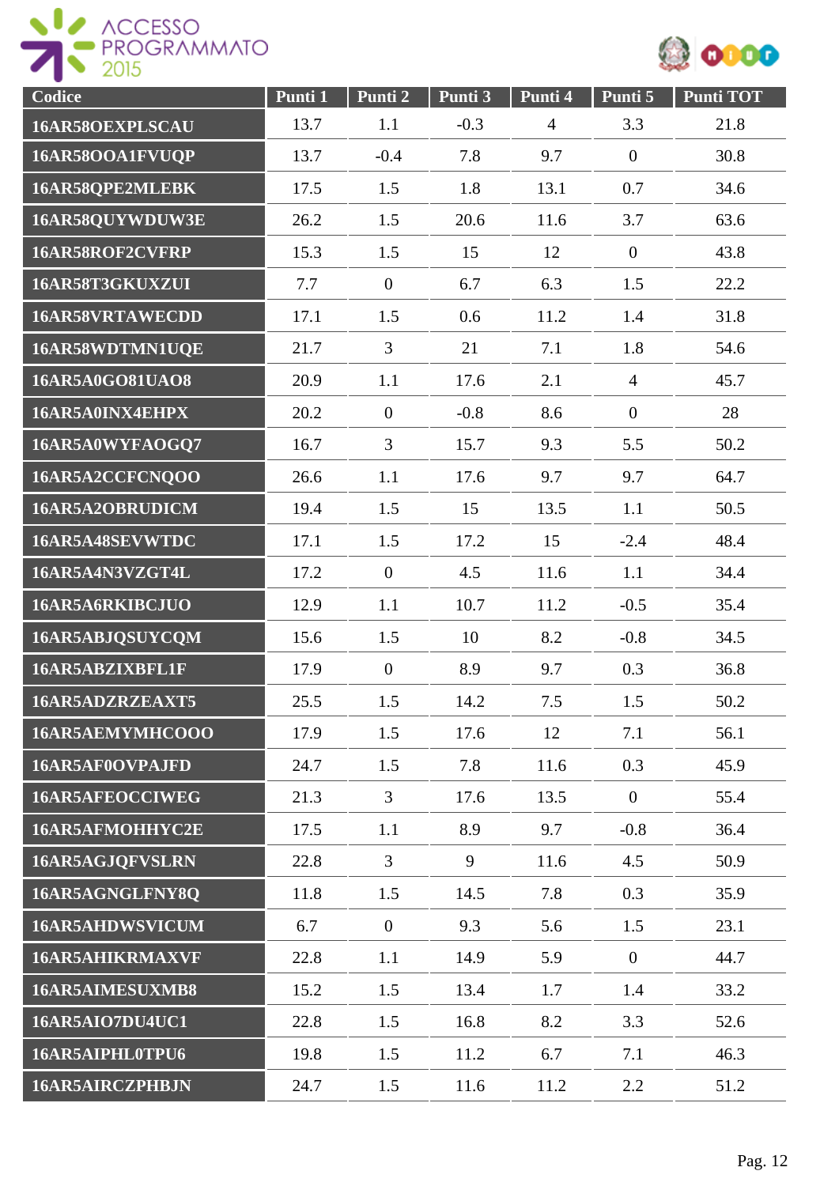| Codice | Punti 1 | Punti 2 | Punti 3 | Punti 4 | Punti 5 | Punti TOT |
|---|---|---|---|---|---|---|
| 16AR58OEXPLSCAU | 13.7 | 1.1 | -0.3 | 4 | 3.3 | 21.8 |
| 16AR58OOA1FVUQP | 13.7 | -0.4 | 7.8 | 9.7 | 0 | 30.8 |
| 16AR58QPE2MLEBK | 17.5 | 1.5 | 1.8 | 13.1 | 0.7 | 34.6 |
| 16AR58QUYWDUW3E | 26.2 | 1.5 | 20.6 | 11.6 | 3.7 | 63.6 |
| 16AR58ROF2CVFRP | 15.3 | 1.5 | 15 | 12 | 0 | 43.8 |
| 16AR58T3GKUXZUI | 7.7 | 0 | 6.7 | 6.3 | 1.5 | 22.2 |
| 16AR58VRTAWECDD | 17.1 | 1.5 | 0.6 | 11.2 | 1.4 | 31.8 |
| 16AR58WDTMN1UQE | 21.7 | 3 | 21 | 7.1 | 1.8 | 54.6 |
| 16AR5A0GO81UAO8 | 20.9 | 1.1 | 17.6 | 2.1 | 4 | 45.7 |
| 16AR5A0INX4EHPX | 20.2 | 0 | -0.8 | 8.6 | 0 | 28 |
| 16AR5A0WYFAOGQ7 | 16.7 | 3 | 15.7 | 9.3 | 5.5 | 50.2 |
| 16AR5A2CCFCNQOO | 26.6 | 1.1 | 17.6 | 9.7 | 9.7 | 64.7 |
| 16AR5A2OBRUDICM | 19.4 | 1.5 | 15 | 13.5 | 1.1 | 50.5 |
| 16AR5A48SEVWTDC | 17.1 | 1.5 | 17.2 | 15 | -2.4 | 48.4 |
| 16AR5A4N3VZGT4L | 17.2 | 0 | 4.5 | 11.6 | 1.1 | 34.4 |
| 16AR5A6RKIBCJUO | 12.9 | 1.1 | 10.7 | 11.2 | -0.5 | 35.4 |
| 16AR5ABJQSUYCQM | 15.6 | 1.5 | 10 | 8.2 | -0.8 | 34.5 |
| 16AR5ABZIXBFL1F | 17.9 | 0 | 8.9 | 9.7 | 0.3 | 36.8 |
| 16AR5ADZRZEAXT5 | 25.5 | 1.5 | 14.2 | 7.5 | 1.5 | 50.2 |
| 16AR5AEMYMHCOOO | 17.9 | 1.5 | 17.6 | 12 | 7.1 | 56.1 |
| 16AR5AF0OVPAJFD | 24.7 | 1.5 | 7.8 | 11.6 | 0.3 | 45.9 |
| 16AR5AFEOCCIWEG | 21.3 | 3 | 17.6 | 13.5 | 0 | 55.4 |
| 16AR5AFMOHHYC2E | 17.5 | 1.1 | 8.9 | 9.7 | -0.8 | 36.4 |
| 16AR5AGJQFVSLRN | 22.8 | 3 | 9 | 11.6 | 4.5 | 50.9 |
| 16AR5AGNGLFNY8Q | 11.8 | 1.5 | 14.5 | 7.8 | 0.3 | 35.9 |
| 16AR5AHDWSVICUM | 6.7 | 0 | 9.3 | 5.6 | 1.5 | 23.1 |
| 16AR5AHIKRMAXVF | 22.8 | 1.1 | 14.9 | 5.9 | 0 | 44.7 |
| 16AR5AIMESUXMB8 | 15.2 | 1.5 | 13.4 | 1.7 | 1.4 | 33.2 |
| 16AR5AIO7DU4UC1 | 22.8 | 1.5 | 16.8 | 8.2 | 3.3 | 52.6 |
| 16AR5AIPHL0TPU6 | 19.8 | 1.5 | 11.2 | 6.7 | 7.1 | 46.3 |
| 16AR5AIRCZPHBJN | 24.7 | 1.5 | 11.6 | 11.2 | 2.2 | 51.2 |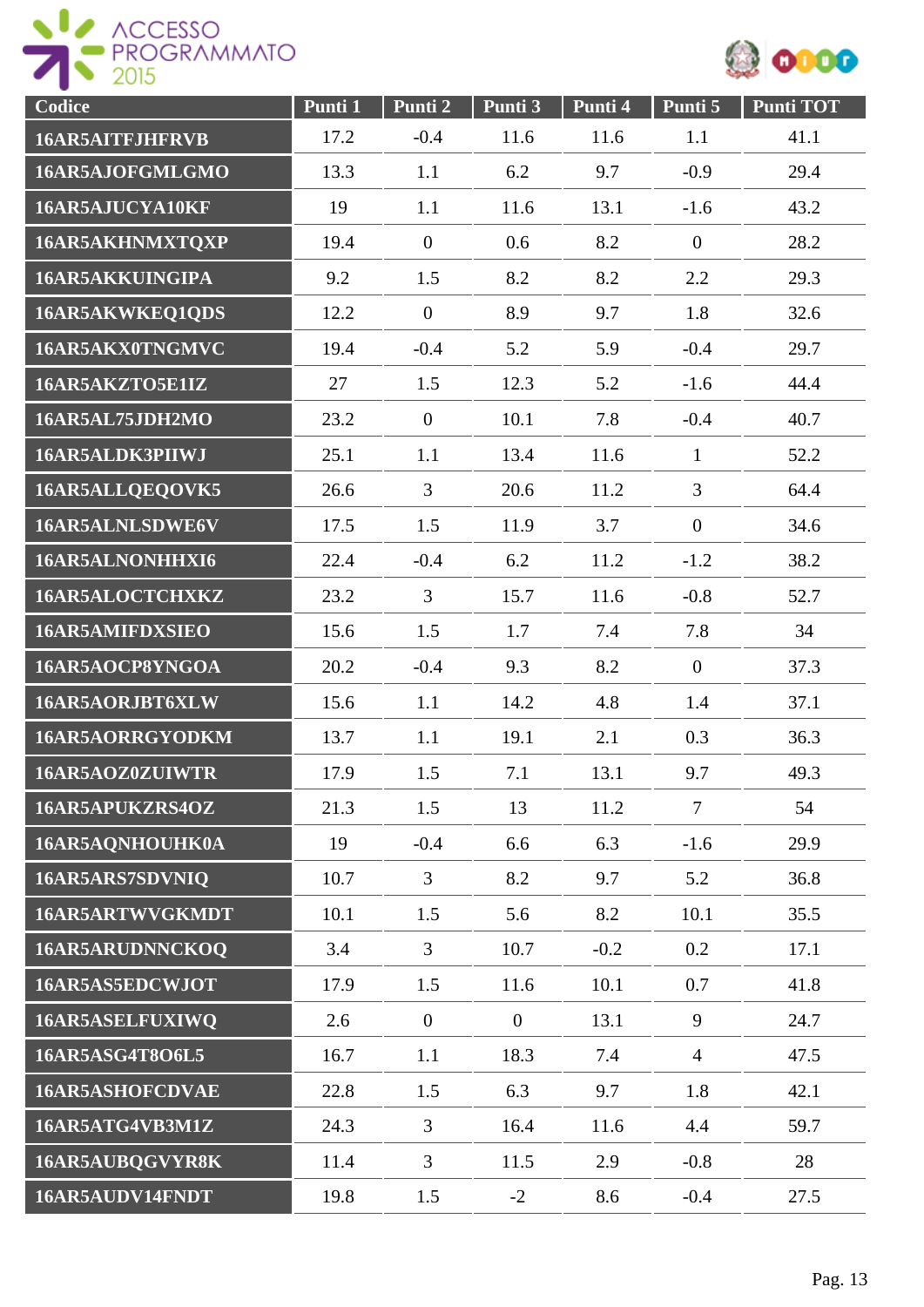| Codice | Punti 1 | Punti 2 | Punti 3 | Punti 4 | Punti 5 | Punti TOT |
|---|---|---|---|---|---|---|
| 16AR5AITFJHFRVB | 17.2 | -0.4 | 11.6 | 11.6 | 1.1 | 41.1 |
| 16AR5AJOFGMLGMO | 13.3 | 1.1 | 6.2 | 9.7 | -0.9 | 29.4 |
| 16AR5AJUCYA10KF | 19 | 1.1 | 11.6 | 13.1 | -1.6 | 43.2 |
| 16AR5AKHNMXTQXP | 19.4 | 0 | 0.6 | 8.2 | 0 | 28.2 |
| 16AR5AKKUINGIPA | 9.2 | 1.5 | 8.2 | 8.2 | 2.2 | 29.3 |
| 16AR5AKWKEQ1QDS | 12.2 | 0 | 8.9 | 9.7 | 1.8 | 32.6 |
| 16AR5AKX0TNGMVC | 19.4 | -0.4 | 5.2 | 5.9 | -0.4 | 29.7 |
| 16AR5AKZTO5E1IZ | 27 | 1.5 | 12.3 | 5.2 | -1.6 | 44.4 |
| 16AR5AL75JDH2MO | 23.2 | 0 | 10.1 | 7.8 | -0.4 | 40.7 |
| 16AR5ALDK3PIIWJ | 25.1 | 1.1 | 13.4 | 11.6 | 1 | 52.2 |
| 16AR5ALLQEQOVK5 | 26.6 | 3 | 20.6 | 11.2 | 3 | 64.4 |
| 16AR5ALNLSDWE6V | 17.5 | 1.5 | 11.9 | 3.7 | 0 | 34.6 |
| 16AR5ALNONHHXI6 | 22.4 | -0.4 | 6.2 | 11.2 | -1.2 | 38.2 |
| 16AR5ALOCTCHXKZ | 23.2 | 3 | 15.7 | 11.6 | -0.8 | 52.7 |
| 16AR5AMIFDXSIEO | 15.6 | 1.5 | 1.7 | 7.4 | 7.8 | 34 |
| 16AR5AOCP8YNGOA | 20.2 | -0.4 | 9.3 | 8.2 | 0 | 37.3 |
| 16AR5AORJBT6XLW | 15.6 | 1.1 | 14.2 | 4.8 | 1.4 | 37.1 |
| 16AR5AORRGYODKM | 13.7 | 1.1 | 19.1 | 2.1 | 0.3 | 36.3 |
| 16AR5AOZ0ZUIWTR | 17.9 | 1.5 | 7.1 | 13.1 | 9.7 | 49.3 |
| 16AR5APUKZRS4OZ | 21.3 | 1.5 | 13 | 11.2 | 7 | 54 |
| 16AR5AQNHOUHK0A | 19 | -0.4 | 6.6 | 6.3 | -1.6 | 29.9 |
| 16AR5ARS7SDVNIQ | 10.7 | 3 | 8.2 | 9.7 | 5.2 | 36.8 |
| 16AR5ARTWVGKMDT | 10.1 | 1.5 | 5.6 | 8.2 | 10.1 | 35.5 |
| 16AR5ARUDNNCKOQ | 3.4 | 3 | 10.7 | -0.2 | 0.2 | 17.1 |
| 16AR5AS5EDCWJOT | 17.9 | 1.5 | 11.6 | 10.1 | 0.7 | 41.8 |
| 16AR5ASELFUXIWQ | 2.6 | 0 | 0 | 13.1 | 9 | 24.7 |
| 16AR5ASG4T8O6L5 | 16.7 | 1.1 | 18.3 | 7.4 | 4 | 47.5 |
| 16AR5ASHOFCDVAE | 22.8 | 1.5 | 6.3 | 9.7 | 1.8 | 42.1 |
| 16AR5ATG4VB3M1Z | 24.3 | 3 | 16.4 | 11.6 | 4.4 | 59.7 |
| 16AR5AUBQGVYR8K | 11.4 | 3 | 11.5 | 2.9 | -0.8 | 28 |
| 16AR5AUDV14FNDT | 19.8 | 1.5 | -2 | 8.6 | -0.4 | 27.5 |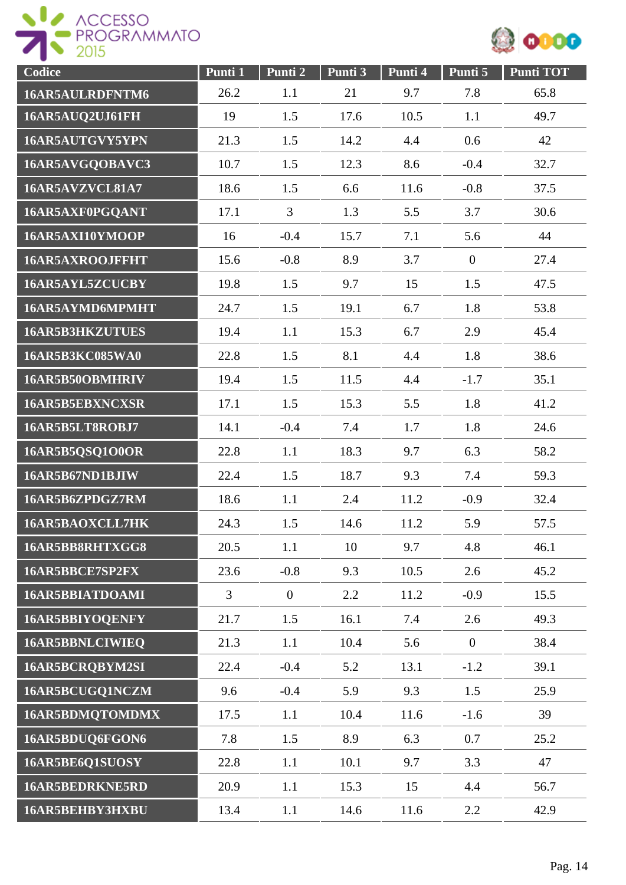| Codice | Punti 1 | Punti 2 | Punti 3 | Punti 4 | Punti 5 | Punti TOT |
|---|---|---|---|---|---|---|
| 16AR5AULRDFNTM6 | 26.2 | 1.1 | 21 | 9.7 | 7.8 | 65.8 |
| 16AR5AUQ2UJ61FH | 19 | 1.5 | 17.6 | 10.5 | 1.1 | 49.7 |
| 16AR5AUTGVY5YPN | 21.3 | 1.5 | 14.2 | 4.4 | 0.6 | 42 |
| 16AR5AVGQOBAVC3 | 10.7 | 1.5 | 12.3 | 8.6 | -0.4 | 32.7 |
| 16AR5AVZVCL81A7 | 18.6 | 1.5 | 6.6 | 11.6 | -0.8 | 37.5 |
| 16AR5AXF0PGQANT | 17.1 | 3 | 1.3 | 5.5 | 3.7 | 30.6 |
| 16AR5AXI10YMOOP | 16 | -0.4 | 15.7 | 7.1 | 5.6 | 44 |
| 16AR5AXROOJFFHT | 15.6 | -0.8 | 8.9 | 3.7 | 0 | 27.4 |
| 16AR5AYL5ZCUCBY | 19.8 | 1.5 | 9.7 | 15 | 1.5 | 47.5 |
| 16AR5AYMD6MPMHT | 24.7 | 1.5 | 19.1 | 6.7 | 1.8 | 53.8 |
| 16AR5B3HKZUTUES | 19.4 | 1.1 | 15.3 | 6.7 | 2.9 | 45.4 |
| 16AR5B3KC085WA0 | 22.8 | 1.5 | 8.1 | 4.4 | 1.8 | 38.6 |
| 16AR5B50OBMHRIV | 19.4 | 1.5 | 11.5 | 4.4 | -1.7 | 35.1 |
| 16AR5B5EBXNCXSR | 17.1 | 1.5 | 15.3 | 5.5 | 1.8 | 41.2 |
| 16AR5B5LT8ROBJ7 | 14.1 | -0.4 | 7.4 | 1.7 | 1.8 | 24.6 |
| 16AR5B5QSQ1O0OR | 22.8 | 1.1 | 18.3 | 9.7 | 6.3 | 58.2 |
| 16AR5B67ND1BJIW | 22.4 | 1.5 | 18.7 | 9.3 | 7.4 | 59.3 |
| 16AR5B6ZPDGZ7RM | 18.6 | 1.1 | 2.4 | 11.2 | -0.9 | 32.4 |
| 16AR5BAOXCLL7HK | 24.3 | 1.5 | 14.6 | 11.2 | 5.9 | 57.5 |
| 16AR5BB8RHTXGG8 | 20.5 | 1.1 | 10 | 9.7 | 4.8 | 46.1 |
| 16AR5BBCE7SP2FX | 23.6 | -0.8 | 9.3 | 10.5 | 2.6 | 45.2 |
| 16AR5BBIATDOAMI | 3 | 0 | 2.2 | 11.2 | -0.9 | 15.5 |
| 16AR5BBIYOQENFY | 21.7 | 1.5 | 16.1 | 7.4 | 2.6 | 49.3 |
| 16AR5BBNLCIWIEQ | 21.3 | 1.1 | 10.4 | 5.6 | 0 | 38.4 |
| 16AR5BCRQBYM2SI | 22.4 | -0.4 | 5.2 | 13.1 | -1.2 | 39.1 |
| 16AR5BCUGQ1NCZM | 9.6 | -0.4 | 5.9 | 9.3 | 1.5 | 25.9 |
| 16AR5BDMQTOMDMX | 17.5 | 1.1 | 10.4 | 11.6 | -1.6 | 39 |
| 16AR5BDUQ6FGON6 | 7.8 | 1.5 | 8.9 | 6.3 | 0.7 | 25.2 |
| 16AR5BE6Q1SUOSY | 22.8 | 1.1 | 10.1 | 9.7 | 3.3 | 47 |
| 16AR5BEDRKNE5RD | 20.9 | 1.1 | 15.3 | 15 | 4.4 | 56.7 |
| 16AR5BEHBY3HXBU | 13.4 | 1.1 | 14.6 | 11.6 | 2.2 | 42.9 |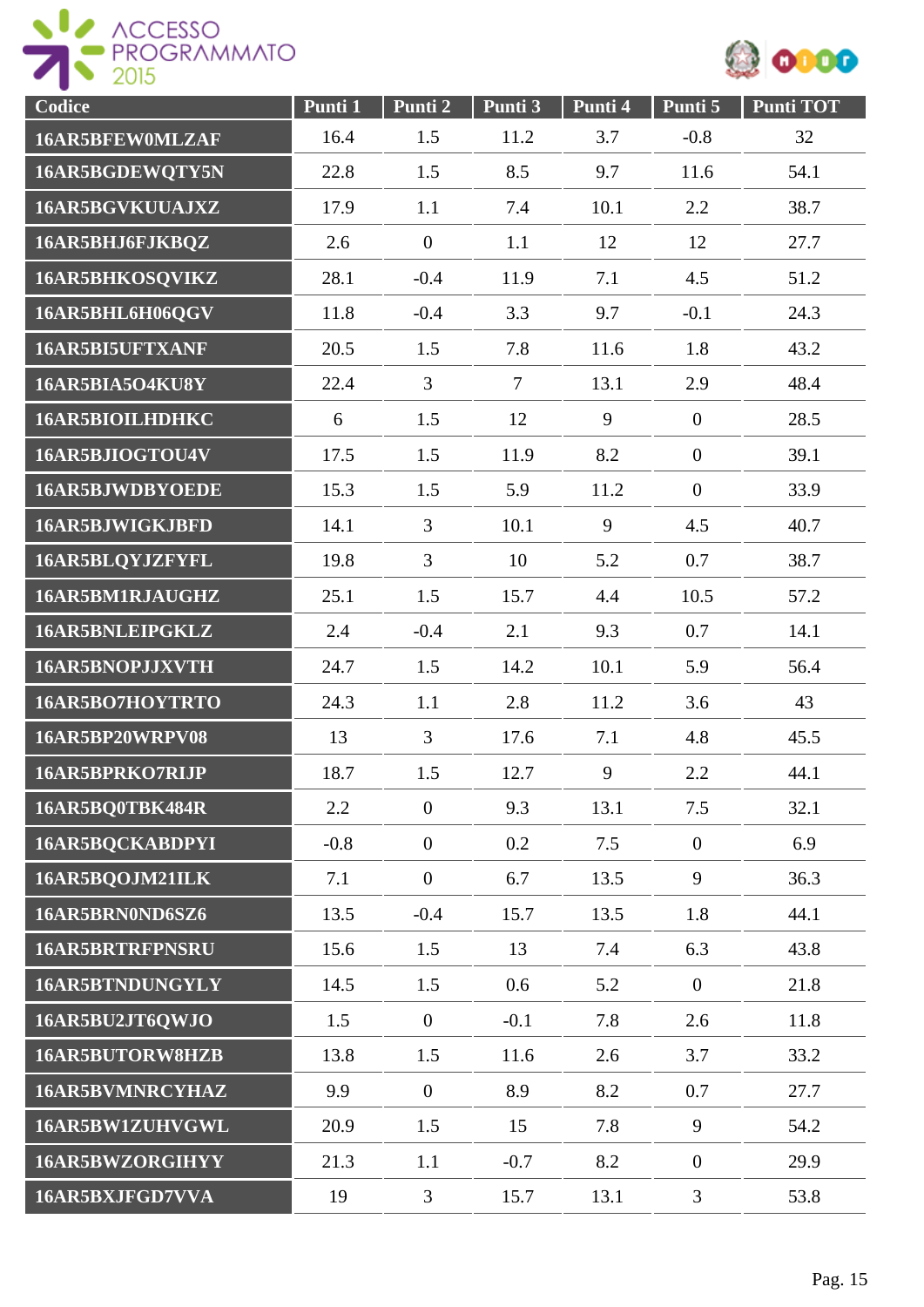| Codice | Punti 1 | Punti 2 | Punti 3 | Punti 4 | Punti 5 | Punti TOT |
|---|---|---|---|---|---|---|
| 16AR5BFEW0MLZAF | 16.4 | 1.5 | 11.2 | 3.7 | -0.8 | 32 |
| 16AR5BGDEWQTY5N | 22.8 | 1.5 | 8.5 | 9.7 | 11.6 | 54.1 |
| 16AR5BGVKUUAJXZ | 17.9 | 1.1 | 7.4 | 10.1 | 2.2 | 38.7 |
| 16AR5BHJ6FJKBQZ | 2.6 | 0 | 1.1 | 12 | 12 | 27.7 |
| 16AR5BHKOSQVIKZ | 28.1 | -0.4 | 11.9 | 7.1 | 4.5 | 51.2 |
| 16AR5BHL6H06QGV | 11.8 | -0.4 | 3.3 | 9.7 | -0.1 | 24.3 |
| 16AR5BI5UFTXANF | 20.5 | 1.5 | 7.8 | 11.6 | 1.8 | 43.2 |
| 16AR5BIA5O4KU8Y | 22.4 | 3 | 7 | 13.1 | 2.9 | 48.4 |
| 16AR5BIOILHDHKC | 6 | 1.5 | 12 | 9 | 0 | 28.5 |
| 16AR5BJIOGTOU4V | 17.5 | 1.5 | 11.9 | 8.2 | 0 | 39.1 |
| 16AR5BJWDBYOEDE | 15.3 | 1.5 | 5.9 | 11.2 | 0 | 33.9 |
| 16AR5BJWIGKJBFD | 14.1 | 3 | 10.1 | 9 | 4.5 | 40.7 |
| 16AR5BLQYJZFYFL | 19.8 | 3 | 10 | 5.2 | 0.7 | 38.7 |
| 16AR5BM1RJAUGHZ | 25.1 | 1.5 | 15.7 | 4.4 | 10.5 | 57.2 |
| 16AR5BNLEIPGKLZ | 2.4 | -0.4 | 2.1 | 9.3 | 0.7 | 14.1 |
| 16AR5BNOPJJXVTH | 24.7 | 1.5 | 14.2 | 10.1 | 5.9 | 56.4 |
| 16AR5BO7HOYTRTO | 24.3 | 1.1 | 2.8 | 11.2 | 3.6 | 43 |
| 16AR5BP20WRPV08 | 13 | 3 | 17.6 | 7.1 | 4.8 | 45.5 |
| 16AR5BPRKO7RIJP | 18.7 | 1.5 | 12.7 | 9 | 2.2 | 44.1 |
| 16AR5BQ0TBK484R | 2.2 | 0 | 9.3 | 13.1 | 7.5 | 32.1 |
| 16AR5BQCKABDPYI | -0.8 | 0 | 0.2 | 7.5 | 0 | 6.9 |
| 16AR5BQOJM21ILK | 7.1 | 0 | 6.7 | 13.5 | 9 | 36.3 |
| 16AR5BRN0ND6SZ6 | 13.5 | -0.4 | 15.7 | 13.5 | 1.8 | 44.1 |
| 16AR5BRTRFPNSRU | 15.6 | 1.5 | 13 | 7.4 | 6.3 | 43.8 |
| 16AR5BTNDUNGYLY | 14.5 | 1.5 | 0.6 | 5.2 | 0 | 21.8 |
| 16AR5BU2JT6QWJO | 1.5 | 0 | -0.1 | 7.8 | 2.6 | 11.8 |
| 16AR5BUTORW8HZB | 13.8 | 1.5 | 11.6 | 2.6 | 3.7 | 33.2 |
| 16AR5BVMNRCYHAZ | 9.9 | 0 | 8.9 | 8.2 | 0.7 | 27.7 |
| 16AR5BW1ZUHVGWL | 20.9 | 1.5 | 15 | 7.8 | 9 | 54.2 |
| 16AR5BWZORGIHYY | 21.3 | 1.1 | -0.7 | 8.2 | 0 | 29.9 |
| 16AR5BXJFGD7VVA | 19 | 3 | 15.7 | 13.1 | 3 | 53.8 |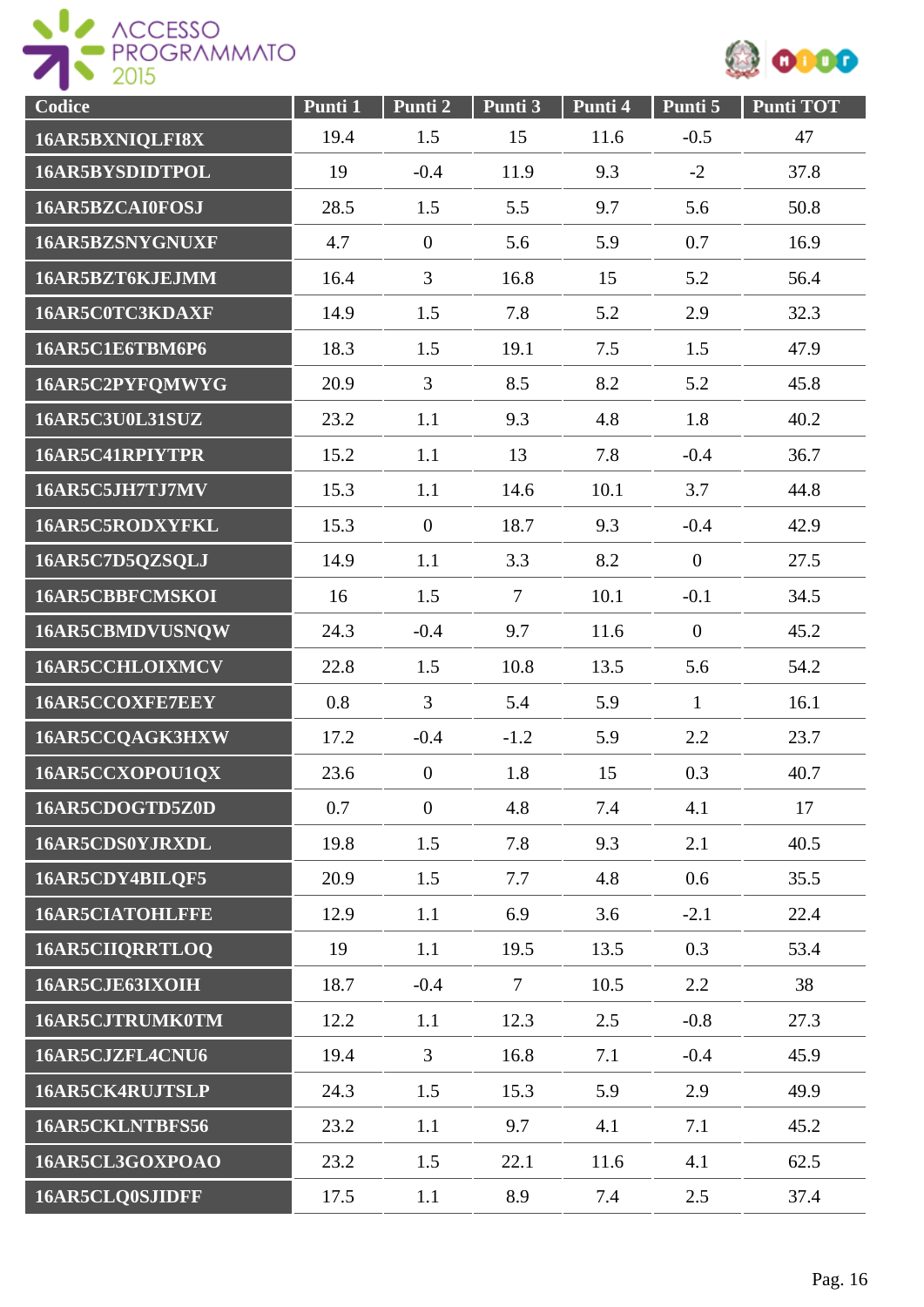| Codice | Punti 1 | Punti 2 | Punti 3 | Punti 4 | Punti 5 | Punti TOT |
|---|---|---|---|---|---|---|
| 16AR5BXNIQLFI8X | 19.4 | 1.5 | 15 | 11.6 | -0.5 | 47 |
| 16AR5BYSDIDTPOL | 19 | -0.4 | 11.9 | 9.3 | -2 | 37.8 |
| 16AR5BZCAI0FOSJ | 28.5 | 1.5 | 5.5 | 9.7 | 5.6 | 50.8 |
| 16AR5BZSNYGNUXF | 4.7 | 0 | 5.6 | 5.9 | 0.7 | 16.9 |
| 16AR5BZT6KJEJMM | 16.4 | 3 | 16.8 | 15 | 5.2 | 56.4 |
| 16AR5C0TC3KDAXF | 14.9 | 1.5 | 7.8 | 5.2 | 2.9 | 32.3 |
| 16AR5C1E6TBM6P6 | 18.3 | 1.5 | 19.1 | 7.5 | 1.5 | 47.9 |
| 16AR5C2PYFQMWYG | 20.9 | 3 | 8.5 | 8.2 | 5.2 | 45.8 |
| 16AR5C3U0L31SUZ | 23.2 | 1.1 | 9.3 | 4.8 | 1.8 | 40.2 |
| 16AR5C41RPIYTPR | 15.2 | 1.1 | 13 | 7.8 | -0.4 | 36.7 |
| 16AR5C5JH7TJ7MV | 15.3 | 1.1 | 14.6 | 10.1 | 3.7 | 44.8 |
| 16AR5C5RODXYFKL | 15.3 | 0 | 18.7 | 9.3 | -0.4 | 42.9 |
| 16AR5C7D5QZSQLJ | 14.9 | 1.1 | 3.3 | 8.2 | 0 | 27.5 |
| 16AR5CBBFCMSKOI | 16 | 1.5 | 7 | 10.1 | -0.1 | 34.5 |
| 16AR5CBMDVUSNQW | 24.3 | -0.4 | 9.7 | 11.6 | 0 | 45.2 |
| 16AR5CCHLOIXMCV | 22.8 | 1.5 | 10.8 | 13.5 | 5.6 | 54.2 |
| 16AR5CCOXFE7EEY | 0.8 | 3 | 5.4 | 5.9 | 1 | 16.1 |
| 16AR5CCQAGK3HXW | 17.2 | -0.4 | -1.2 | 5.9 | 2.2 | 23.7 |
| 16AR5CCXOPOU1QX | 23.6 | 0 | 1.8 | 15 | 0.3 | 40.7 |
| 16AR5CDOGTD5Z0D | 0.7 | 0 | 4.8 | 7.4 | 4.1 | 17 |
| 16AR5CDS0YJRXDL | 19.8 | 1.5 | 7.8 | 9.3 | 2.1 | 40.5 |
| 16AR5CDY4BILQF5 | 20.9 | 1.5 | 7.7 | 4.8 | 0.6 | 35.5 |
| 16AR5CIATOHLFFE | 12.9 | 1.1 | 6.9 | 3.6 | -2.1 | 22.4 |
| 16AR5CIIQRRTLOQ | 19 | 1.1 | 19.5 | 13.5 | 0.3 | 53.4 |
| 16AR5CJE63IXOIH | 18.7 | -0.4 | 7 | 10.5 | 2.2 | 38 |
| 16AR5CJTRUMK0TM | 12.2 | 1.1 | 12.3 | 2.5 | -0.8 | 27.3 |
| 16AR5CJZFL4CNU6 | 19.4 | 3 | 16.8 | 7.1 | -0.4 | 45.9 |
| 16AR5CK4RUJTSLP | 24.3 | 1.5 | 15.3 | 5.9 | 2.9 | 49.9 |
| 16AR5CKLNTBFS56 | 23.2 | 1.1 | 9.7 | 4.1 | 7.1 | 45.2 |
| 16AR5CL3GOXPOAO | 23.2 | 1.5 | 22.1 | 11.6 | 4.1 | 62.5 |
| 16AR5CLQ0SJIDFF | 17.5 | 1.1 | 8.9 | 7.4 | 2.5 | 37.4 |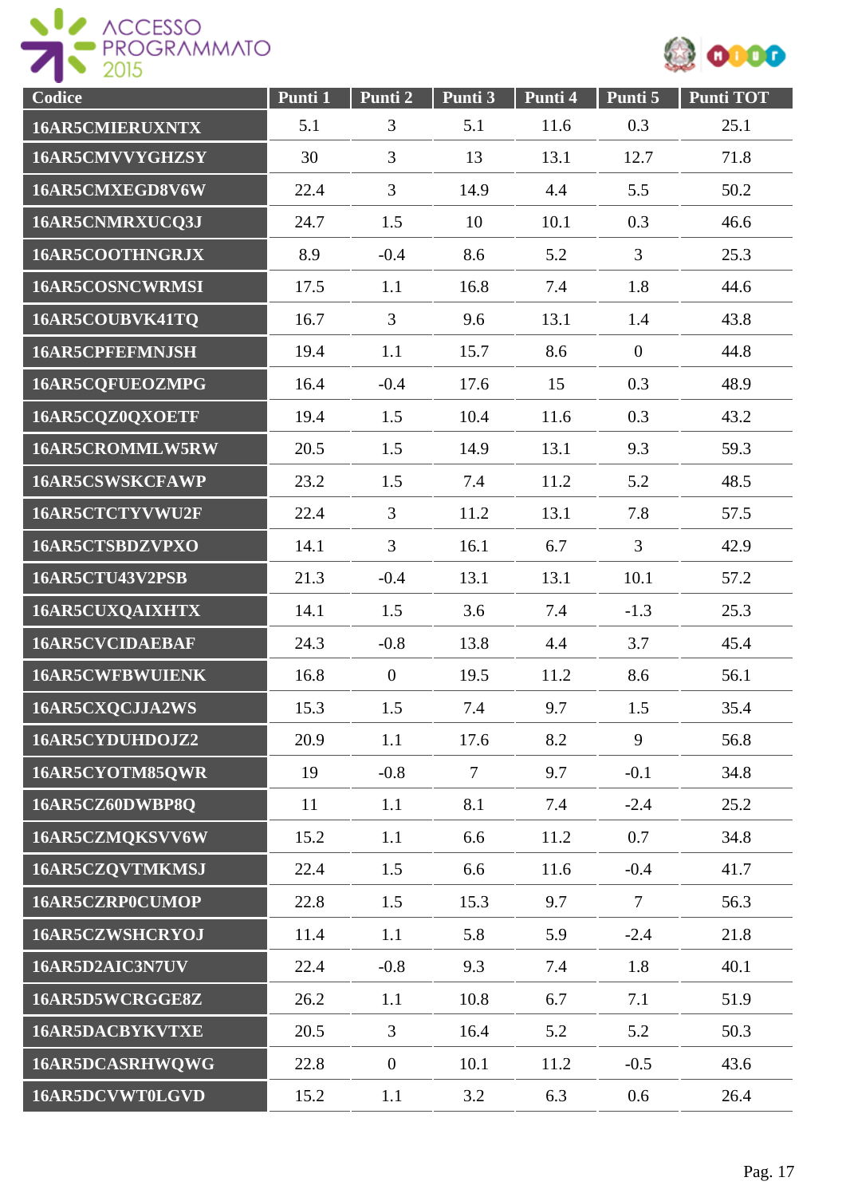| Codice | Punti 1 | Punti 2 | Punti 3 | Punti 4 | Punti 5 | Punti TOT |
|---|---|---|---|---|---|---|
| 16AR5CMIERUXNTX | 5.1 | 3 | 5.1 | 11.6 | 0.3 | 25.1 |
| 16AR5CMVVYGHZSY | 30 | 3 | 13 | 13.1 | 12.7 | 71.8 |
| 16AR5CMXEGD8V6W | 22.4 | 3 | 14.9 | 4.4 | 5.5 | 50.2 |
| 16AR5CNMRXUCQ3J | 24.7 | 1.5 | 10 | 10.1 | 0.3 | 46.6 |
| 16AR5COOTHNGRJX | 8.9 | -0.4 | 8.6 | 5.2 | 3 | 25.3 |
| 16AR5COSNCWRMSI | 17.5 | 1.1 | 16.8 | 7.4 | 1.8 | 44.6 |
| 16AR5COUBVK41TQ | 16.7 | 3 | 9.6 | 13.1 | 1.4 | 43.8 |
| 16AR5CPFEFMNJSH | 19.4 | 1.1 | 15.7 | 8.6 | 0 | 44.8 |
| 16AR5CQFUEOZMPG | 16.4 | -0.4 | 17.6 | 15 | 0.3 | 48.9 |
| 16AR5CQZ0QXOETF | 19.4 | 1.5 | 10.4 | 11.6 | 0.3 | 43.2 |
| 16AR5CROMMLW5RW | 20.5 | 1.5 | 14.9 | 13.1 | 9.3 | 59.3 |
| 16AR5CSWSKCFAWP | 23.2 | 1.5 | 7.4 | 11.2 | 5.2 | 48.5 |
| 16AR5CTCTYVWU2F | 22.4 | 3 | 11.2 | 13.1 | 7.8 | 57.5 |
| 16AR5CTSBDZVPXO | 14.1 | 3 | 16.1 | 6.7 | 3 | 42.9 |
| 16AR5CTU43V2PSB | 21.3 | -0.4 | 13.1 | 13.1 | 10.1 | 57.2 |
| 16AR5CUXQAIXHTX | 14.1 | 1.5 | 3.6 | 7.4 | -1.3 | 25.3 |
| 16AR5CVCIDAEBAF | 24.3 | -0.8 | 13.8 | 4.4 | 3.7 | 45.4 |
| 16AR5CWFBWUIENK | 16.8 | 0 | 19.5 | 11.2 | 8.6 | 56.1 |
| 16AR5CXQCJJA2WS | 15.3 | 1.5 | 7.4 | 9.7 | 1.5 | 35.4 |
| 16AR5CYDUHDOJZ2 | 20.9 | 1.1 | 17.6 | 8.2 | 9 | 56.8 |
| 16AR5CYOTM85QWR | 19 | -0.8 | 7 | 9.7 | -0.1 | 34.8 |
| 16AR5CZ60DWBP8Q | 11 | 1.1 | 8.1 | 7.4 | -2.4 | 25.2 |
| 16AR5CZMQKSVV6W | 15.2 | 1.1 | 6.6 | 11.2 | 0.7 | 34.8 |
| 16AR5CZQVTMKMSJ | 22.4 | 1.5 | 6.6 | 11.6 | -0.4 | 41.7 |
| 16AR5CZRP0CUMOP | 22.8 | 1.5 | 15.3 | 9.7 | 7 | 56.3 |
| 16AR5CZWSHCRYOJ | 11.4 | 1.1 | 5.8 | 5.9 | -2.4 | 21.8 |
| 16AR5D2AIC3N7UV | 22.4 | -0.8 | 9.3 | 7.4 | 1.8 | 40.1 |
| 16AR5D5WCRGGE8Z | 26.2 | 1.1 | 10.8 | 6.7 | 7.1 | 51.9 |
| 16AR5DACBYKVTXE | 20.5 | 3 | 16.4 | 5.2 | 5.2 | 50.3 |
| 16AR5DCASRHWQWG | 22.8 | 0 | 10.1 | 11.2 | -0.5 | 43.6 |
| 16AR5DCVWT0LGVD | 15.2 | 1.1 | 3.2 | 6.3 | 0.6 | 26.4 |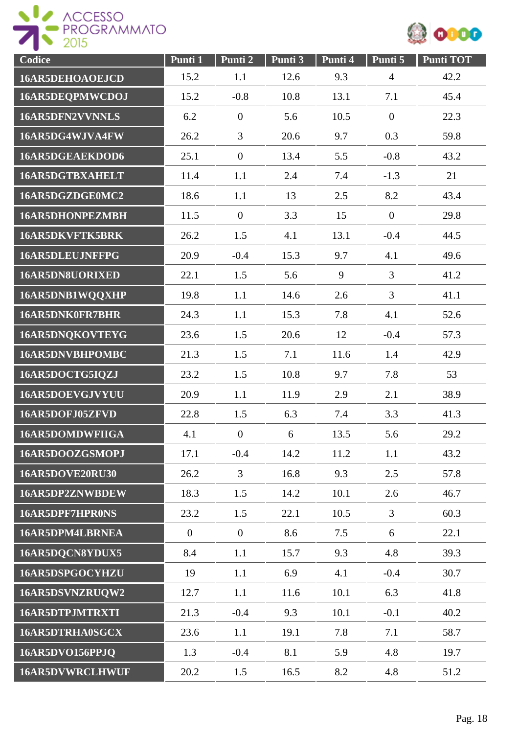| Codice | Punti 1 | Punti 2 | Punti 3 | Punti 4 | Punti 5 | Punti TOT |
|---|---|---|---|---|---|---|
| 16AR5DEHOAOEJCD | 15.2 | 1.1 | 12.6 | 9.3 | 4 | 42.2 |
| 16AR5DEQPMWCDOJ | 15.2 | -0.8 | 10.8 | 13.1 | 7.1 | 45.4 |
| 16AR5DFN2VVNNLS | 6.2 | 0 | 5.6 | 10.5 | 0 | 22.3 |
| 16AR5DG4WJVA4FW | 26.2 | 3 | 20.6 | 9.7 | 0.3 | 59.8 |
| 16AR5DGEAEKDOD6 | 25.1 | 0 | 13.4 | 5.5 | -0.8 | 43.2 |
| 16AR5DGTBXAHELT | 11.4 | 1.1 | 2.4 | 7.4 | -1.3 | 21 |
| 16AR5DGZDGE0MC2 | 18.6 | 1.1 | 13 | 2.5 | 8.2 | 43.4 |
| 16AR5DHONPEZMBH | 11.5 | 0 | 3.3 | 15 | 0 | 29.8 |
| 16AR5DKVFTK5BRK | 26.2 | 1.5 | 4.1 | 13.1 | -0.4 | 44.5 |
| 16AR5DLEUJNFFPG | 20.9 | -0.4 | 15.3 | 9.7 | 4.1 | 49.6 |
| 16AR5DN8UORIXED | 22.1 | 1.5 | 5.6 | 9 | 3 | 41.2 |
| 16AR5DNB1WQQXHP | 19.8 | 1.1 | 14.6 | 2.6 | 3 | 41.1 |
| 16AR5DNK0FR7BHR | 24.3 | 1.1 | 15.3 | 7.8 | 4.1 | 52.6 |
| 16AR5DNQKOVTEYG | 23.6 | 1.5 | 20.6 | 12 | -0.4 | 57.3 |
| 16AR5DNVBHPOMBC | 21.3 | 1.5 | 7.1 | 11.6 | 1.4 | 42.9 |
| 16AR5DOCTG5IQZJ | 23.2 | 1.5 | 10.8 | 9.7 | 7.8 | 53 |
| 16AR5DOEVGJVYUU | 20.9 | 1.1 | 11.9 | 2.9 | 2.1 | 38.9 |
| 16AR5DOFJ05ZFVD | 22.8 | 1.5 | 6.3 | 7.4 | 3.3 | 41.3 |
| 16AR5DOMDWFIIGA | 4.1 | 0 | 6 | 13.5 | 5.6 | 29.2 |
| 16AR5DOOZGSMOPJ | 17.1 | -0.4 | 14.2 | 11.2 | 1.1 | 43.2 |
| 16AR5DOVE20RU30 | 26.2 | 3 | 16.8 | 9.3 | 2.5 | 57.8 |
| 16AR5DP2ZNWBDEW | 18.3 | 1.5 | 14.2 | 10.1 | 2.6 | 46.7 |
| 16AR5DPF7HPR0NS | 23.2 | 1.5 | 22.1 | 10.5 | 3 | 60.3 |
| 16AR5DPM4LBRNEA | 0 | 0 | 8.6 | 7.5 | 6 | 22.1 |
| 16AR5DQCN8YDUX5 | 8.4 | 1.1 | 15.7 | 9.3 | 4.8 | 39.3 |
| 16AR5DSPGOCYHZU | 19 | 1.1 | 6.9 | 4.1 | -0.4 | 30.7 |
| 16AR5DSVNZRUQW2 | 12.7 | 1.1 | 11.6 | 10.1 | 6.3 | 41.8 |
| 16AR5DTPJMTRXTI | 21.3 | -0.4 | 9.3 | 10.1 | -0.1 | 40.2 |
| 16AR5DTRHA0SGCX | 23.6 | 1.1 | 19.1 | 7.8 | 7.1 | 58.7 |
| 16AR5DVO156PPJQ | 1.3 | -0.4 | 8.1 | 5.9 | 4.8 | 19.7 |
| 16AR5DVWRCLHWUF | 20.2 | 1.5 | 16.5 | 8.2 | 4.8 | 51.2 |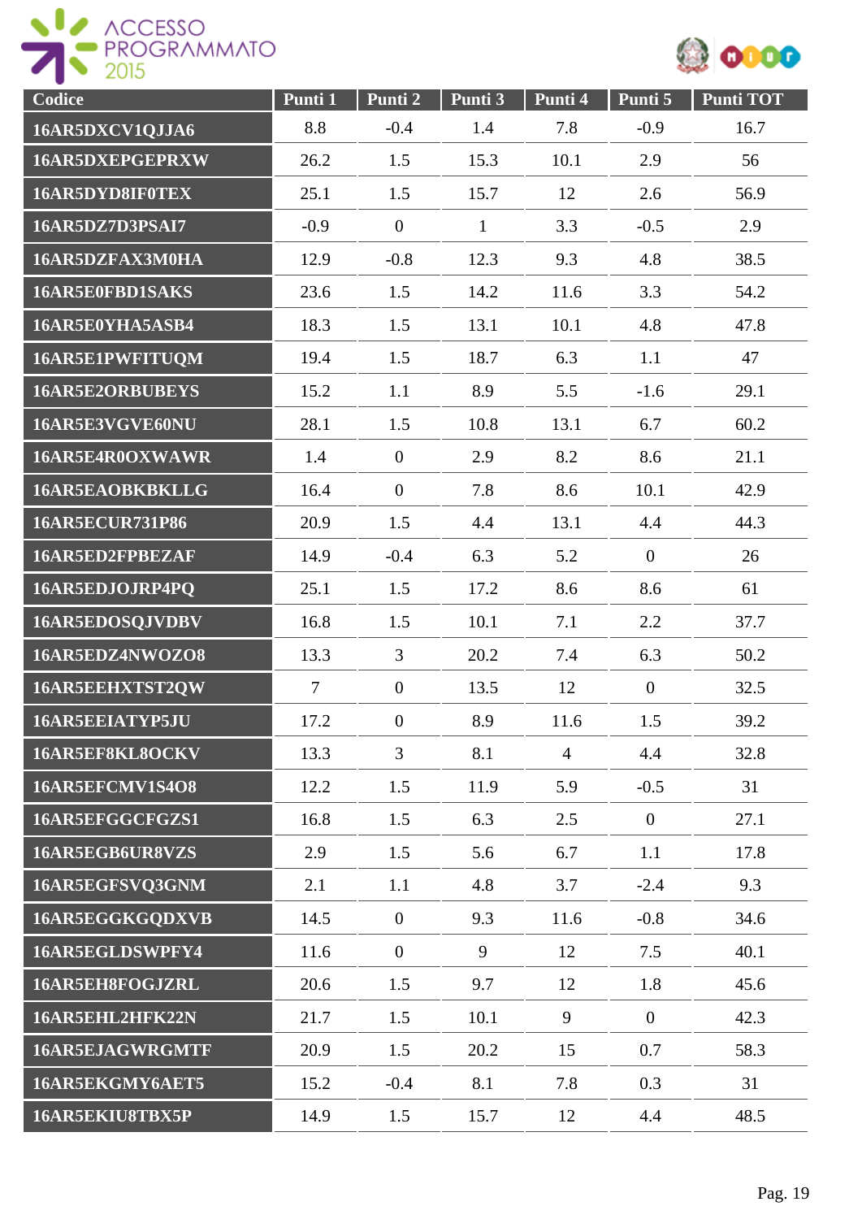| Codice | Punti 1 | Punti 2 | Punti 3 | Punti 4 | Punti 5 | Punti TOT |
|---|---|---|---|---|---|---|
| 16AR5DXCV1QJJA6 | 8.8 | -0.4 | 1.4 | 7.8 | -0.9 | 16.7 |
| 16AR5DXEPGEPRXW | 26.2 | 1.5 | 15.3 | 10.1 | 2.9 | 56 |
| 16AR5DYD8IF0TEX | 25.1 | 1.5 | 15.7 | 12 | 2.6 | 56.9 |
| 16AR5DZ7D3PSAI7 | -0.9 | 0 | 1 | 3.3 | -0.5 | 2.9 |
| 16AR5DZFAX3M0HA | 12.9 | -0.8 | 12.3 | 9.3 | 4.8 | 38.5 |
| 16AR5E0FBD1SAKS | 23.6 | 1.5 | 14.2 | 11.6 | 3.3 | 54.2 |
| 16AR5E0YHA5ASB4 | 18.3 | 1.5 | 13.1 | 10.1 | 4.8 | 47.8 |
| 16AR5E1PWFITUQM | 19.4 | 1.5 | 18.7 | 6.3 | 1.1 | 47 |
| 16AR5E2ORBUBEYS | 15.2 | 1.1 | 8.9 | 5.5 | -1.6 | 29.1 |
| 16AR5E3VGVE60NU | 28.1 | 1.5 | 10.8 | 13.1 | 6.7 | 60.2 |
| 16AR5E4R0OXWAWR | 1.4 | 0 | 2.9 | 8.2 | 8.6 | 21.1 |
| 16AR5EAOBKBKLLG | 16.4 | 0 | 7.8 | 8.6 | 10.1 | 42.9 |
| 16AR5ECUR731P86 | 20.9 | 1.5 | 4.4 | 13.1 | 4.4 | 44.3 |
| 16AR5ED2FPBEZAF | 14.9 | -0.4 | 6.3 | 5.2 | 0 | 26 |
| 16AR5EDJOJRP4PQ | 25.1 | 1.5 | 17.2 | 8.6 | 8.6 | 61 |
| 16AR5EDOSQJVDBV | 16.8 | 1.5 | 10.1 | 7.1 | 2.2 | 37.7 |
| 16AR5EDZ4NWOZO8 | 13.3 | 3 | 20.2 | 7.4 | 6.3 | 50.2 |
| 16AR5EEHXTST2QW | 7 | 0 | 13.5 | 12 | 0 | 32.5 |
| 16AR5EEIATYP5JU | 17.2 | 0 | 8.9 | 11.6 | 1.5 | 39.2 |
| 16AR5EF8KL8OCKV | 13.3 | 3 | 8.1 | 4 | 4.4 | 32.8 |
| 16AR5EFCMV1S4O8 | 12.2 | 1.5 | 11.9 | 5.9 | -0.5 | 31 |
| 16AR5EFGGCFGZS1 | 16.8 | 1.5 | 6.3 | 2.5 | 0 | 27.1 |
| 16AR5EGB6UR8VZS | 2.9 | 1.5 | 5.6 | 6.7 | 1.1 | 17.8 |
| 16AR5EGFSVQ3GNM | 2.1 | 1.1 | 4.8 | 3.7 | -2.4 | 9.3 |
| 16AR5EGGKGQDXVB | 14.5 | 0 | 9.3 | 11.6 | -0.8 | 34.6 |
| 16AR5EGLDSWPFY4 | 11.6 | 0 | 9 | 12 | 7.5 | 40.1 |
| 16AR5EH8FOGJZRL | 20.6 | 1.5 | 9.7 | 12 | 1.8 | 45.6 |
| 16AR5EHL2HFK22N | 21.7 | 1.5 | 10.1 | 9 | 0 | 42.3 |
| 16AR5EJAGWRGMTF | 20.9 | 1.5 | 20.2 | 15 | 0.7 | 58.3 |
| 16AR5EKGMY6AET5 | 15.2 | -0.4 | 8.1 | 7.8 | 0.3 | 31 |
| 16AR5EKIU8TBX5P | 14.9 | 1.5 | 15.7 | 12 | 4.4 | 48.5 |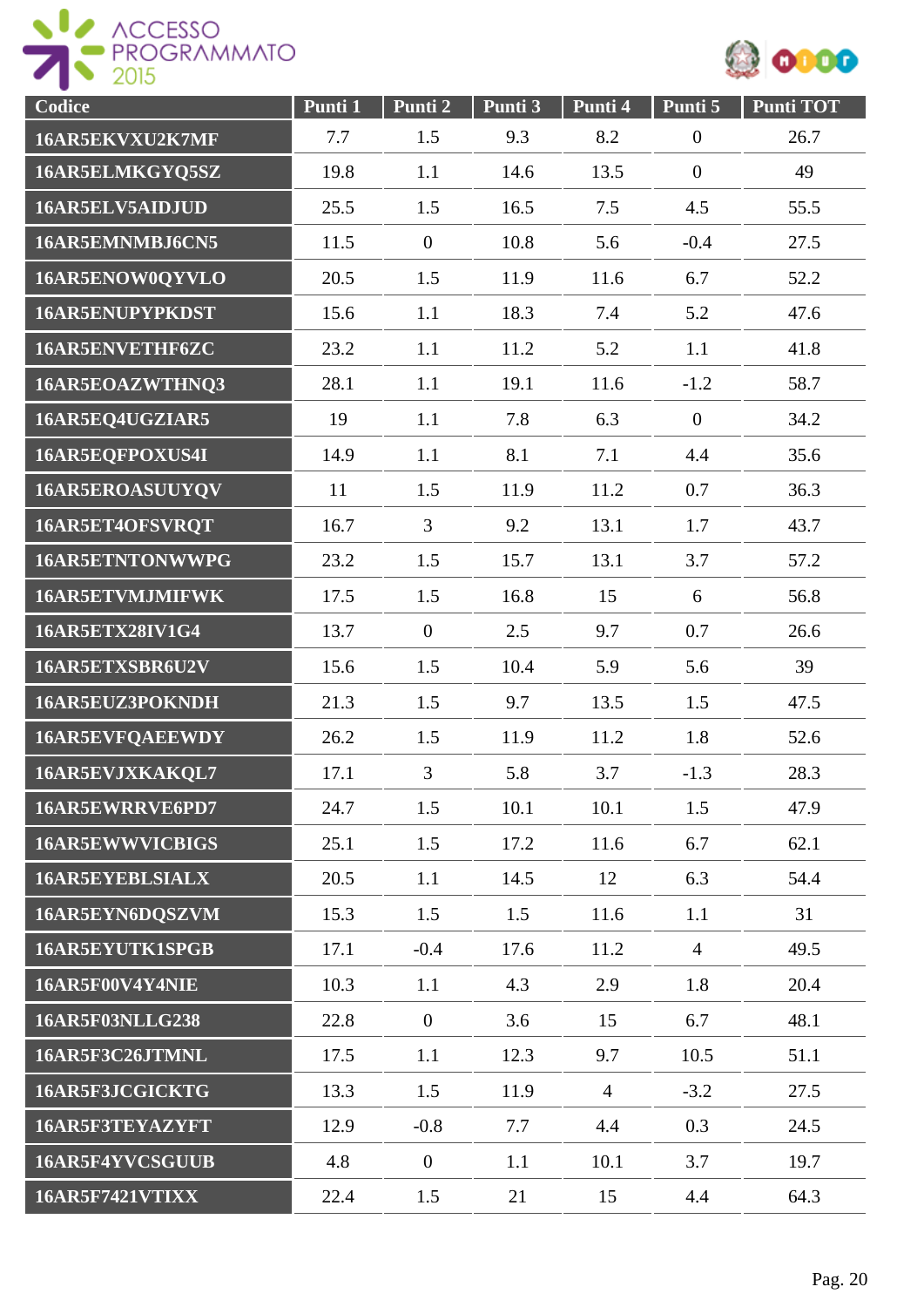| Codice | Punti 1 | Punti 2 | Punti 3 | Punti 4 | Punti 5 | Punti TOT |
|---|---|---|---|---|---|---|
| 16AR5EKVXU2K7MF | 7.7 | 1.5 | 9.3 | 8.2 | 0 | 26.7 |
| 16AR5ELMKGYQ5SZ | 19.8 | 1.1 | 14.6 | 13.5 | 0 | 49 |
| 16AR5ELV5AIDJUD | 25.5 | 1.5 | 16.5 | 7.5 | 4.5 | 55.5 |
| 16AR5EMNMBJ6CN5 | 11.5 | 0 | 10.8 | 5.6 | -0.4 | 27.5 |
| 16AR5ENOW0QYVLO | 20.5 | 1.5 | 11.9 | 11.6 | 6.7 | 52.2 |
| 16AR5ENUPYPKDST | 15.6 | 1.1 | 18.3 | 7.4 | 5.2 | 47.6 |
| 16AR5ENVETHF6ZC | 23.2 | 1.1 | 11.2 | 5.2 | 1.1 | 41.8 |
| 16AR5EOAZWTHNQ3 | 28.1 | 1.1 | 19.1 | 11.6 | -1.2 | 58.7 |
| 16AR5EQ4UGZIAR5 | 19 | 1.1 | 7.8 | 6.3 | 0 | 34.2 |
| 16AR5EQFPOXUS4I | 14.9 | 1.1 | 8.1 | 7.1 | 4.4 | 35.6 |
| 16AR5EROASUUYQV | 11 | 1.5 | 11.9 | 11.2 | 0.7 | 36.3 |
| 16AR5ET4OFSVRQT | 16.7 | 3 | 9.2 | 13.1 | 1.7 | 43.7 |
| 16AR5ETNTONWWPG | 23.2 | 1.5 | 15.7 | 13.1 | 3.7 | 57.2 |
| 16AR5ETVMJMIFWK | 17.5 | 1.5 | 16.8 | 15 | 6 | 56.8 |
| 16AR5ETX28IV1G4 | 13.7 | 0 | 2.5 | 9.7 | 0.7 | 26.6 |
| 16AR5ETXSBR6U2V | 15.6 | 1.5 | 10.4 | 5.9 | 5.6 | 39 |
| 16AR5EUZ3POKNDH | 21.3 | 1.5 | 9.7 | 13.5 | 1.5 | 47.5 |
| 16AR5EVFQAEEWDY | 26.2 | 1.5 | 11.9 | 11.2 | 1.8 | 52.6 |
| 16AR5EVJXKAKQL7 | 17.1 | 3 | 5.8 | 3.7 | -1.3 | 28.3 |
| 16AR5EWRRVE6PD7 | 24.7 | 1.5 | 10.1 | 10.1 | 1.5 | 47.9 |
| 16AR5EWWVICBIGS | 25.1 | 1.5 | 17.2 | 11.6 | 6.7 | 62.1 |
| 16AR5EYEBLSIALX | 20.5 | 1.1 | 14.5 | 12 | 6.3 | 54.4 |
| 16AR5EYN6DQSZVM | 15.3 | 1.5 | 1.5 | 11.6 | 1.1 | 31 |
| 16AR5EYUTK1SPGB | 17.1 | -0.4 | 17.6 | 11.2 | 4 | 49.5 |
| 16AR5F00V4Y4NIE | 10.3 | 1.1 | 4.3 | 2.9 | 1.8 | 20.4 |
| 16AR5F03NLLG238 | 22.8 | 0 | 3.6 | 15 | 6.7 | 48.1 |
| 16AR5F3C26JTMNL | 17.5 | 1.1 | 12.3 | 9.7 | 10.5 | 51.1 |
| 16AR5F3JCGICKTG | 13.3 | 1.5 | 11.9 | 4 | -3.2 | 27.5 |
| 16AR5F3TEYAZYFT | 12.9 | -0.8 | 7.7 | 4.4 | 0.3 | 24.5 |
| 16AR5F4YVCSGUUB | 4.8 | 0 | 1.1 | 10.1 | 3.7 | 19.7 |
| 16AR5F7421VTIXX | 22.4 | 1.5 | 21 | 15 | 4.4 | 64.3 |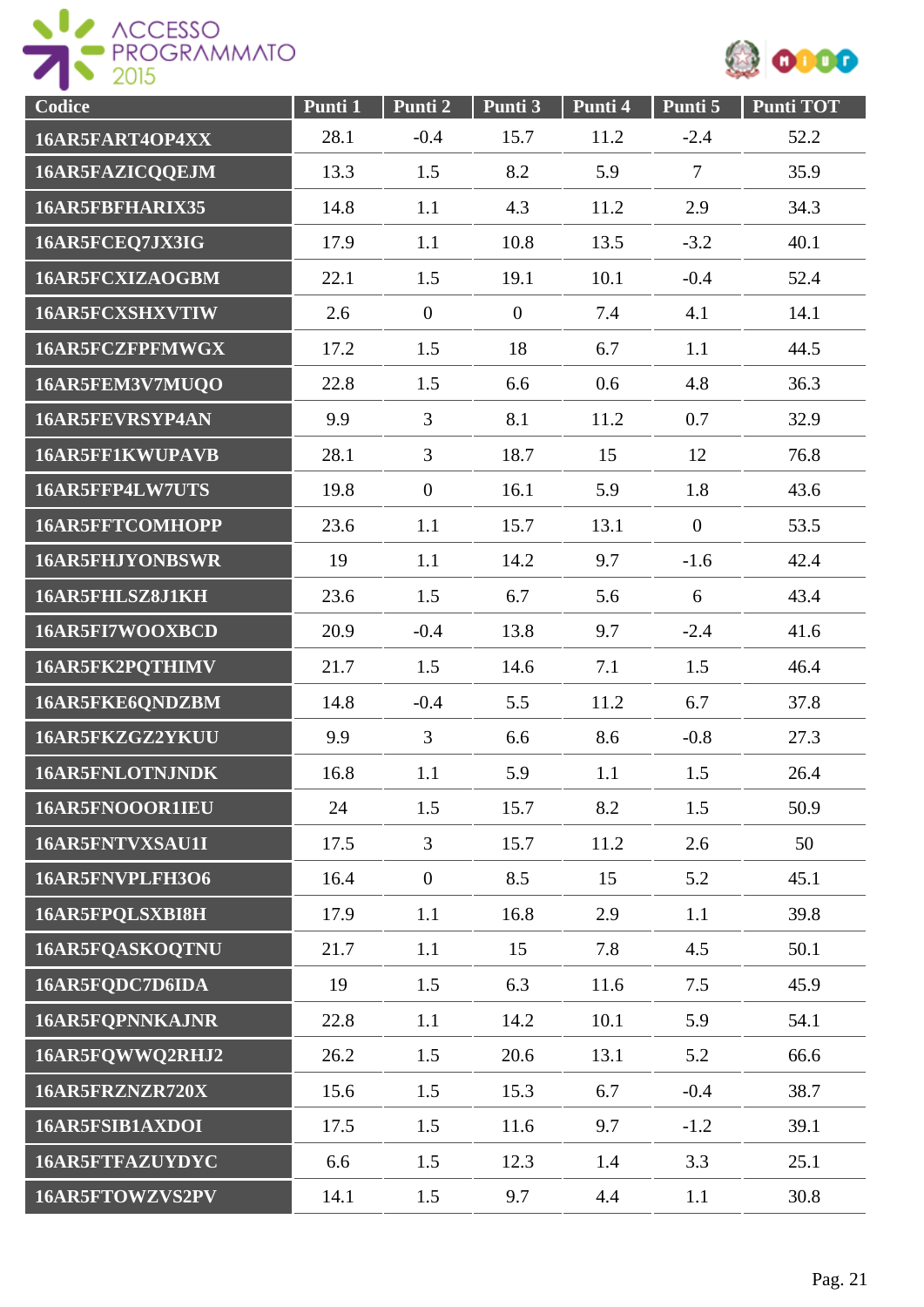| Codice | Punti 1 | Punti 2 | Punti 3 | Punti 4 | Punti 5 | Punti TOT |
|---|---|---|---|---|---|---|
| 16AR5FART4OP4XX | 28.1 | -0.4 | 15.7 | 11.2 | -2.4 | 52.2 |
| 16AR5FAZICQQEJM | 13.3 | 1.5 | 8.2 | 5.9 | 7 | 35.9 |
| 16AR5FBFHARIX35 | 14.8 | 1.1 | 4.3 | 11.2 | 2.9 | 34.3 |
| 16AR5FCEQ7JX3IG | 17.9 | 1.1 | 10.8 | 13.5 | -3.2 | 40.1 |
| 16AR5FCXIZAOGBM | 22.1 | 1.5 | 19.1 | 10.1 | -0.4 | 52.4 |
| 16AR5FCXSHXVTIW | 2.6 | 0 | 0 | 7.4 | 4.1 | 14.1 |
| 16AR5FCZFPFMWGX | 17.2 | 1.5 | 18 | 6.7 | 1.1 | 44.5 |
| 16AR5FEM3V7MUQO | 22.8 | 1.5 | 6.6 | 0.6 | 4.8 | 36.3 |
| 16AR5FEVRSYP4AN | 9.9 | 3 | 8.1 | 11.2 | 0.7 | 32.9 |
| 16AR5FF1KWUPAVB | 28.1 | 3 | 18.7 | 15 | 12 | 76.8 |
| 16AR5FFP4LW7UTS | 19.8 | 0 | 16.1 | 5.9 | 1.8 | 43.6 |
| 16AR5FFTCOMHOPP | 23.6 | 1.1 | 15.7 | 13.1 | 0 | 53.5 |
| 16AR5FHJYONBSWR | 19 | 1.1 | 14.2 | 9.7 | -1.6 | 42.4 |
| 16AR5FHLSZ8J1KH | 23.6 | 1.5 | 6.7 | 5.6 | 6 | 43.4 |
| 16AR5FI7WOOXBCD | 20.9 | -0.4 | 13.8 | 9.7 | -2.4 | 41.6 |
| 16AR5FK2PQTHIMV | 21.7 | 1.5 | 14.6 | 7.1 | 1.5 | 46.4 |
| 16AR5FKE6QNDZBM | 14.8 | -0.4 | 5.5 | 11.2 | 6.7 | 37.8 |
| 16AR5FKZGZ2YKUU | 9.9 | 3 | 6.6 | 8.6 | -0.8 | 27.3 |
| 16AR5FNLOTNJNDK | 16.8 | 1.1 | 5.9 | 1.1 | 1.5 | 26.4 |
| 16AR5FNOOOR1IEU | 24 | 1.5 | 15.7 | 8.2 | 1.5 | 50.9 |
| 16AR5FNTVXSAU1I | 17.5 | 3 | 15.7 | 11.2 | 2.6 | 50 |
| 16AR5FNVPLFH3O6 | 16.4 | 0 | 8.5 | 15 | 5.2 | 45.1 |
| 16AR5FPQLSXBI8H | 17.9 | 1.1 | 16.8 | 2.9 | 1.1 | 39.8 |
| 16AR5FQASKOQTNU | 21.7 | 1.1 | 15 | 7.8 | 4.5 | 50.1 |
| 16AR5FQDC7D6IDA | 19 | 1.5 | 6.3 | 11.6 | 7.5 | 45.9 |
| 16AR5FQPNNKAJNR | 22.8 | 1.1 | 14.2 | 10.1 | 5.9 | 54.1 |
| 16AR5FQWWQ2RHJ2 | 26.2 | 1.5 | 20.6 | 13.1 | 5.2 | 66.6 |
| 16AR5FRZNZR720X | 15.6 | 1.5 | 15.3 | 6.7 | -0.4 | 38.7 |
| 16AR5FSIB1AXDOI | 17.5 | 1.5 | 11.6 | 9.7 | -1.2 | 39.1 |
| 16AR5FTFAZUYDYC | 6.6 | 1.5 | 12.3 | 1.4 | 3.3 | 25.1 |
| 16AR5FTOWZVS2PV | 14.1 | 1.5 | 9.7 | 4.4 | 1.1 | 30.8 |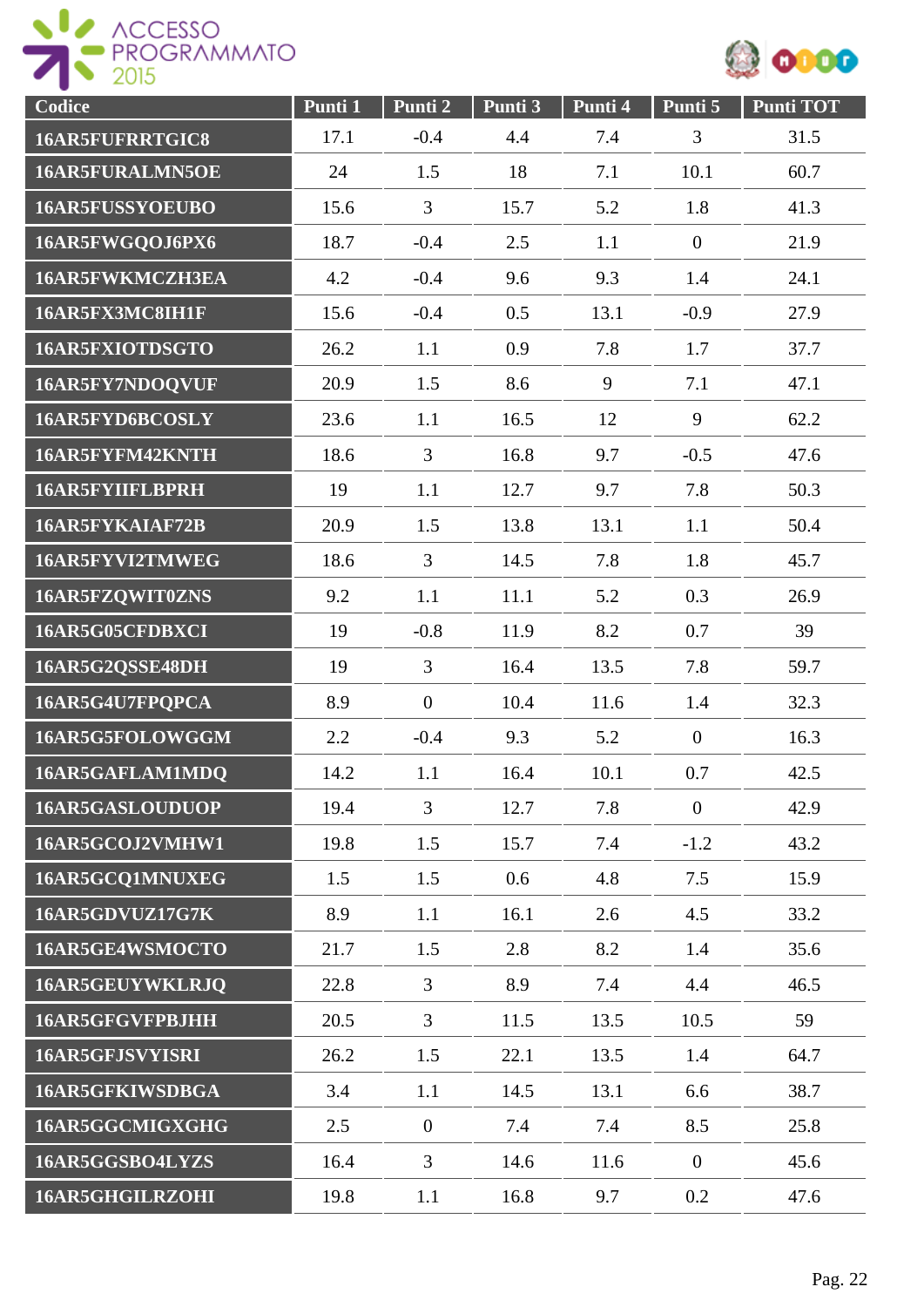| Codice | Punti 1 | Punti 2 | Punti 3 | Punti 4 | Punti 5 | Punti TOT |
|---|---|---|---|---|---|---|
| 16AR5FUFRRTGIC8 | 17.1 | -0.4 | 4.4 | 7.4 | 3 | 31.5 |
| 16AR5FURALMN5OE | 24 | 1.5 | 18 | 7.1 | 10.1 | 60.7 |
| 16AR5FUSSYOEUBO | 15.6 | 3 | 15.7 | 5.2 | 1.8 | 41.3 |
| 16AR5FWGQOJ6PX6 | 18.7 | -0.4 | 2.5 | 1.1 | 0 | 21.9 |
| 16AR5FWKMCZH3EA | 4.2 | -0.4 | 9.6 | 9.3 | 1.4 | 24.1 |
| 16AR5FX3MC8IH1F | 15.6 | -0.4 | 0.5 | 13.1 | -0.9 | 27.9 |
| 16AR5FXIOTDSGTO | 26.2 | 1.1 | 0.9 | 7.8 | 1.7 | 37.7 |
| 16AR5FY7NDOQVUF | 20.9 | 1.5 | 8.6 | 9 | 7.1 | 47.1 |
| 16AR5FYD6BCOSLY | 23.6 | 1.1 | 16.5 | 12 | 9 | 62.2 |
| 16AR5FYFM42KNTH | 18.6 | 3 | 16.8 | 9.7 | -0.5 | 47.6 |
| 16AR5FYIIFLBPRH | 19 | 1.1 | 12.7 | 9.7 | 7.8 | 50.3 |
| 16AR5FYKAIAF72B | 20.9 | 1.5 | 13.8 | 13.1 | 1.1 | 50.4 |
| 16AR5FYVI2TMWEG | 18.6 | 3 | 14.5 | 7.8 | 1.8 | 45.7 |
| 16AR5FZQWIT0ZNS | 9.2 | 1.1 | 11.1 | 5.2 | 0.3 | 26.9 |
| 16AR5G05CFDBXCI | 19 | -0.8 | 11.9 | 8.2 | 0.7 | 39 |
| 16AR5G2QSSE48DH | 19 | 3 | 16.4 | 13.5 | 7.8 | 59.7 |
| 16AR5G4U7FPQPCA | 8.9 | 0 | 10.4 | 11.6 | 1.4 | 32.3 |
| 16AR5G5FOLOWGGM | 2.2 | -0.4 | 9.3 | 5.2 | 0 | 16.3 |
| 16AR5GAFLAM1MDQ | 14.2 | 1.1 | 16.4 | 10.1 | 0.7 | 42.5 |
| 16AR5GASLOUDUOP | 19.4 | 3 | 12.7 | 7.8 | 0 | 42.9 |
| 16AR5GCOJ2VMHW1 | 19.8 | 1.5 | 15.7 | 7.4 | -1.2 | 43.2 |
| 16AR5GCQ1MNUXEG | 1.5 | 1.5 | 0.6 | 4.8 | 7.5 | 15.9 |
| 16AR5GDVUZ17G7K | 8.9 | 1.1 | 16.1 | 2.6 | 4.5 | 33.2 |
| 16AR5GE4WSMOCTO | 21.7 | 1.5 | 2.8 | 8.2 | 1.4 | 35.6 |
| 16AR5GEUYWKLRJQ | 22.8 | 3 | 8.9 | 7.4 | 4.4 | 46.5 |
| 16AR5GFGVFPBJHH | 20.5 | 3 | 11.5 | 13.5 | 10.5 | 59 |
| 16AR5GFJSVYISRI | 26.2 | 1.5 | 22.1 | 13.5 | 1.4 | 64.7 |
| 16AR5GFKIWSDBGA | 3.4 | 1.1 | 14.5 | 13.1 | 6.6 | 38.7 |
| 16AR5GGCMIGXGHG | 2.5 | 0 | 7.4 | 7.4 | 8.5 | 25.8 |
| 16AR5GGSBO4LYZS | 16.4 | 3 | 14.6 | 11.6 | 0 | 45.6 |
| 16AR5GHGILRZOHI | 19.8 | 1.1 | 16.8 | 9.7 | 0.2 | 47.6 |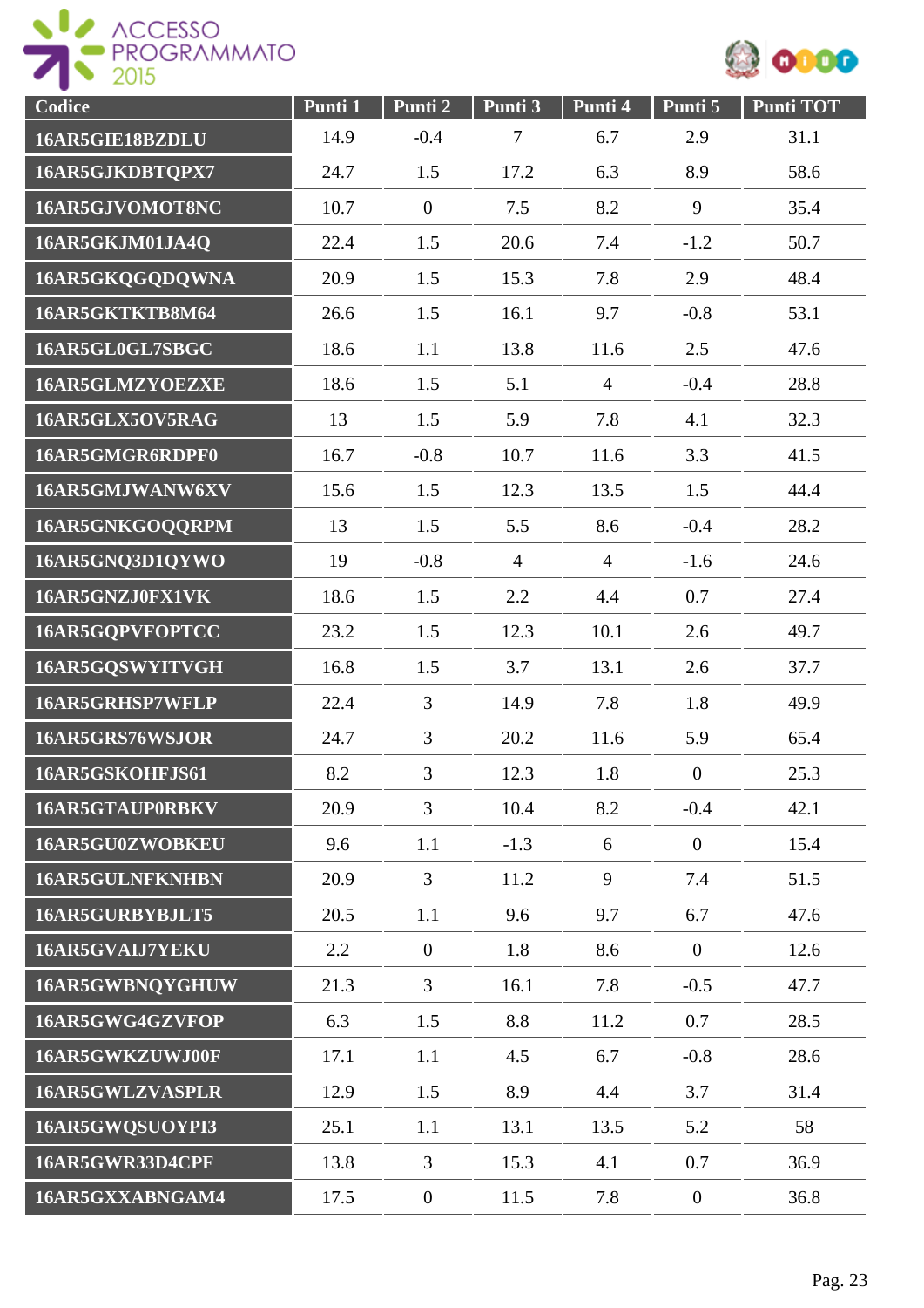| Codice | Punti 1 | Punti 2 | Punti 3 | Punti 4 | Punti 5 | Punti TOT |
|---|---|---|---|---|---|---|
| 16AR5GIE18BZDLU | 14.9 | -0.4 | 7 | 6.7 | 2.9 | 31.1 |
| 16AR5GJKDBTQPX7 | 24.7 | 1.5 | 17.2 | 6.3 | 8.9 | 58.6 |
| 16AR5GJVOMOT8NC | 10.7 | 0 | 7.5 | 8.2 | 9 | 35.4 |
| 16AR5GKJM01JA4Q | 22.4 | 1.5 | 20.6 | 7.4 | -1.2 | 50.7 |
| 16AR5GKQGQDQWNA | 20.9 | 1.5 | 15.3 | 7.8 | 2.9 | 48.4 |
| 16AR5GKTKTB8M64 | 26.6 | 1.5 | 16.1 | 9.7 | -0.8 | 53.1 |
| 16AR5GL0GL7SBGC | 18.6 | 1.1 | 13.8 | 11.6 | 2.5 | 47.6 |
| 16AR5GLMZYOEZXE | 18.6 | 1.5 | 5.1 | 4 | -0.4 | 28.8 |
| 16AR5GLX5OV5RAG | 13 | 1.5 | 5.9 | 7.8 | 4.1 | 32.3 |
| 16AR5GMGR6RDPF0 | 16.7 | -0.8 | 10.7 | 11.6 | 3.3 | 41.5 |
| 16AR5GMJWANW6XV | 15.6 | 1.5 | 12.3 | 13.5 | 1.5 | 44.4 |
| 16AR5GNKGOQQRPM | 13 | 1.5 | 5.5 | 8.6 | -0.4 | 28.2 |
| 16AR5GNQ3D1QYWO | 19 | -0.8 | 4 | 4 | -1.6 | 24.6 |
| 16AR5GNZJ0FX1VK | 18.6 | 1.5 | 2.2 | 4.4 | 0.7 | 27.4 |
| 16AR5GQPVFOPTCC | 23.2 | 1.5 | 12.3 | 10.1 | 2.6 | 49.7 |
| 16AR5GQSWYITVGH | 16.8 | 1.5 | 3.7 | 13.1 | 2.6 | 37.7 |
| 16AR5GRHSP7WFLP | 22.4 | 3 | 14.9 | 7.8 | 1.8 | 49.9 |
| 16AR5GRS76WSJOR | 24.7 | 3 | 20.2 | 11.6 | 5.9 | 65.4 |
| 16AR5GSKOHFJS61 | 8.2 | 3 | 12.3 | 1.8 | 0 | 25.3 |
| 16AR5GTAUP0RBKV | 20.9 | 3 | 10.4 | 8.2 | -0.4 | 42.1 |
| 16AR5GU0ZWOBKEU | 9.6 | 1.1 | -1.3 | 6 | 0 | 15.4 |
| 16AR5GULNFKNHBN | 20.9 | 3 | 11.2 | 9 | 7.4 | 51.5 |
| 16AR5GURBYBJLT5 | 20.5 | 1.1 | 9.6 | 9.7 | 6.7 | 47.6 |
| 16AR5GVAIJ7YEKU | 2.2 | 0 | 1.8 | 8.6 | 0 | 12.6 |
| 16AR5GWBNQYGHUW | 21.3 | 3 | 16.1 | 7.8 | -0.5 | 47.7 |
| 16AR5GWG4GZVFOP | 6.3 | 1.5 | 8.8 | 11.2 | 0.7 | 28.5 |
| 16AR5GWKZUWJ00F | 17.1 | 1.1 | 4.5 | 6.7 | -0.8 | 28.6 |
| 16AR5GWLZVASPLR | 12.9 | 1.5 | 8.9 | 4.4 | 3.7 | 31.4 |
| 16AR5GWQSUOYPI3 | 25.1 | 1.1 | 13.1 | 13.5 | 5.2 | 58 |
| 16AR5GWR33D4CPF | 13.8 | 3 | 15.3 | 4.1 | 0.7 | 36.9 |
| 16AR5GXXABNGAM4 | 17.5 | 0 | 11.5 | 7.8 | 0 | 36.8 |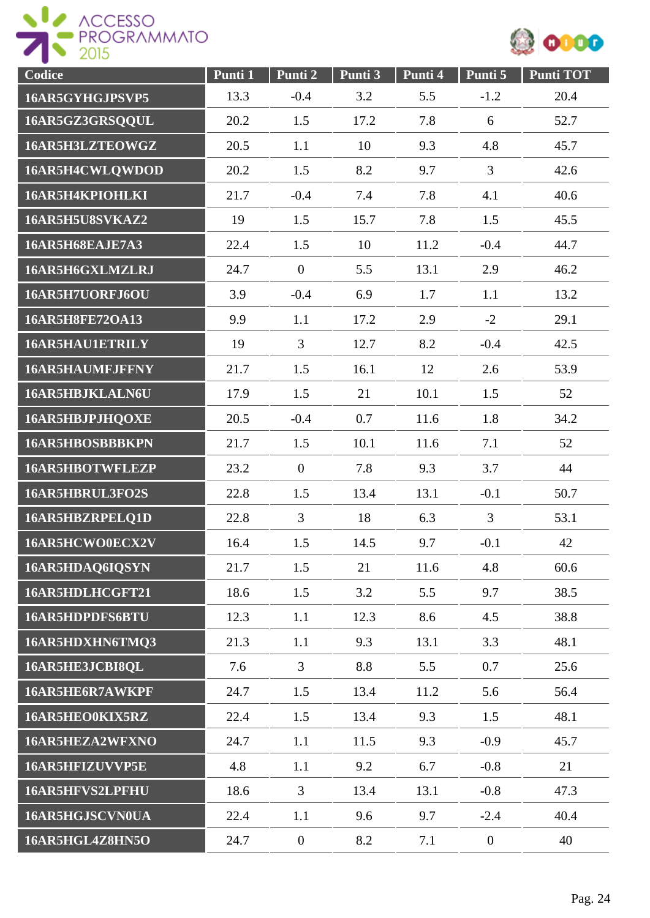| Codice | Punti 1 | Punti 2 | Punti 3 | Punti 4 | Punti 5 | Punti TOT |
|---|---|---|---|---|---|---|
| 16AR5GYHGJPSVP5 | 13.3 | -0.4 | 3.2 | 5.5 | -1.2 | 20.4 |
| 16AR5GZ3GRSQQUL | 20.2 | 1.5 | 17.2 | 7.8 | 6 | 52.7 |
| 16AR5H3LZTEOWGZ | 20.5 | 1.1 | 10 | 9.3 | 4.8 | 45.7 |
| 16AR5H4CWLQWDOD | 20.2 | 1.5 | 8.2 | 9.7 | 3 | 42.6 |
| 16AR5H4KPIOHLKI | 21.7 | -0.4 | 7.4 | 7.8 | 4.1 | 40.6 |
| 16AR5H5U8SVKAZ2 | 19 | 1.5 | 15.7 | 7.8 | 1.5 | 45.5 |
| 16AR5H68EAJE7A3 | 22.4 | 1.5 | 10 | 11.2 | -0.4 | 44.7 |
| 16AR5H6GXLMZLRJ | 24.7 | 0 | 5.5 | 13.1 | 2.9 | 46.2 |
| 16AR5H7UORFJ6OU | 3.9 | -0.4 | 6.9 | 1.7 | 1.1 | 13.2 |
| 16AR5H8FE72OA13 | 9.9 | 1.1 | 17.2 | 2.9 | -2 | 29.1 |
| 16AR5HAU1ETRILY | 19 | 3 | 12.7 | 8.2 | -0.4 | 42.5 |
| 16AR5HAUMFJFFNY | 21.7 | 1.5 | 16.1 | 12 | 2.6 | 53.9 |
| 16AR5HBJKLALN6U | 17.9 | 1.5 | 21 | 10.1 | 1.5 | 52 |
| 16AR5HBJPJHQOXE | 20.5 | -0.4 | 0.7 | 11.6 | 1.8 | 34.2 |
| 16AR5HBOSBBBKPN | 21.7 | 1.5 | 10.1 | 11.6 | 7.1 | 52 |
| 16AR5HBOTWFLEZP | 23.2 | 0 | 7.8 | 9.3 | 3.7 | 44 |
| 16AR5HBRUL3FO2S | 22.8 | 1.5 | 13.4 | 13.1 | -0.1 | 50.7 |
| 16AR5HBZRPELQ1D | 22.8 | 3 | 18 | 6.3 | 3 | 53.1 |
| 16AR5HCWO0ECX2V | 16.4 | 1.5 | 14.5 | 9.7 | -0.1 | 42 |
| 16AR5HDAQ6IQSYN | 21.7 | 1.5 | 21 | 11.6 | 4.8 | 60.6 |
| 16AR5HDLHCGFT21 | 18.6 | 1.5 | 3.2 | 5.5 | 9.7 | 38.5 |
| 16AR5HDPDFS6BTU | 12.3 | 1.1 | 12.3 | 8.6 | 4.5 | 38.8 |
| 16AR5HDXHN6TMQ3 | 21.3 | 1.1 | 9.3 | 13.1 | 3.3 | 48.1 |
| 16AR5HE3JCBI8QL | 7.6 | 3 | 8.8 | 5.5 | 0.7 | 25.6 |
| 16AR5HE6R7AWKPF | 24.7 | 1.5 | 13.4 | 11.2 | 5.6 | 56.4 |
| 16AR5HEO0KIX5RZ | 22.4 | 1.5 | 13.4 | 9.3 | 1.5 | 48.1 |
| 16AR5HEZA2WFXNO | 24.7 | 1.1 | 11.5 | 9.3 | -0.9 | 45.7 |
| 16AR5HFIZUVVP5E | 4.8 | 1.1 | 9.2 | 6.7 | -0.8 | 21 |
| 16AR5HFVS2LPFHU | 18.6 | 3 | 13.4 | 13.1 | -0.8 | 47.3 |
| 16AR5HGJSCVN0UA | 22.4 | 1.1 | 9.6 | 9.7 | -2.4 | 40.4 |
| 16AR5HGL4Z8HN5O | 24.7 | 0 | 8.2 | 7.1 | 0 | 40 |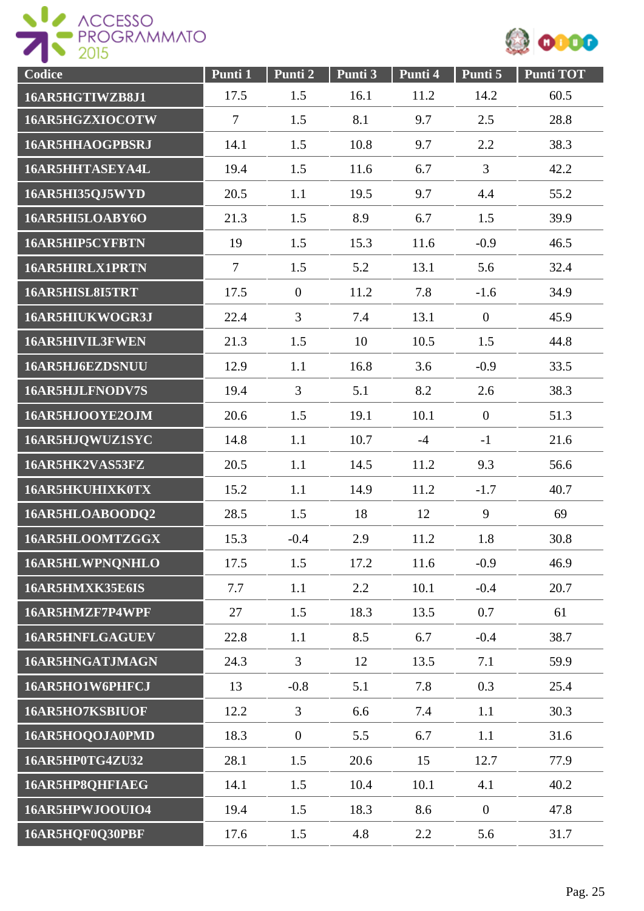| Codice | Punti 1 | Punti 2 | Punti 3 | Punti 4 | Punti 5 | Punti TOT |
|---|---|---|---|---|---|---|
| 16AR5HGTIWZB8J1 | 17.5 | 1.5 | 16.1 | 11.2 | 14.2 | 60.5 |
| 16AR5HGZXIOCOTW | 7 | 1.5 | 8.1 | 9.7 | 2.5 | 28.8 |
| 16AR5HHAOGPBSRJ | 14.1 | 1.5 | 10.8 | 9.7 | 2.2 | 38.3 |
| 16AR5HHTASEYA4L | 19.4 | 1.5 | 11.6 | 6.7 | 3 | 42.2 |
| 16AR5HI35QJ5WYD | 20.5 | 1.1 | 19.5 | 9.7 | 4.4 | 55.2 |
| 16AR5HI5LOABY6O | 21.3 | 1.5 | 8.9 | 6.7 | 1.5 | 39.9 |
| 16AR5HIP5CYFBTN | 19 | 1.5 | 15.3 | 11.6 | -0.9 | 46.5 |
| 16AR5HIRLX1PRTN | 7 | 1.5 | 5.2 | 13.1 | 5.6 | 32.4 |
| 16AR5HISL8I5TRT | 17.5 | 0 | 11.2 | 7.8 | -1.6 | 34.9 |
| 16AR5HIUKWOGR3J | 22.4 | 3 | 7.4 | 13.1 | 0 | 45.9 |
| 16AR5HIVIL3FWEN | 21.3 | 1.5 | 10 | 10.5 | 1.5 | 44.8 |
| 16AR5HJ6EZDSNUU | 12.9 | 1.1 | 16.8 | 3.6 | -0.9 | 33.5 |
| 16AR5HJLFNODV7S | 19.4 | 3 | 5.1 | 8.2 | 2.6 | 38.3 |
| 16AR5HJOOYE2OJM | 20.6 | 1.5 | 19.1 | 10.1 | 0 | 51.3 |
| 16AR5HJQWUZ1SYC | 14.8 | 1.1 | 10.7 | -4 | -1 | 21.6 |
| 16AR5HK2VAS53FZ | 20.5 | 1.1 | 14.5 | 11.2 | 9.3 | 56.6 |
| 16AR5HKUHIXK0TX | 15.2 | 1.1 | 14.9 | 11.2 | -1.7 | 40.7 |
| 16AR5HLOABOODQ2 | 28.5 | 1.5 | 18 | 12 | 9 | 69 |
| 16AR5HLOOMTZGGX | 15.3 | -0.4 | 2.9 | 11.2 | 1.8 | 30.8 |
| 16AR5HLWPNQNHLO | 17.5 | 1.5 | 17.2 | 11.6 | -0.9 | 46.9 |
| 16AR5HMXK35E6IS | 7.7 | 1.1 | 2.2 | 10.1 | -0.4 | 20.7 |
| 16AR5HMZF7P4WPF | 27 | 1.5 | 18.3 | 13.5 | 0.7 | 61 |
| 16AR5HNFLGAGUEV | 22.8 | 1.1 | 8.5 | 6.7 | -0.4 | 38.7 |
| 16AR5HNGATJMAGN | 24.3 | 3 | 12 | 13.5 | 7.1 | 59.9 |
| 16AR5HO1W6PHFCJ | 13 | -0.8 | 5.1 | 7.8 | 0.3 | 25.4 |
| 16AR5HO7KSBIUOF | 12.2 | 3 | 6.6 | 7.4 | 1.1 | 30.3 |
| 16AR5HOQOJA0PMD | 18.3 | 0 | 5.5 | 6.7 | 1.1 | 31.6 |
| 16AR5HP0TG4ZU32 | 28.1 | 1.5 | 20.6 | 15 | 12.7 | 77.9 |
| 16AR5HP8QHFIAEG | 14.1 | 1.5 | 10.4 | 10.1 | 4.1 | 40.2 |
| 16AR5HPWJOOUIO4 | 19.4 | 1.5 | 18.3 | 8.6 | 0 | 47.8 |
| 16AR5HQF0Q30PBF | 17.6 | 1.5 | 4.8 | 2.2 | 5.6 | 31.7 |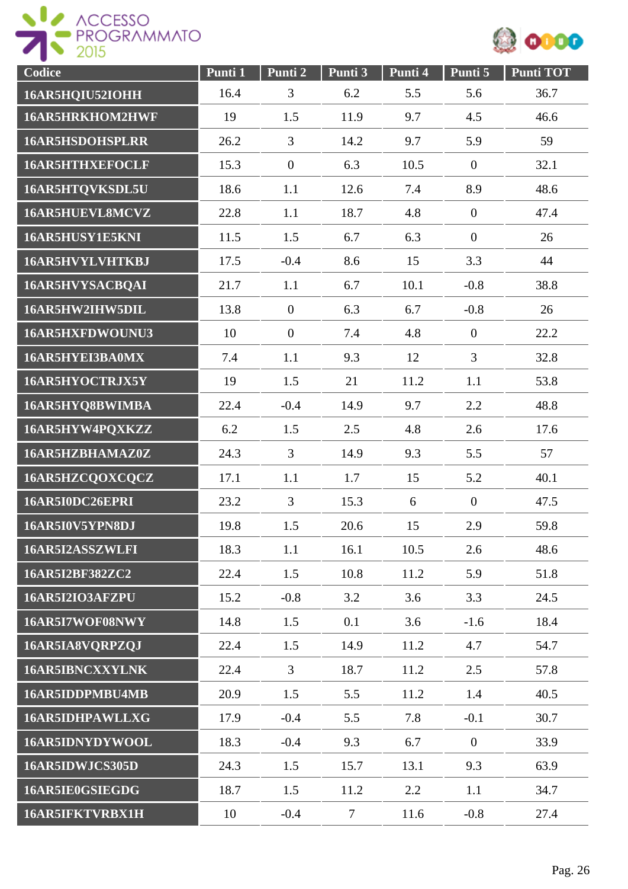| Codice | Punti 1 | Punti 2 | Punti 3 | Punti 4 | Punti 5 | Punti TOT |
|---|---|---|---|---|---|---|
| 16AR5HQIU52IOHH | 16.4 | 3 | 6.2 | 5.5 | 5.6 | 36.7 |
| 16AR5HRKHOM2HWF | 19 | 1.5 | 11.9 | 9.7 | 4.5 | 46.6 |
| 16AR5HSDOHSPLRR | 26.2 | 3 | 14.2 | 9.7 | 5.9 | 59 |
| 16AR5HTHXEFOCLF | 15.3 | 0 | 6.3 | 10.5 | 0 | 32.1 |
| 16AR5HTQVKSDL5U | 18.6 | 1.1 | 12.6 | 7.4 | 8.9 | 48.6 |
| 16AR5HUEVL8MCVZ | 22.8 | 1.1 | 18.7 | 4.8 | 0 | 47.4 |
| 16AR5HUSY1E5KNI | 11.5 | 1.5 | 6.7 | 6.3 | 0 | 26 |
| 16AR5HVYLVHTKBJ | 17.5 | -0.4 | 8.6 | 15 | 3.3 | 44 |
| 16AR5HVYSACBQAI | 21.7 | 1.1 | 6.7 | 10.1 | -0.8 | 38.8 |
| 16AR5HW2IHW5DIL | 13.8 | 0 | 6.3 | 6.7 | -0.8 | 26 |
| 16AR5HXFDWOUNU3 | 10 | 0 | 7.4 | 4.8 | 0 | 22.2 |
| 16AR5HYEI3BA0MX | 7.4 | 1.1 | 9.3 | 12 | 3 | 32.8 |
| 16AR5HYOCTRJX5Y | 19 | 1.5 | 21 | 11.2 | 1.1 | 53.8 |
| 16AR5HYQ8BWIMBA | 22.4 | -0.4 | 14.9 | 9.7 | 2.2 | 48.8 |
| 16AR5HYW4PQXKZZ | 6.2 | 1.5 | 2.5 | 4.8 | 2.6 | 17.6 |
| 16AR5HZBHAMAZ0Z | 24.3 | 3 | 14.9 | 9.3 | 5.5 | 57 |
| 16AR5HZCQOXCQCZ | 17.1 | 1.1 | 1.7 | 15 | 5.2 | 40.1 |
| 16AR5I0DC26EPRI | 23.2 | 3 | 15.3 | 6 | 0 | 47.5 |
| 16AR5I0V5YPN8DJ | 19.8 | 1.5 | 20.6 | 15 | 2.9 | 59.8 |
| 16AR5I2ASSZWLFI | 18.3 | 1.1 | 16.1 | 10.5 | 2.6 | 48.6 |
| 16AR5I2BF382ZC2 | 22.4 | 1.5 | 10.8 | 11.2 | 5.9 | 51.8 |
| 16AR5I2IO3AFZPU | 15.2 | -0.8 | 3.2 | 3.6 | 3.3 | 24.5 |
| 16AR5I7WOF08NWY | 14.8 | 1.5 | 0.1 | 3.6 | -1.6 | 18.4 |
| 16AR5IA8VQRPZQJ | 22.4 | 1.5 | 14.9 | 11.2 | 4.7 | 54.7 |
| 16AR5IBNCXXYLNK | 22.4 | 3 | 18.7 | 11.2 | 2.5 | 57.8 |
| 16AR5IDDPMBU4MB | 20.9 | 1.5 | 5.5 | 11.2 | 1.4 | 40.5 |
| 16AR5IDHPAWLLXG | 17.9 | -0.4 | 5.5 | 7.8 | -0.1 | 30.7 |
| 16AR5IDNYDYWOOL | 18.3 | -0.4 | 9.3 | 6.7 | 0 | 33.9 |
| 16AR5IDWJCS305D | 24.3 | 1.5 | 15.7 | 13.1 | 9.3 | 63.9 |
| 16AR5IE0GSIEGDG | 18.7 | 1.5 | 11.2 | 2.2 | 1.1 | 34.7 |
| 16AR5IFKTVRBX1H | 10 | -0.4 | 7 | 11.6 | -0.8 | 27.4 |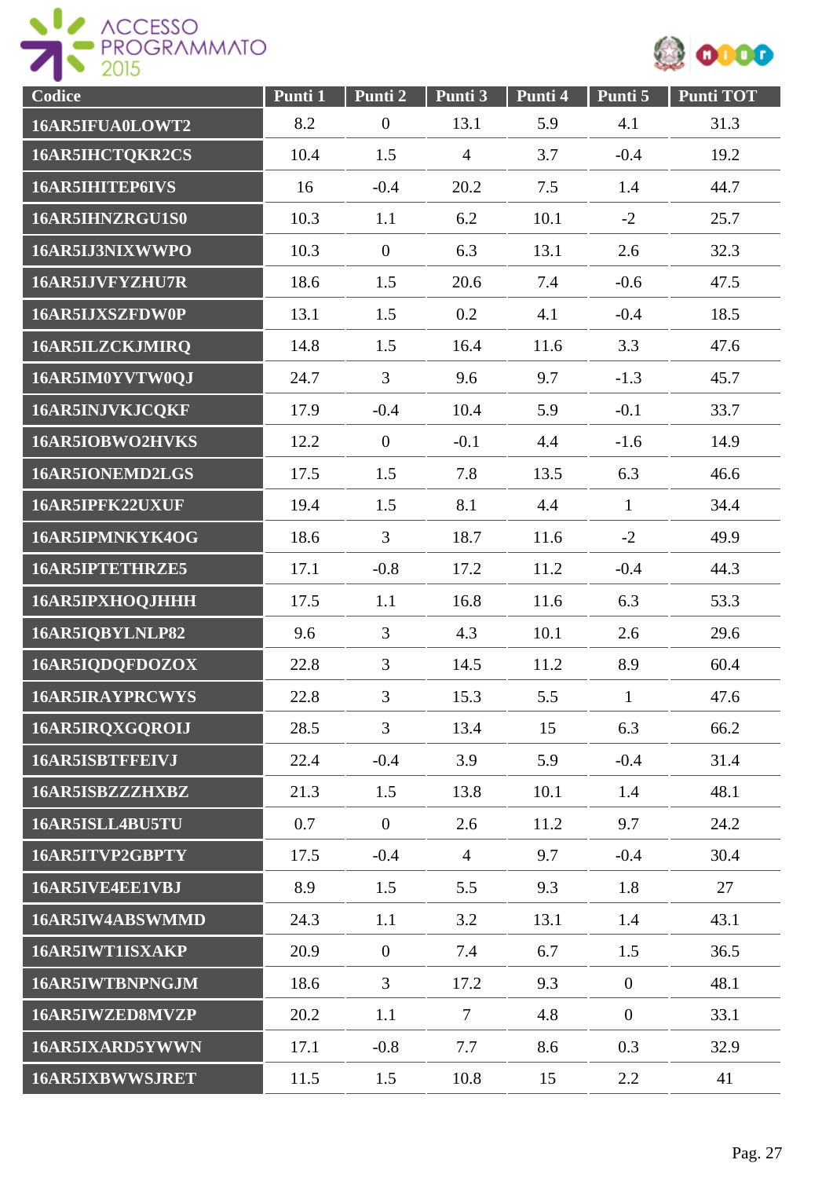| Codice | Punti 1 | Punti 2 | Punti 3 | Punti 4 | Punti 5 | Punti TOT |
|---|---|---|---|---|---|---|
| 16AR5IFUA0LOWT2 | 8.2 | 0 | 13.1 | 5.9 | 4.1 | 31.3 |
| 16AR5IHCTQKR2CS | 10.4 | 1.5 | 4 | 3.7 | -0.4 | 19.2 |
| 16AR5IHITEP6IVS | 16 | -0.4 | 20.2 | 7.5 | 1.4 | 44.7 |
| 16AR5IHNZRGU1S0 | 10.3 | 1.1 | 6.2 | 10.1 | -2 | 25.7 |
| 16AR5IJ3NIXWWPO | 10.3 | 0 | 6.3 | 13.1 | 2.6 | 32.3 |
| 16AR5IJVFYZHU7R | 18.6 | 1.5 | 20.6 | 7.4 | -0.6 | 47.5 |
| 16AR5IJXSZFDW0P | 13.1 | 1.5 | 0.2 | 4.1 | -0.4 | 18.5 |
| 16AR5ILZCKJMIRQ | 14.8 | 1.5 | 16.4 | 11.6 | 3.3 | 47.6 |
| 16AR5IM0YVTW0QJ | 24.7 | 3 | 9.6 | 9.7 | -1.3 | 45.7 |
| 16AR5INJVKJCQKF | 17.9 | -0.4 | 10.4 | 5.9 | -0.1 | 33.7 |
| 16AR5IOBWO2HVKS | 12.2 | 0 | -0.1 | 4.4 | -1.6 | 14.9 |
| 16AR5IONEMD2LGS | 17.5 | 1.5 | 7.8 | 13.5 | 6.3 | 46.6 |
| 16AR5IPFK22UXUF | 19.4 | 1.5 | 8.1 | 4.4 | 1 | 34.4 |
| 16AR5IPMNKYK4OG | 18.6 | 3 | 18.7 | 11.6 | -2 | 49.9 |
| 16AR5IPTETHRZE5 | 17.1 | -0.8 | 17.2 | 11.2 | -0.4 | 44.3 |
| 16AR5IPXHOQJHHH | 17.5 | 1.1 | 16.8 | 11.6 | 6.3 | 53.3 |
| 16AR5IQBYLNLP82 | 9.6 | 3 | 4.3 | 10.1 | 2.6 | 29.6 |
| 16AR5IQDQFDOZOX | 22.8 | 3 | 14.5 | 11.2 | 8.9 | 60.4 |
| 16AR5IRAYPRCWYS | 22.8 | 3 | 15.3 | 5.5 | 1 | 47.6 |
| 16AR5IRQXGQROIJ | 28.5 | 3 | 13.4 | 15 | 6.3 | 66.2 |
| 16AR5ISBTFFEIVJ | 22.4 | -0.4 | 3.9 | 5.9 | -0.4 | 31.4 |
| 16AR5ISBZZZHXBZ | 21.3 | 1.5 | 13.8 | 10.1 | 1.4 | 48.1 |
| 16AR5ISLL4BU5TU | 0.7 | 0 | 2.6 | 11.2 | 9.7 | 24.2 |
| 16AR5ITVP2GBPTY | 17.5 | -0.4 | 4 | 9.7 | -0.4 | 30.4 |
| 16AR5IVE4EE1VBJ | 8.9 | 1.5 | 5.5 | 9.3 | 1.8 | 27 |
| 16AR5IW4ABSWMMD | 24.3 | 1.1 | 3.2 | 13.1 | 1.4 | 43.1 |
| 16AR5IWT1ISXAKP | 20.9 | 0 | 7.4 | 6.7 | 1.5 | 36.5 |
| 16AR5IWTBNPNGJM | 18.6 | 3 | 17.2 | 9.3 | 0 | 48.1 |
| 16AR5IWZED8MVZP | 20.2 | 1.1 | 7 | 4.8 | 0 | 33.1 |
| 16AR5IXARD5YWWN | 17.1 | -0.8 | 7.7 | 8.6 | 0.3 | 32.9 |
| 16AR5IXBWWSJRET | 11.5 | 1.5 | 10.8 | 15 | 2.2 | 41 |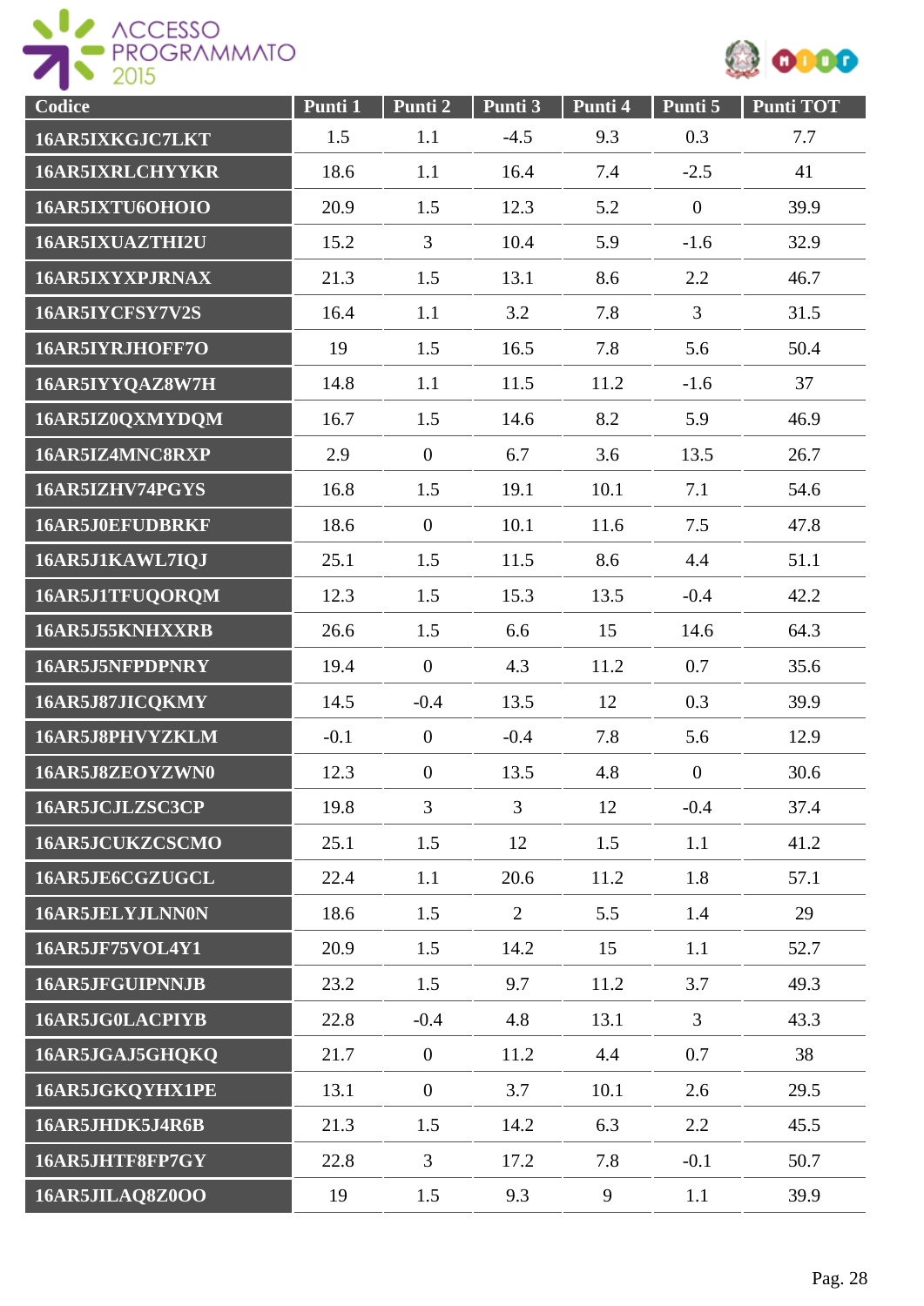| Codice | Punti 1 | Punti 2 | Punti 3 | Punti 4 | Punti 5 | Punti TOT |
|---|---|---|---|---|---|---|
| 16AR5IXKGJC7LKT | 1.5 | 1.1 | -4.5 | 9.3 | 0.3 | 7.7 |
| 16AR5IXRLCHYYKR | 18.6 | 1.1 | 16.4 | 7.4 | -2.5 | 41 |
| 16AR5IXTU6OHOIO | 20.9 | 1.5 | 12.3 | 5.2 | 0 | 39.9 |
| 16AR5IXUAZTHI2U | 15.2 | 3 | 10.4 | 5.9 | -1.6 | 32.9 |
| 16AR5IXYXPJRNAX | 21.3 | 1.5 | 13.1 | 8.6 | 2.2 | 46.7 |
| 16AR5IYCFSY7V2S | 16.4 | 1.1 | 3.2 | 7.8 | 3 | 31.5 |
| 16AR5IYRJHOFF7O | 19 | 1.5 | 16.5 | 7.8 | 5.6 | 50.4 |
| 16AR5IYYQAZ8W7H | 14.8 | 1.1 | 11.5 | 11.2 | -1.6 | 37 |
| 16AR5IZ0QXMYDQM | 16.7 | 1.5 | 14.6 | 8.2 | 5.9 | 46.9 |
| 16AR5IZ4MNC8RXP | 2.9 | 0 | 6.7 | 3.6 | 13.5 | 26.7 |
| 16AR5IZHV74PGYS | 16.8 | 1.5 | 19.1 | 10.1 | 7.1 | 54.6 |
| 16AR5J0EFUDBRKF | 18.6 | 0 | 10.1 | 11.6 | 7.5 | 47.8 |
| 16AR5J1KAWL7IQJ | 25.1 | 1.5 | 11.5 | 8.6 | 4.4 | 51.1 |
| 16AR5J1TFUQORQM | 12.3 | 1.5 | 15.3 | 13.5 | -0.4 | 42.2 |
| 16AR5J55KNHXXRB | 26.6 | 1.5 | 6.6 | 15 | 14.6 | 64.3 |
| 16AR5J5NFPDPNRY | 19.4 | 0 | 4.3 | 11.2 | 0.7 | 35.6 |
| 16AR5J87JICQKMY | 14.5 | -0.4 | 13.5 | 12 | 0.3 | 39.9 |
| 16AR5J8PHVYZKLM | -0.1 | 0 | -0.4 | 7.8 | 5.6 | 12.9 |
| 16AR5J8ZEOYZWN0 | 12.3 | 0 | 13.5 | 4.8 | 0 | 30.6 |
| 16AR5JCJLZSC3CP | 19.8 | 3 | 3 | 12 | -0.4 | 37.4 |
| 16AR5JCUKZCSCMO | 25.1 | 1.5 | 12 | 1.5 | 1.1 | 41.2 |
| 16AR5JE6CGZUGCL | 22.4 | 1.1 | 20.6 | 11.2 | 1.8 | 57.1 |
| 16AR5JELYJLNN0N | 18.6 | 1.5 | 2 | 5.5 | 1.4 | 29 |
| 16AR5JF75VOL4Y1 | 20.9 | 1.5 | 14.2 | 15 | 1.1 | 52.7 |
| 16AR5JFGUIPNNJB | 23.2 | 1.5 | 9.7 | 11.2 | 3.7 | 49.3 |
| 16AR5JG0LACPIYB | 22.8 | -0.4 | 4.8 | 13.1 | 3 | 43.3 |
| 16AR5JGAJ5GHQKQ | 21.7 | 0 | 11.2 | 4.4 | 0.7 | 38 |
| 16AR5JGKQYHX1PE | 13.1 | 0 | 3.7 | 10.1 | 2.6 | 29.5 |
| 16AR5JHDK5J4R6B | 21.3 | 1.5 | 14.2 | 6.3 | 2.2 | 45.5 |
| 16AR5JHTF8FP7GY | 22.8 | 3 | 17.2 | 7.8 | -0.1 | 50.7 |
| 16AR5JILAQ8Z0OO | 19 | 1.5 | 9.3 | 9 | 1.1 | 39.9 |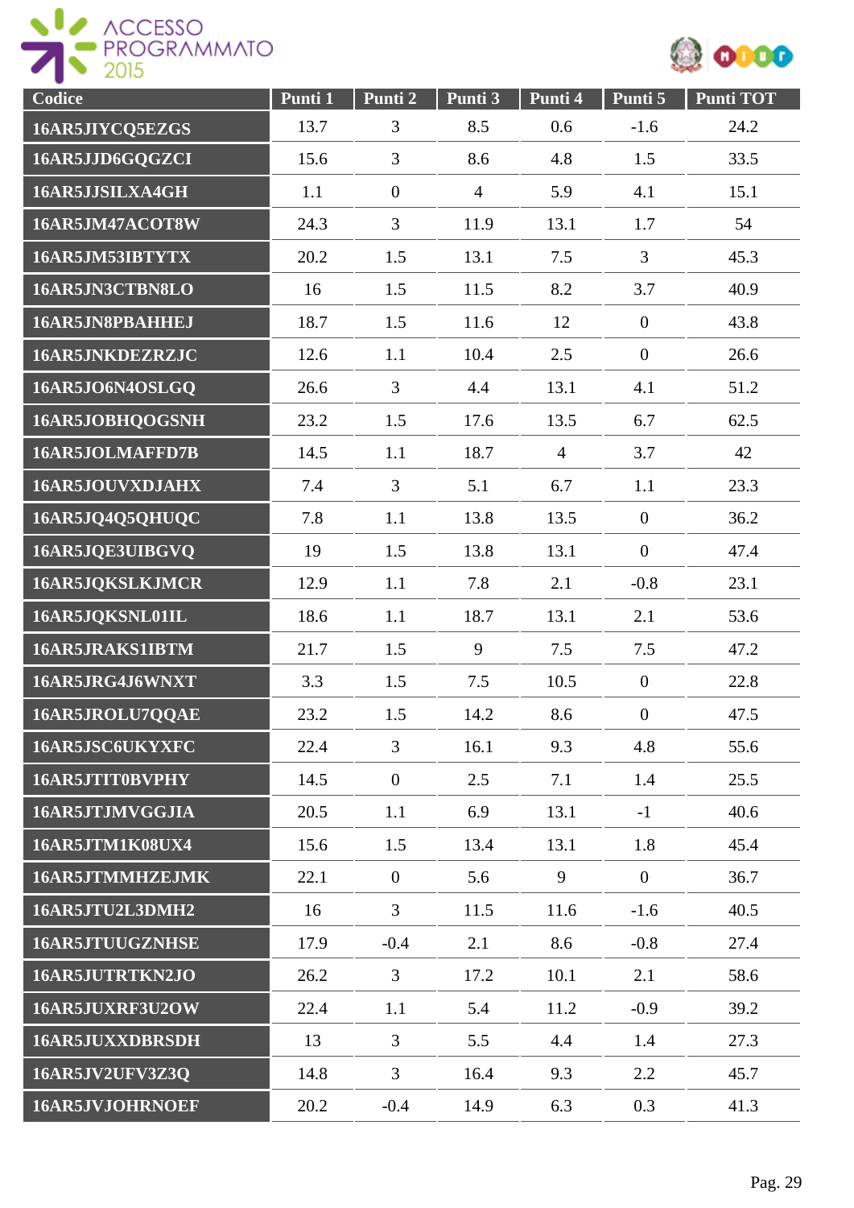| Codice | Punti 1 | Punti 2 | Punti 3 | Punti 4 | Punti 5 | Punti TOT |
|---|---|---|---|---|---|---|
| 16AR5JIYCQ5EZGS | 13.7 | 3 | 8.5 | 0.6 | -1.6 | 24.2 |
| 16AR5JJD6GQGZCI | 15.6 | 3 | 8.6 | 4.8 | 1.5 | 33.5 |
| 16AR5JJSILXA4GH | 1.1 | 0 | 4 | 5.9 | 4.1 | 15.1 |
| 16AR5JM47ACOT8W | 24.3 | 3 | 11.9 | 13.1 | 1.7 | 54 |
| 16AR5JM53IBTYTX | 20.2 | 1.5 | 13.1 | 7.5 | 3 | 45.3 |
| 16AR5JN3CTBN8LO | 16 | 1.5 | 11.5 | 8.2 | 3.7 | 40.9 |
| 16AR5JN8PBAHHEJ | 18.7 | 1.5 | 11.6 | 12 | 0 | 43.8 |
| 16AR5JNKDEZRZJC | 12.6 | 1.1 | 10.4 | 2.5 | 0 | 26.6 |
| 16AR5JO6N4OSLGQ | 26.6 | 3 | 4.4 | 13.1 | 4.1 | 51.2 |
| 16AR5JOBHQOGSNH | 23.2 | 1.5 | 17.6 | 13.5 | 6.7 | 62.5 |
| 16AR5JOLMAFFD7B | 14.5 | 1.1 | 18.7 | 4 | 3.7 | 42 |
| 16AR5JOUVXDJAHX | 7.4 | 3 | 5.1 | 6.7 | 1.1 | 23.3 |
| 16AR5JQ4Q5QHUQC | 7.8 | 1.1 | 13.8 | 13.5 | 0 | 36.2 |
| 16AR5JQE3UIBGVQ | 19 | 1.5 | 13.8 | 13.1 | 0 | 47.4 |
| 16AR5JQKSLKJMCR | 12.9 | 1.1 | 7.8 | 2.1 | -0.8 | 23.1 |
| 16AR5JQKSNL01IL | 18.6 | 1.1 | 18.7 | 13.1 | 2.1 | 53.6 |
| 16AR5JRAKS1IBTM | 21.7 | 1.5 | 9 | 7.5 | 7.5 | 47.2 |
| 16AR5JRG4J6WNXT | 3.3 | 1.5 | 7.5 | 10.5 | 0 | 22.8 |
| 16AR5JROLU7QQAE | 23.2 | 1.5 | 14.2 | 8.6 | 0 | 47.5 |
| 16AR5JSC6UKYXFC | 22.4 | 3 | 16.1 | 9.3 | 4.8 | 55.6 |
| 16AR5JTIT0BVPHY | 14.5 | 0 | 2.5 | 7.1 | 1.4 | 25.5 |
| 16AR5JTJMVGGJIA | 20.5 | 1.1 | 6.9 | 13.1 | -1 | 40.6 |
| 16AR5JTM1K08UX4 | 15.6 | 1.5 | 13.4 | 13.1 | 1.8 | 45.4 |
| 16AR5JTMMHZEJMK | 22.1 | 0 | 5.6 | 9 | 0 | 36.7 |
| 16AR5JTU2L3DMH2 | 16 | 3 | 11.5 | 11.6 | -1.6 | 40.5 |
| 16AR5JTUUGZNHSE | 17.9 | -0.4 | 2.1 | 8.6 | -0.8 | 27.4 |
| 16AR5JUTRTKN2JO | 26.2 | 3 | 17.2 | 10.1 | 2.1 | 58.6 |
| 16AR5JUXRF3U2OW | 22.4 | 1.1 | 5.4 | 11.2 | -0.9 | 39.2 |
| 16AR5JUXXDBRSDH | 13 | 3 | 5.5 | 4.4 | 1.4 | 27.3 |
| 16AR5JV2UFV3Z3Q | 14.8 | 3 | 16.4 | 9.3 | 2.2 | 45.7 |
| 16AR5JVJOHRNOEF | 20.2 | -0.4 | 14.9 | 6.3 | 0.3 | 41.3 |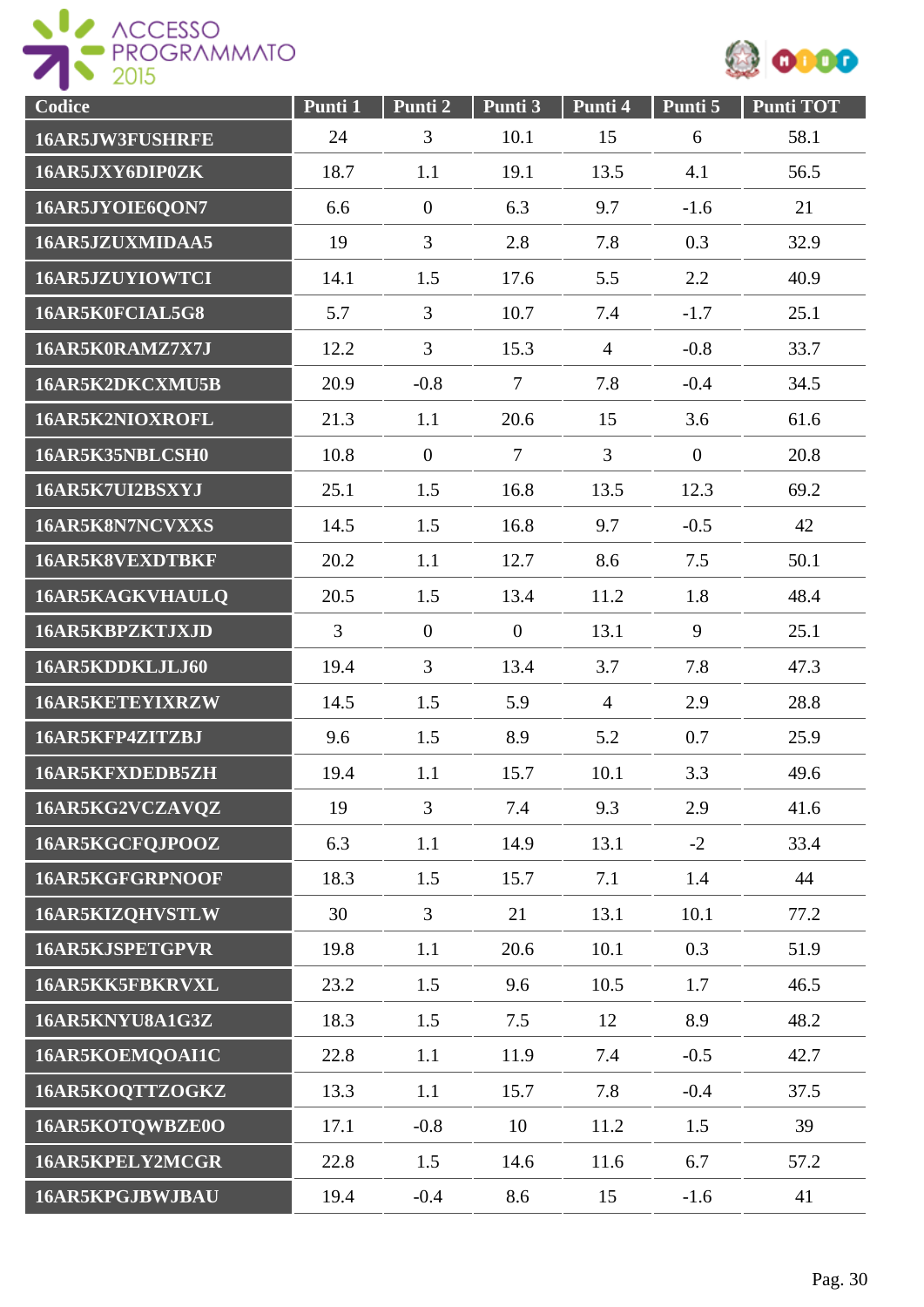| Codice | Punti 1 | Punti 2 | Punti 3 | Punti 4 | Punti 5 | Punti TOT |
|---|---|---|---|---|---|---|
| 16AR5JW3FUSHRFE | 24 | 3 | 10.1 | 15 | 6 | 58.1 |
| 16AR5JXY6DIP0ZK | 18.7 | 1.1 | 19.1 | 13.5 | 4.1 | 56.5 |
| 16AR5JYOIE6QON7 | 6.6 | 0 | 6.3 | 9.7 | -1.6 | 21 |
| 16AR5JZUXMIDAA5 | 19 | 3 | 2.8 | 7.8 | 0.3 | 32.9 |
| 16AR5JZUYIOWTCI | 14.1 | 1.5 | 17.6 | 5.5 | 2.2 | 40.9 |
| 16AR5K0FCIAL5G8 | 5.7 | 3 | 10.7 | 7.4 | -1.7 | 25.1 |
| 16AR5K0RAMZ7X7J | 12.2 | 3 | 15.3 | 4 | -0.8 | 33.7 |
| 16AR5K2DKCXMU5B | 20.9 | -0.8 | 7 | 7.8 | -0.4 | 34.5 |
| 16AR5K2NIOXROFL | 21.3 | 1.1 | 20.6 | 15 | 3.6 | 61.6 |
| 16AR5K35NBLCSH0 | 10.8 | 0 | 7 | 3 | 0 | 20.8 |
| 16AR5K7UI2BSXYJ | 25.1 | 1.5 | 16.8 | 13.5 | 12.3 | 69.2 |
| 16AR5K8N7NCVXXS | 14.5 | 1.5 | 16.8 | 9.7 | -0.5 | 42 |
| 16AR5K8VEXDTBKF | 20.2 | 1.1 | 12.7 | 8.6 | 7.5 | 50.1 |
| 16AR5KAGKVHAULQ | 20.5 | 1.5 | 13.4 | 11.2 | 1.8 | 48.4 |
| 16AR5KBPZKTJXJD | 3 | 0 | 0 | 13.1 | 9 | 25.1 |
| 16AR5KDDKLJLJ60 | 19.4 | 3 | 13.4 | 3.7 | 7.8 | 47.3 |
| 16AR5KETEYIXRZW | 14.5 | 1.5 | 5.9 | 4 | 2.9 | 28.8 |
| 16AR5KFP4ZITZBJ | 9.6 | 1.5 | 8.9 | 5.2 | 0.7 | 25.9 |
| 16AR5KFXDEDB5ZH | 19.4 | 1.1 | 15.7 | 10.1 | 3.3 | 49.6 |
| 16AR5KG2VCZAVQZ | 19 | 3 | 7.4 | 9.3 | 2.9 | 41.6 |
| 16AR5KGCFQJPOOZ | 6.3 | 1.1 | 14.9 | 13.1 | -2 | 33.4 |
| 16AR5KGFGRPNOOF | 18.3 | 1.5 | 15.7 | 7.1 | 1.4 | 44 |
| 16AR5KIZQHVSTLW | 30 | 3 | 21 | 13.1 | 10.1 | 77.2 |
| 16AR5KJSPETGPVR | 19.8 | 1.1 | 20.6 | 10.1 | 0.3 | 51.9 |
| 16AR5KK5FBKRVXL | 23.2 | 1.5 | 9.6 | 10.5 | 1.7 | 46.5 |
| 16AR5KNYU8A1G3Z | 18.3 | 1.5 | 7.5 | 12 | 8.9 | 48.2 |
| 16AR5KOEMQOAI1C | 22.8 | 1.1 | 11.9 | 7.4 | -0.5 | 42.7 |
| 16AR5KOQTTZOGKZ | 13.3 | 1.1 | 15.7 | 7.8 | -0.4 | 37.5 |
| 16AR5KOTQWBZE0O | 17.1 | -0.8 | 10 | 11.2 | 1.5 | 39 |
| 16AR5KPELY2MCGR | 22.8 | 1.5 | 14.6 | 11.6 | 6.7 | 57.2 |
| 16AR5KPGJBWJBAU | 19.4 | -0.4 | 8.6 | 15 | -1.6 | 41 |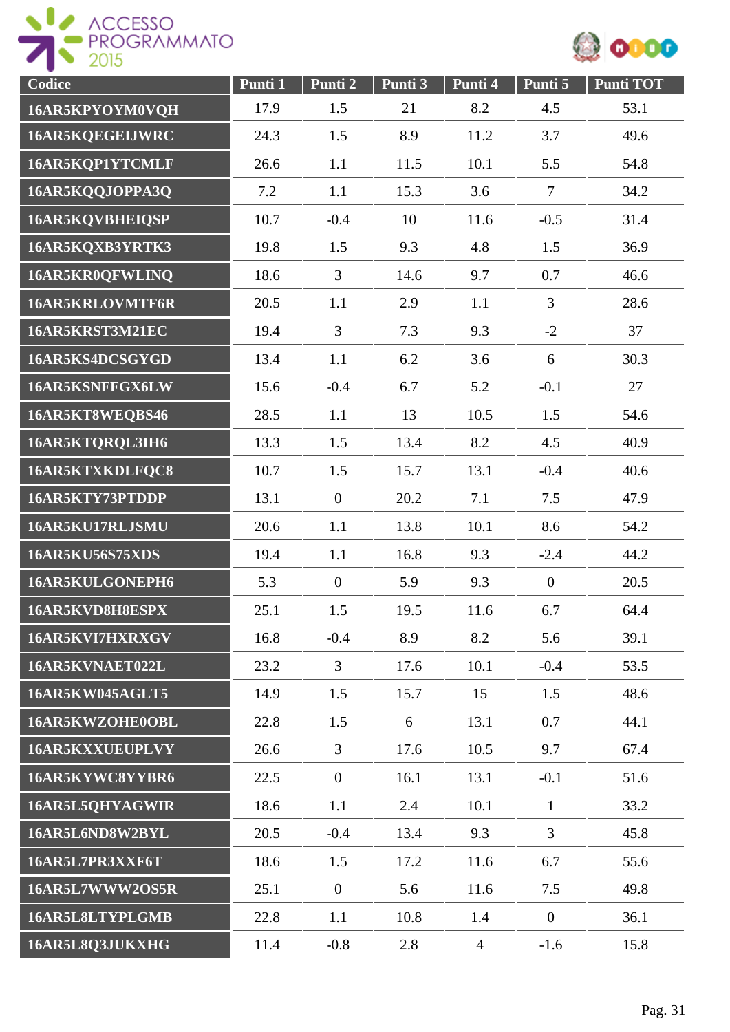| Codice | Punti 1 | Punti 2 | Punti 3 | Punti 4 | Punti 5 | Punti TOT |
|---|---|---|---|---|---|---|
| 16AR5KPYOYM0VQH | 17.9 | 1.5 | 21 | 8.2 | 4.5 | 53.1 |
| 16AR5KQEGEIJWRC | 24.3 | 1.5 | 8.9 | 11.2 | 3.7 | 49.6 |
| 16AR5KQP1YTCMLF | 26.6 | 1.1 | 11.5 | 10.1 | 5.5 | 54.8 |
| 16AR5KQQJOPPA3Q | 7.2 | 1.1 | 15.3 | 3.6 | 7 | 34.2 |
| 16AR5KQVBHEIQSP | 10.7 | -0.4 | 10 | 11.6 | -0.5 | 31.4 |
| 16AR5KQXB3YRTK3 | 19.8 | 1.5 | 9.3 | 4.8 | 1.5 | 36.9 |
| 16AR5KR0QFWLINQ | 18.6 | 3 | 14.6 | 9.7 | 0.7 | 46.6 |
| 16AR5KRLOVMTF6R | 20.5 | 1.1 | 2.9 | 1.1 | 3 | 28.6 |
| 16AR5KRST3M21EC | 19.4 | 3 | 7.3 | 9.3 | -2 | 37 |
| 16AR5KS4DCSGYGD | 13.4 | 1.1 | 6.2 | 3.6 | 6 | 30.3 |
| 16AR5KSNFFGX6LW | 15.6 | -0.4 | 6.7 | 5.2 | -0.1 | 27 |
| 16AR5KT8WEQBS46 | 28.5 | 1.1 | 13 | 10.5 | 1.5 | 54.6 |
| 16AR5KTQRQL3IH6 | 13.3 | 1.5 | 13.4 | 8.2 | 4.5 | 40.9 |
| 16AR5KTXKDLFQC8 | 10.7 | 1.5 | 15.7 | 13.1 | -0.4 | 40.6 |
| 16AR5KTY73PTDDP | 13.1 | 0 | 20.2 | 7.1 | 7.5 | 47.9 |
| 16AR5KU17RLJSMU | 20.6 | 1.1 | 13.8 | 10.1 | 8.6 | 54.2 |
| 16AR5KU56S75XDS | 19.4 | 1.1 | 16.8 | 9.3 | -2.4 | 44.2 |
| 16AR5KULGONEPH6 | 5.3 | 0 | 5.9 | 9.3 | 0 | 20.5 |
| 16AR5KVD8H8ESPX | 25.1 | 1.5 | 19.5 | 11.6 | 6.7 | 64.4 |
| 16AR5KVI7HXRXGV | 16.8 | -0.4 | 8.9 | 8.2 | 5.6 | 39.1 |
| 16AR5KVNAET022L | 23.2 | 3 | 17.6 | 10.1 | -0.4 | 53.5 |
| 16AR5KW045AGLT5 | 14.9 | 1.5 | 15.7 | 15 | 1.5 | 48.6 |
| 16AR5KWZOHE0OBL | 22.8 | 1.5 | 6 | 13.1 | 0.7 | 44.1 |
| 16AR5KXXUEUPLVY | 26.6 | 3 | 17.6 | 10.5 | 9.7 | 67.4 |
| 16AR5KYWC8YYBR6 | 22.5 | 0 | 16.1 | 13.1 | -0.1 | 51.6 |
| 16AR5L5QHYAGWIR | 18.6 | 1.1 | 2.4 | 10.1 | 1 | 33.2 |
| 16AR5L6ND8W2BYL | 20.5 | -0.4 | 13.4 | 9.3 | 3 | 45.8 |
| 16AR5L7PR3XXF6T | 18.6 | 1.5 | 17.2 | 11.6 | 6.7 | 55.6 |
| 16AR5L7WWW2OS5R | 25.1 | 0 | 5.6 | 11.6 | 7.5 | 49.8 |
| 16AR5L8LTYPLGMB | 22.8 | 1.1 | 10.8 | 1.4 | 0 | 36.1 |
| 16AR5L8Q3JUKXHG | 11.4 | -0.8 | 2.8 | 4 | -1.6 | 15.8 |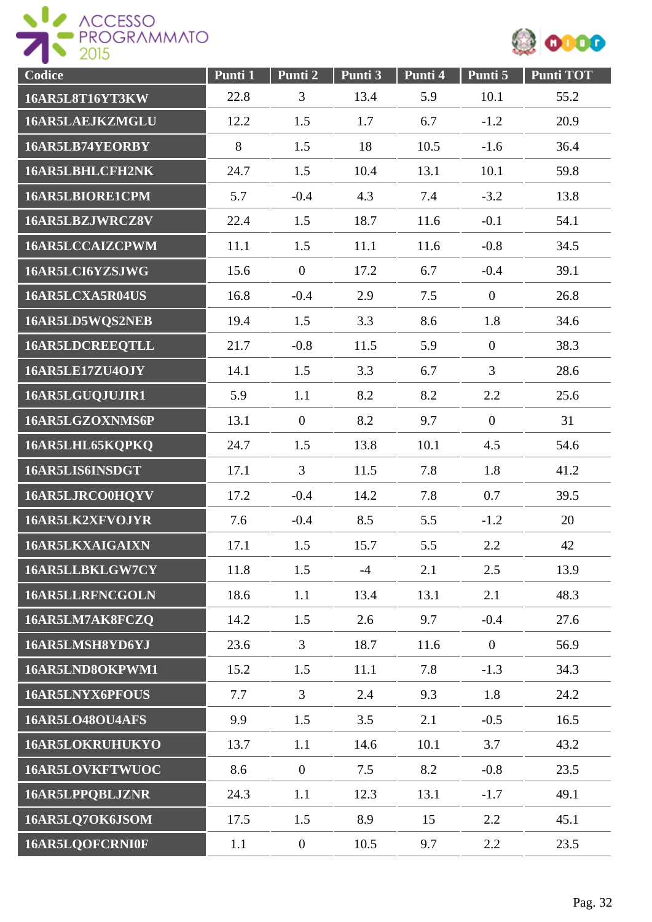| Codice | Punti 1 | Punti 2 | Punti 3 | Punti 4 | Punti 5 | Punti TOT |
|---|---|---|---|---|---|---|
| 16AR5L8T16YT3KW | 22.8 | 3 | 13.4 | 5.9 | 10.1 | 55.2 |
| 16AR5LAEJKZMGLU | 12.2 | 1.5 | 1.7 | 6.7 | -1.2 | 20.9 |
| 16AR5LB74YEORBY | 8 | 1.5 | 18 | 10.5 | -1.6 | 36.4 |
| 16AR5LBHLCFH2NK | 24.7 | 1.5 | 10.4 | 13.1 | 10.1 | 59.8 |
| 16AR5LBIORE1CPM | 5.7 | -0.4 | 4.3 | 7.4 | -3.2 | 13.8 |
| 16AR5LBZJWRCZ8V | 22.4 | 1.5 | 18.7 | 11.6 | -0.1 | 54.1 |
| 16AR5LCCAIZCPWM | 11.1 | 1.5 | 11.1 | 11.6 | -0.8 | 34.5 |
| 16AR5LCI6YZSJWG | 15.6 | 0 | 17.2 | 6.7 | -0.4 | 39.1 |
| 16AR5LCXA5R04US | 16.8 | -0.4 | 2.9 | 7.5 | 0 | 26.8 |
| 16AR5LD5WQS2NEB | 19.4 | 1.5 | 3.3 | 8.6 | 1.8 | 34.6 |
| 16AR5LDCREEQTLL | 21.7 | -0.8 | 11.5 | 5.9 | 0 | 38.3 |
| 16AR5LE17ZU4OJY | 14.1 | 1.5 | 3.3 | 6.7 | 3 | 28.6 |
| 16AR5LGUQJUJIR1 | 5.9 | 1.1 | 8.2 | 8.2 | 2.2 | 25.6 |
| 16AR5LGZOXNMS6P | 13.1 | 0 | 8.2 | 9.7 | 0 | 31 |
| 16AR5LHL65KQPKQ | 24.7 | 1.5 | 13.8 | 10.1 | 4.5 | 54.6 |
| 16AR5LIS6INSDGT | 17.1 | 3 | 11.5 | 7.8 | 1.8 | 41.2 |
| 16AR5LJRCO0HQYV | 17.2 | -0.4 | 14.2 | 7.8 | 0.7 | 39.5 |
| 16AR5LK2XFVOJYR | 7.6 | -0.4 | 8.5 | 5.5 | -1.2 | 20 |
| 16AR5LKXAIGAIXN | 17.1 | 1.5 | 15.7 | 5.5 | 2.2 | 42 |
| 16AR5LLBKLGW7CY | 11.8 | 1.5 | -4 | 2.1 | 2.5 | 13.9 |
| 16AR5LLRFNCGOLN | 18.6 | 1.1 | 13.4 | 13.1 | 2.1 | 48.3 |
| 16AR5LM7AK8FCZQ | 14.2 | 1.5 | 2.6 | 9.7 | -0.4 | 27.6 |
| 16AR5LMSH8YD6YJ | 23.6 | 3 | 18.7 | 11.6 | 0 | 56.9 |
| 16AR5LND8OKPWM1 | 15.2 | 1.5 | 11.1 | 7.8 | -1.3 | 34.3 |
| 16AR5LNYX6PFOUS | 7.7 | 3 | 2.4 | 9.3 | 1.8 | 24.2 |
| 16AR5LO48OU4AFS | 9.9 | 1.5 | 3.5 | 2.1 | -0.5 | 16.5 |
| 16AR5LOKRUHUKYO | 13.7 | 1.1 | 14.6 | 10.1 | 3.7 | 43.2 |
| 16AR5LOVKFTWUOC | 8.6 | 0 | 7.5 | 8.2 | -0.8 | 23.5 |
| 16AR5LPPQBLJZNR | 24.3 | 1.1 | 12.3 | 13.1 | -1.7 | 49.1 |
| 16AR5LQ7OK6JSOM | 17.5 | 1.5 | 8.9 | 15 | 2.2 | 45.1 |
| 16AR5LQOFCRNI0F | 1.1 | 0 | 10.5 | 9.7 | 2.2 | 23.5 |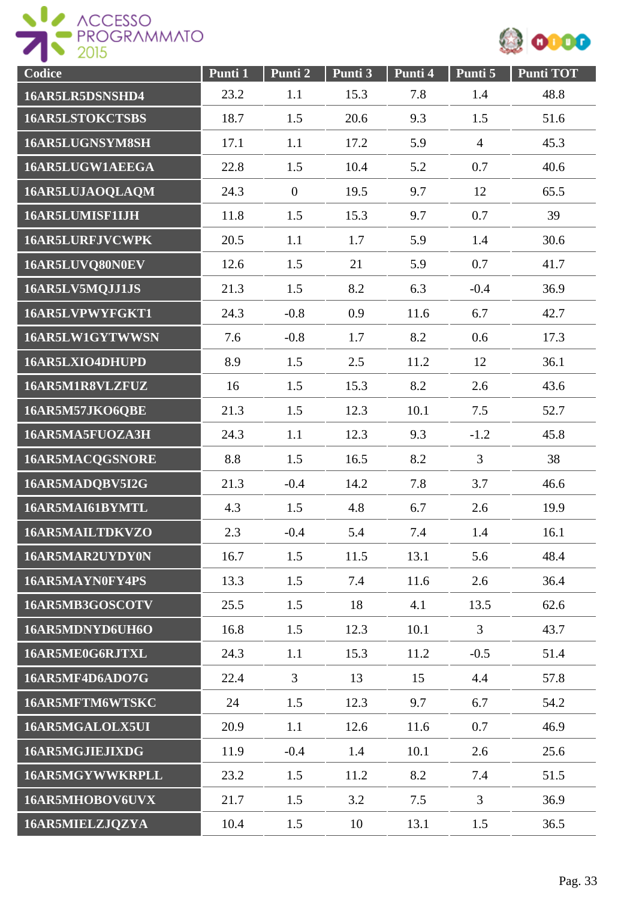| Codice | Punti 1 | Punti 2 | Punti 3 | Punti 4 | Punti 5 | Punti TOT |
|---|---|---|---|---|---|---|
| 16AR5LR5DSNSHD4 | 23.2 | 1.1 | 15.3 | 7.8 | 1.4 | 48.8 |
| 16AR5LSTOKCTSBS | 18.7 | 1.5 | 20.6 | 9.3 | 1.5 | 51.6 |
| 16AR5LUGNSYM8SH | 17.1 | 1.1 | 17.2 | 5.9 | 4 | 45.3 |
| 16AR5LUGW1AEEGA | 22.8 | 1.5 | 10.4 | 5.2 | 0.7 | 40.6 |
| 16AR5LUJAOQLAQM | 24.3 | 0 | 19.5 | 9.7 | 12 | 65.5 |
| 16AR5LUMISF1IJH | 11.8 | 1.5 | 15.3 | 9.7 | 0.7 | 39 |
| 16AR5LURFJVCWPK | 20.5 | 1.1 | 1.7 | 5.9 | 1.4 | 30.6 |
| 16AR5LUVQ80N0EV | 12.6 | 1.5 | 21 | 5.9 | 0.7 | 41.7 |
| 16AR5LV5MQJJ1JS | 21.3 | 1.5 | 8.2 | 6.3 | -0.4 | 36.9 |
| 16AR5LVPWYFGKT1 | 24.3 | -0.8 | 0.9 | 11.6 | 6.7 | 42.7 |
| 16AR5LW1GYTWWSN | 7.6 | -0.8 | 1.7 | 8.2 | 0.6 | 17.3 |
| 16AR5LXIO4DHUPD | 8.9 | 1.5 | 2.5 | 11.2 | 12 | 36.1 |
| 16AR5M1R8VLZFUZ | 16 | 1.5 | 15.3 | 8.2 | 2.6 | 43.6 |
| 16AR5M57JKO6QBE | 21.3 | 1.5 | 12.3 | 10.1 | 7.5 | 52.7 |
| 16AR5MA5FUOZA3H | 24.3 | 1.1 | 12.3 | 9.3 | -1.2 | 45.8 |
| 16AR5MACQGSNORE | 8.8 | 1.5 | 16.5 | 8.2 | 3 | 38 |
| 16AR5MADQBV5I2G | 21.3 | -0.4 | 14.2 | 7.8 | 3.7 | 46.6 |
| 16AR5MAI61BYMTL | 4.3 | 1.5 | 4.8 | 6.7 | 2.6 | 19.9 |
| 16AR5MAILTDKVZO | 2.3 | -0.4 | 5.4 | 7.4 | 1.4 | 16.1 |
| 16AR5MAR2UYDY0N | 16.7 | 1.5 | 11.5 | 13.1 | 5.6 | 48.4 |
| 16AR5MAYN0FY4PS | 13.3 | 1.5 | 7.4 | 11.6 | 2.6 | 36.4 |
| 16AR5MB3GOSCOTV | 25.5 | 1.5 | 18 | 4.1 | 13.5 | 62.6 |
| 16AR5MDNYD6UH6O | 16.8 | 1.5 | 12.3 | 10.1 | 3 | 43.7 |
| 16AR5ME0G6RJTXL | 24.3 | 1.1 | 15.3 | 11.2 | -0.5 | 51.4 |
| 16AR5MF4D6ADO7G | 22.4 | 3 | 13 | 15 | 4.4 | 57.8 |
| 16AR5MFTM6WTSKC | 24 | 1.5 | 12.3 | 9.7 | 6.7 | 54.2 |
| 16AR5MGALOLX5UI | 20.9 | 1.1 | 12.6 | 11.6 | 0.7 | 46.9 |
| 16AR5MGJIEJIXDG | 11.9 | -0.4 | 1.4 | 10.1 | 2.6 | 25.6 |
| 16AR5MGYWWKRPLL | 23.2 | 1.5 | 11.2 | 8.2 | 7.4 | 51.5 |
| 16AR5MHOBOV6UVX | 21.7 | 1.5 | 3.2 | 7.5 | 3 | 36.9 |
| 16AR5MIELZJQZYA | 10.4 | 1.5 | 10 | 13.1 | 1.5 | 36.5 |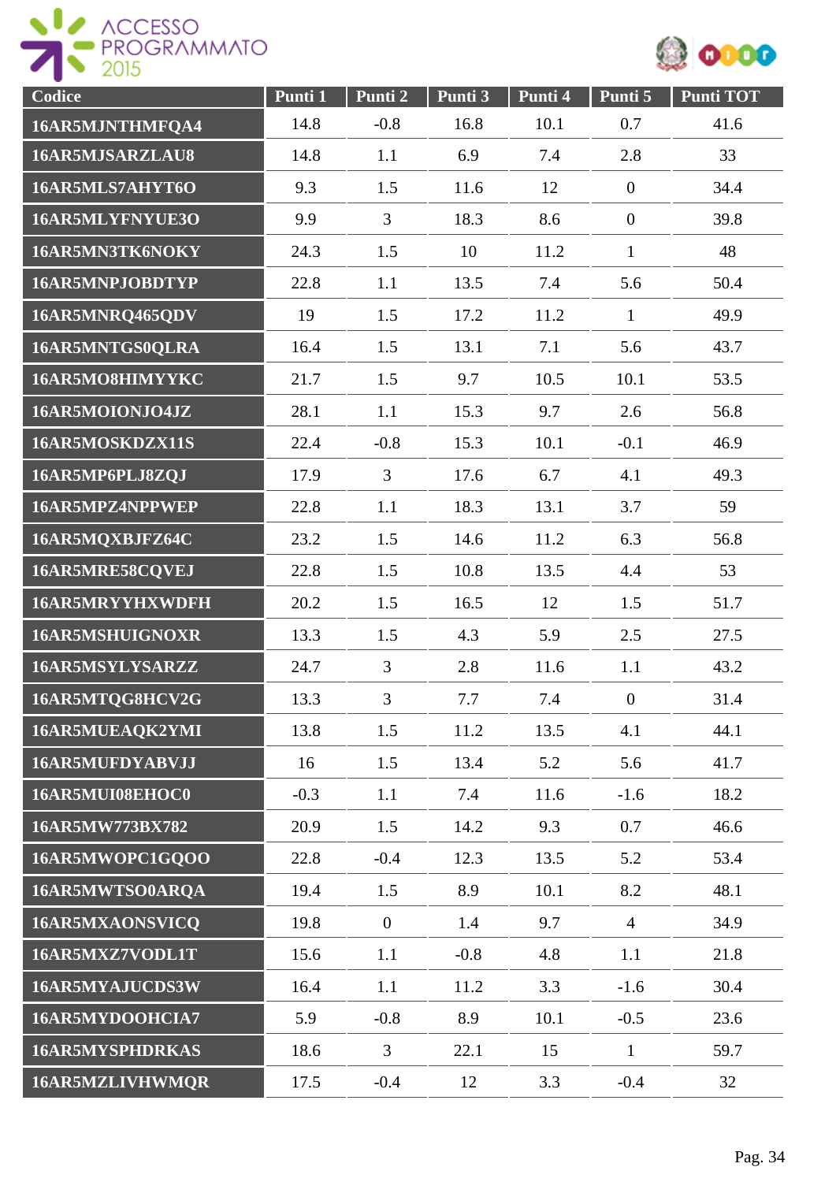| Codice | Punti 1 | Punti 2 | Punti 3 | Punti 4 | Punti 5 | Punti TOT |
|---|---|---|---|---|---|---|
| 16AR5MJNTHMFQA4 | 14.8 | -0.8 | 16.8 | 10.1 | 0.7 | 41.6 |
| 16AR5MJSARZLAU8 | 14.8 | 1.1 | 6.9 | 7.4 | 2.8 | 33 |
| 16AR5MLS7AHYT6O | 9.3 | 1.5 | 11.6 | 12 | 0 | 34.4 |
| 16AR5MLYFNYUE3O | 9.9 | 3 | 18.3 | 8.6 | 0 | 39.8 |
| 16AR5MN3TK6NOKY | 24.3 | 1.5 | 10 | 11.2 | 1 | 48 |
| 16AR5MNPJOBDTYP | 22.8 | 1.1 | 13.5 | 7.4 | 5.6 | 50.4 |
| 16AR5MNRQ465QDV | 19 | 1.5 | 17.2 | 11.2 | 1 | 49.9 |
| 16AR5MNTGS0QLRA | 16.4 | 1.5 | 13.1 | 7.1 | 5.6 | 43.7 |
| 16AR5MO8HIMYYKC | 21.7 | 1.5 | 9.7 | 10.5 | 10.1 | 53.5 |
| 16AR5MOIONJO4JZ | 28.1 | 1.1 | 15.3 | 9.7 | 2.6 | 56.8 |
| 16AR5MOSKDZX11S | 22.4 | -0.8 | 15.3 | 10.1 | -0.1 | 46.9 |
| 16AR5MP6PLJ8ZQJ | 17.9 | 3 | 17.6 | 6.7 | 4.1 | 49.3 |
| 16AR5MPZ4NPPWEP | 22.8 | 1.1 | 18.3 | 13.1 | 3.7 | 59 |
| 16AR5MQXBJFZ64C | 23.2 | 1.5 | 14.6 | 11.2 | 6.3 | 56.8 |
| 16AR5MRE58CQVEJ | 22.8 | 1.5 | 10.8 | 13.5 | 4.4 | 53 |
| 16AR5MRYYHXWDFH | 20.2 | 1.5 | 16.5 | 12 | 1.5 | 51.7 |
| 16AR5MSHUIGNOXR | 13.3 | 1.5 | 4.3 | 5.9 | 2.5 | 27.5 |
| 16AR5MSYLYSARZZ | 24.7 | 3 | 2.8 | 11.6 | 1.1 | 43.2 |
| 16AR5MTQG8HCV2G | 13.3 | 3 | 7.7 | 7.4 | 0 | 31.4 |
| 16AR5MUEAQK2YMI | 13.8 | 1.5 | 11.2 | 13.5 | 4.1 | 44.1 |
| 16AR5MUFDYABVJJ | 16 | 1.5 | 13.4 | 5.2 | 5.6 | 41.7 |
| 16AR5MUI08EHOC0 | -0.3 | 1.1 | 7.4 | 11.6 | -1.6 | 18.2 |
| 16AR5MW773BX782 | 20.9 | 1.5 | 14.2 | 9.3 | 0.7 | 46.6 |
| 16AR5MWOPC1GQOO | 22.8 | -0.4 | 12.3 | 13.5 | 5.2 | 53.4 |
| 16AR5MWTSO0ARQA | 19.4 | 1.5 | 8.9 | 10.1 | 8.2 | 48.1 |
| 16AR5MXAONSVICQ | 19.8 | 0 | 1.4 | 9.7 | 4 | 34.9 |
| 16AR5MXZ7VODL1T | 15.6 | 1.1 | -0.8 | 4.8 | 1.1 | 21.8 |
| 16AR5MYAJUCDS3W | 16.4 | 1.1 | 11.2 | 3.3 | -1.6 | 30.4 |
| 16AR5MYDOOHCIA7 | 5.9 | -0.8 | 8.9 | 10.1 | -0.5 | 23.6 |
| 16AR5MYSPHDRKAS | 18.6 | 3 | 22.1 | 15 | 1 | 59.7 |
| 16AR5MZLIVHWMQR | 17.5 | -0.4 | 12 | 3.3 | -0.4 | 32 |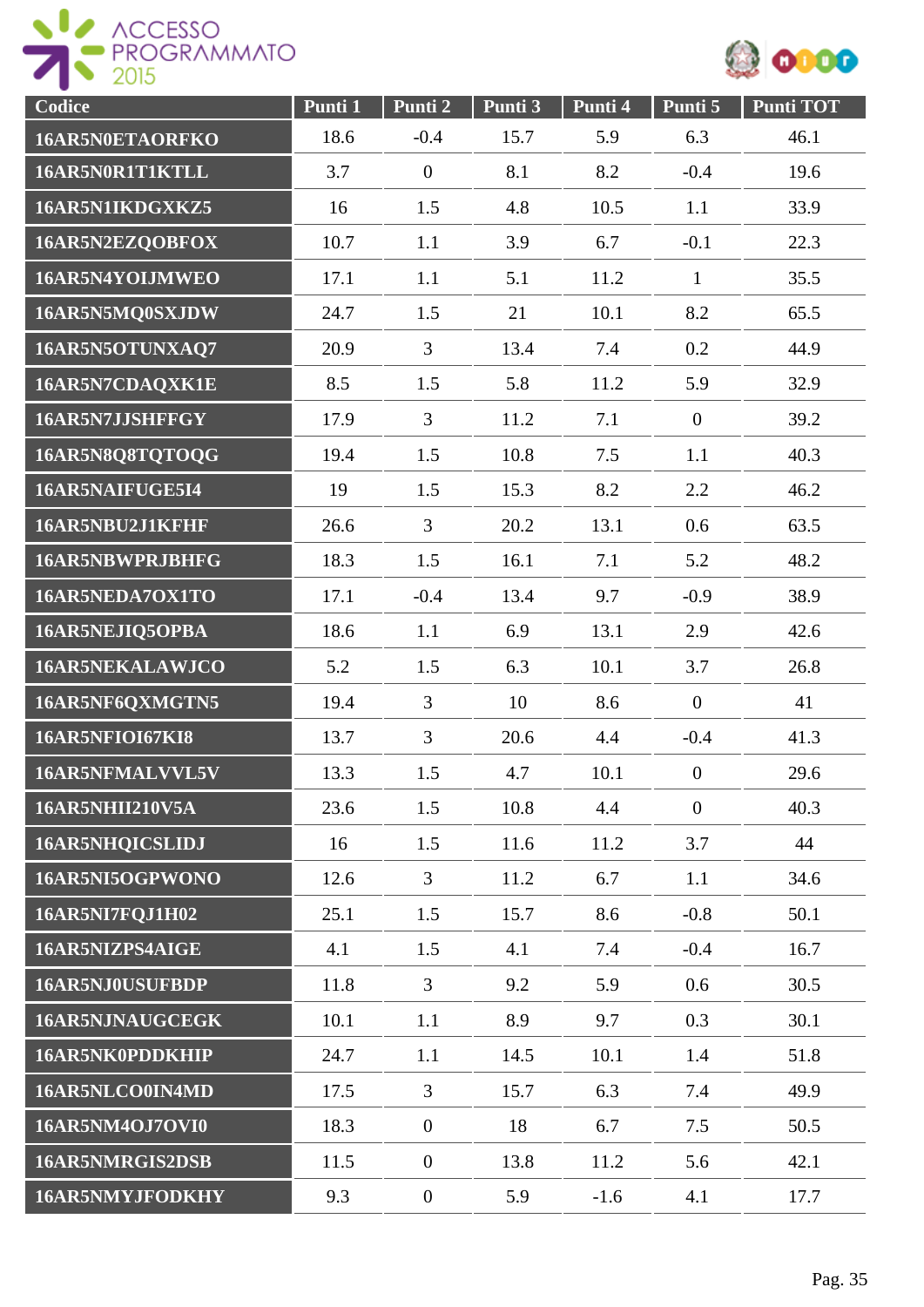| Codice | Punti 1 | Punti 2 | Punti 3 | Punti 4 | Punti 5 | Punti TOT |
| --- | --- | --- | --- | --- | --- | --- |
| 16AR5N0ETAORFKO | 18.6 | -0.4 | 15.7 | 5.9 | 6.3 | 46.1 |
| 16AR5N0R1T1KTLL | 3.7 | 0 | 8.1 | 8.2 | -0.4 | 19.6 |
| 16AR5N1IKDGXKZ5 | 16 | 1.5 | 4.8 | 10.5 | 1.1 | 33.9 |
| 16AR5N2EZQOBFOX | 10.7 | 1.1 | 3.9 | 6.7 | -0.1 | 22.3 |
| 16AR5N4YOIJMWEO | 17.1 | 1.1 | 5.1 | 11.2 | 1 | 35.5 |
| 16AR5N5MQ0SXJDW | 24.7 | 1.5 | 21 | 10.1 | 8.2 | 65.5 |
| 16AR5N5OTUNXAQ7 | 20.9 | 3 | 13.4 | 7.4 | 0.2 | 44.9 |
| 16AR5N7CDAQXK1E | 8.5 | 1.5 | 5.8 | 11.2 | 5.9 | 32.9 |
| 16AR5N7JJSHFFGY | 17.9 | 3 | 11.2 | 7.1 | 0 | 39.2 |
| 16AR5N8Q8TQTOQG | 19.4 | 1.5 | 10.8 | 7.5 | 1.1 | 40.3 |
| 16AR5NAIFUGE5I4 | 19 | 1.5 | 15.3 | 8.2 | 2.2 | 46.2 |
| 16AR5NBU2J1KFHF | 26.6 | 3 | 20.2 | 13.1 | 0.6 | 63.5 |
| 16AR5NBWPRJBHFG | 18.3 | 1.5 | 16.1 | 7.1 | 5.2 | 48.2 |
| 16AR5NEDA7OX1TO | 17.1 | -0.4 | 13.4 | 9.7 | -0.9 | 38.9 |
| 16AR5NEJIQ5OPBA | 18.6 | 1.1 | 6.9 | 13.1 | 2.9 | 42.6 |
| 16AR5NEKALAWJCO | 5.2 | 1.5 | 6.3 | 10.1 | 3.7 | 26.8 |
| 16AR5NF6QXMGTN5 | 19.4 | 3 | 10 | 8.6 | 0 | 41 |
| 16AR5NFIOI67KI8 | 13.7 | 3 | 20.6 | 4.4 | -0.4 | 41.3 |
| 16AR5NFMALVVL5V | 13.3 | 1.5 | 4.7 | 10.1 | 0 | 29.6 |
| 16AR5NHII210V5A | 23.6 | 1.5 | 10.8 | 4.4 | 0 | 40.3 |
| 16AR5NHQICSLIDJ | 16 | 1.5 | 11.6 | 11.2 | 3.7 | 44 |
| 16AR5NI5OGPWONO | 12.6 | 3 | 11.2 | 6.7 | 1.1 | 34.6 |
| 16AR5NI7FQJ1H02 | 25.1 | 1.5 | 15.7 | 8.6 | -0.8 | 50.1 |
| 16AR5NIZPS4AIGE | 4.1 | 1.5 | 4.1 | 7.4 | -0.4 | 16.7 |
| 16AR5NJ0USUFBDP | 11.8 | 3 | 9.2 | 5.9 | 0.6 | 30.5 |
| 16AR5NJNAUGCEGK | 10.1 | 1.1 | 8.9 | 9.7 | 0.3 | 30.1 |
| 16AR5NK0PDDKHIP | 24.7 | 1.1 | 14.5 | 10.1 | 1.4 | 51.8 |
| 16AR5NLCO0IN4MD | 17.5 | 3 | 15.7 | 6.3 | 7.4 | 49.9 |
| 16AR5NM4OJ7OVI0 | 18.3 | 0 | 18 | 6.7 | 7.5 | 50.5 |
| 16AR5NMRGIS2DSB | 11.5 | 0 | 13.8 | 11.2 | 5.6 | 42.1 |
| 16AR5NMYJFODKHY | 9.3 | 0 | 5.9 | -1.6 | 4.1 | 17.7 |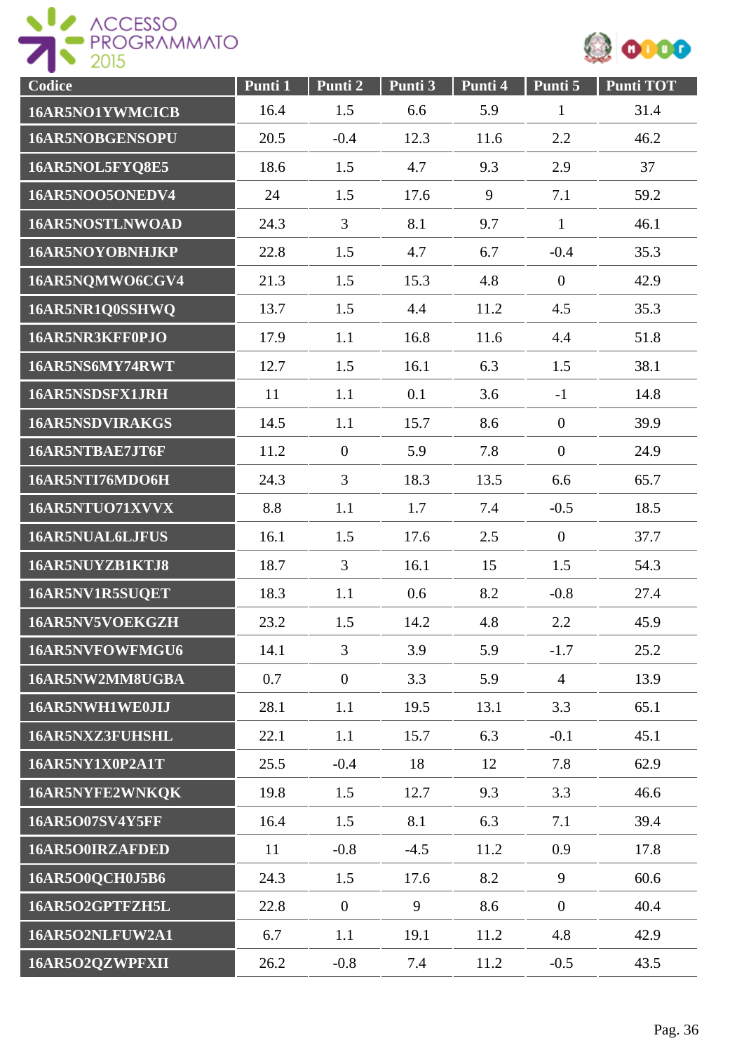| Codice | Punti 1 | Punti 2 | Punti 3 | Punti 4 | Punti 5 | Punti TOT |
|---|---|---|---|---|---|---|
| 16AR5NO1YWMCICB | 16.4 | 1.5 | 6.6 | 5.9 | 1 | 31.4 |
| 16AR5NOBGENSOPU | 20.5 | -0.4 | 12.3 | 11.6 | 2.2 | 46.2 |
| 16AR5NOL5FYQ8E5 | 18.6 | 1.5 | 4.7 | 9.3 | 2.9 | 37 |
| 16AR5NOO5ONEDV4 | 24 | 1.5 | 17.6 | 9 | 7.1 | 59.2 |
| 16AR5NOSTLNWOAD | 24.3 | 3 | 8.1 | 9.7 | 1 | 46.1 |
| 16AR5NOYOBNHJKP | 22.8 | 1.5 | 4.7 | 6.7 | -0.4 | 35.3 |
| 16AR5NQMWO6CGV4 | 21.3 | 1.5 | 15.3 | 4.8 | 0 | 42.9 |
| 16AR5NR1Q0SSHWQ | 13.7 | 1.5 | 4.4 | 11.2 | 4.5 | 35.3 |
| 16AR5NR3KFF0PJO | 17.9 | 1.1 | 16.8 | 11.6 | 4.4 | 51.8 |
| 16AR5NS6MY74RWT | 12.7 | 1.5 | 16.1 | 6.3 | 1.5 | 38.1 |
| 16AR5NSDSFX1JRH | 11 | 1.1 | 0.1 | 3.6 | -1 | 14.8 |
| 16AR5NSDVIRAKGS | 14.5 | 1.1 | 15.7 | 8.6 | 0 | 39.9 |
| 16AR5NTBAE7JT6F | 11.2 | 0 | 5.9 | 7.8 | 0 | 24.9 |
| 16AR5NTI76MDO6H | 24.3 | 3 | 18.3 | 13.5 | 6.6 | 65.7 |
| 16AR5NTUO71XVVX | 8.8 | 1.1 | 1.7 | 7.4 | -0.5 | 18.5 |
| 16AR5NUAL6LJFUS | 16.1 | 1.5 | 17.6 | 2.5 | 0 | 37.7 |
| 16AR5NUYZB1KTJ8 | 18.7 | 3 | 16.1 | 15 | 1.5 | 54.3 |
| 16AR5NV1R5SUQET | 18.3 | 1.1 | 0.6 | 8.2 | -0.8 | 27.4 |
| 16AR5NV5VOEKGZH | 23.2 | 1.5 | 14.2 | 4.8 | 2.2 | 45.9 |
| 16AR5NVFOWFMGU6 | 14.1 | 3 | 3.9 | 5.9 | -1.7 | 25.2 |
| 16AR5NW2MM8UGBA | 0.7 | 0 | 3.3 | 5.9 | 4 | 13.9 |
| 16AR5NWH1WE0JIJ | 28.1 | 1.1 | 19.5 | 13.1 | 3.3 | 65.1 |
| 16AR5NXZ3FUHSHL | 22.1 | 1.1 | 15.7 | 6.3 | -0.1 | 45.1 |
| 16AR5NY1X0P2A1T | 25.5 | -0.4 | 18 | 12 | 7.8 | 62.9 |
| 16AR5NYFE2WNKQK | 19.8 | 1.5 | 12.7 | 9.3 | 3.3 | 46.6 |
| 16AR5O07SV4Y5FF | 16.4 | 1.5 | 8.1 | 6.3 | 7.1 | 39.4 |
| 16AR5O0IRZAFDED | 11 | -0.8 | -4.5 | 11.2 | 0.9 | 17.8 |
| 16AR5O0QCH0J5B6 | 24.3 | 1.5 | 17.6 | 8.2 | 9 | 60.6 |
| 16AR5O2GPTFZH5L | 22.8 | 0 | 9 | 8.6 | 0 | 40.4 |
| 16AR5O2NLFUW2A1 | 6.7 | 1.1 | 19.1 | 11.2 | 4.8 | 42.9 |
| 16AR5O2QZWPFXII | 26.2 | -0.8 | 7.4 | 11.2 | -0.5 | 43.5 |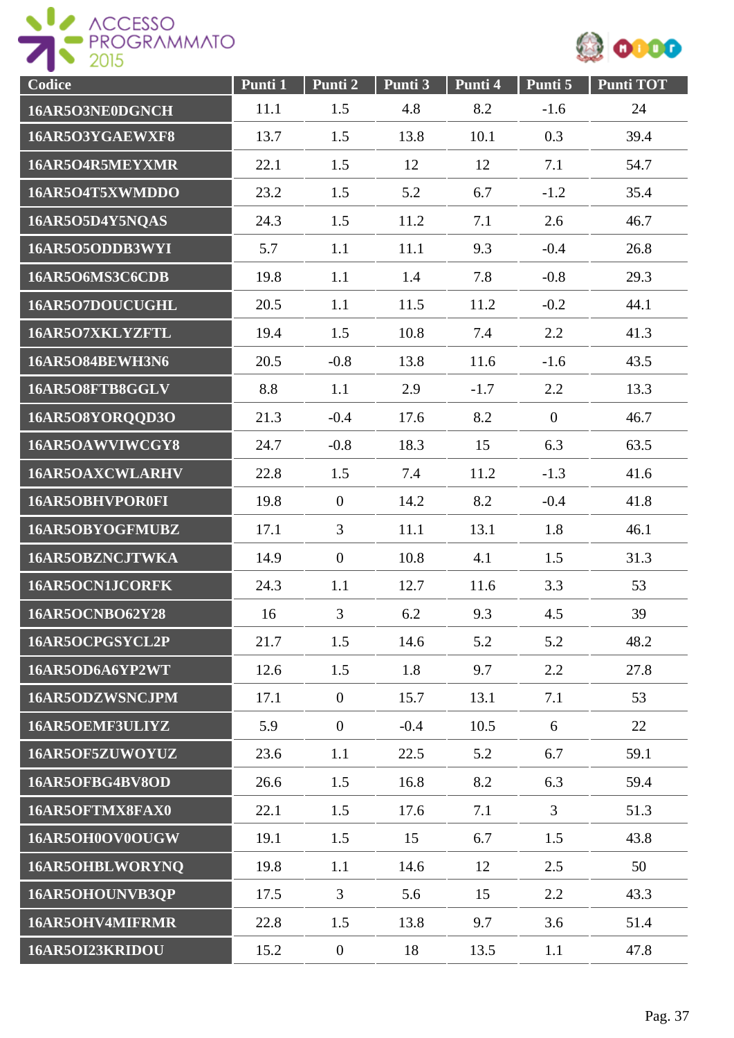| Codice | Punti 1 | Punti 2 | Punti 3 | Punti 4 | Punti 5 | Punti TOT |
|---|---|---|---|---|---|---|
| 16AR5O3NE0DGNCH | 11.1 | 1.5 | 4.8 | 8.2 | -1.6 | 24 |
| 16AR5O3YGAEWXF8 | 13.7 | 1.5 | 13.8 | 10.1 | 0.3 | 39.4 |
| 16AR5O4R5MEYXMR | 22.1 | 1.5 | 12 | 12 | 7.1 | 54.7 |
| 16AR5O4T5XWMDDO | 23.2 | 1.5 | 5.2 | 6.7 | -1.2 | 35.4 |
| 16AR5O5D4Y5NQAS | 24.3 | 1.5 | 11.2 | 7.1 | 2.6 | 46.7 |
| 16AR5O5ODDB3WYI | 5.7 | 1.1 | 11.1 | 9.3 | -0.4 | 26.8 |
| 16AR5O6MS3C6CDB | 19.8 | 1.1 | 1.4 | 7.8 | -0.8 | 29.3 |
| 16AR5O7DOUCUGHL | 20.5 | 1.1 | 11.5 | 11.2 | -0.2 | 44.1 |
| 16AR5O7XKLYZFTL | 19.4 | 1.5 | 10.8 | 7.4 | 2.2 | 41.3 |
| 16AR5O84BEWH3N6 | 20.5 | -0.8 | 13.8 | 11.6 | -1.6 | 43.5 |
| 16AR5O8FTB8GGLV | 8.8 | 1.1 | 2.9 | -1.7 | 2.2 | 13.3 |
| 16AR5O8YORQQD3O | 21.3 | -0.4 | 17.6 | 8.2 | 0 | 46.7 |
| 16AR5OAWVIWCGY8 | 24.7 | -0.8 | 18.3 | 15 | 6.3 | 63.5 |
| 16AR5OAXCWLARHV | 22.8 | 1.5 | 7.4 | 11.2 | -1.3 | 41.6 |
| 16AR5OBHVPOR0FI | 19.8 | 0 | 14.2 | 8.2 | -0.4 | 41.8 |
| 16AR5OBYOGFMUBZ | 17.1 | 3 | 11.1 | 13.1 | 1.8 | 46.1 |
| 16AR5OBZNCJTWKA | 14.9 | 0 | 10.8 | 4.1 | 1.5 | 31.3 |
| 16AR5OCN1JCORFK | 24.3 | 1.1 | 12.7 | 11.6 | 3.3 | 53 |
| 16AR5OCNBO62Y28 | 16 | 3 | 6.2 | 9.3 | 4.5 | 39 |
| 16AR5OCPGSYCL2P | 21.7 | 1.5 | 14.6 | 5.2 | 5.2 | 48.2 |
| 16AR5OD6A6YP2WT | 12.6 | 1.5 | 1.8 | 9.7 | 2.2 | 27.8 |
| 16AR5ODZWSNCJPM | 17.1 | 0 | 15.7 | 13.1 | 7.1 | 53 |
| 16AR5OEMF3ULIYZ | 5.9 | 0 | -0.4 | 10.5 | 6 | 22 |
| 16AR5OF5ZUWOYUZ | 23.6 | 1.1 | 22.5 | 5.2 | 6.7 | 59.1 |
| 16AR5OFBG4BV8OD | 26.6 | 1.5 | 16.8 | 8.2 | 6.3 | 59.4 |
| 16AR5OFTMX8FAX0 | 22.1 | 1.5 | 17.6 | 7.1 | 3 | 51.3 |
| 16AR5OH0OV0OUGW | 19.1 | 1.5 | 15 | 6.7 | 1.5 | 43.8 |
| 16AR5OHBLWORYNQ | 19.8 | 1.1 | 14.6 | 12 | 2.5 | 50 |
| 16AR5OHOUNVB3QP | 17.5 | 3 | 5.6 | 15 | 2.2 | 43.3 |
| 16AR5OHV4MIFRMR | 22.8 | 1.5 | 13.8 | 9.7 | 3.6 | 51.4 |
| 16AR5OI23KRIDOU | 15.2 | 0 | 18 | 13.5 | 1.1 | 47.8 |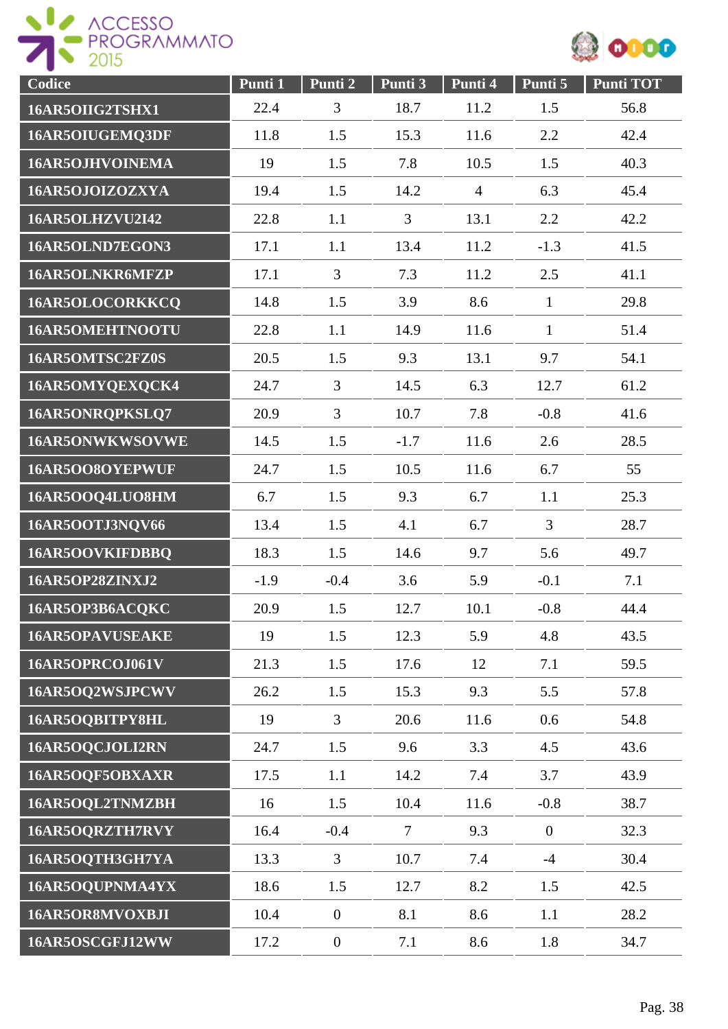| Codice | Punti 1 | Punti 2 | Punti 3 | Punti 4 | Punti 5 | Punti TOT |
|---|---|---|---|---|---|---|
| 16AR5OIIG2TSHX1 | 22.4 | 3 | 18.7 | 11.2 | 1.5 | 56.8 |
| 16AR5OIUGEMQ3DF | 11.8 | 1.5 | 15.3 | 11.6 | 2.2 | 42.4 |
| 16AR5OJHVOINEMA | 19 | 1.5 | 7.8 | 10.5 | 1.5 | 40.3 |
| 16AR5OJOIZOZXYA | 19.4 | 1.5 | 14.2 | 4 | 6.3 | 45.4 |
| 16AR5OLHZVU2I42 | 22.8 | 1.1 | 3 | 13.1 | 2.2 | 42.2 |
| 16AR5OLND7EGON3 | 17.1 | 1.1 | 13.4 | 11.2 | -1.3 | 41.5 |
| 16AR5OLNKR6MFZP | 17.1 | 3 | 7.3 | 11.2 | 2.5 | 41.1 |
| 16AR5OLOCORKKCQ | 14.8 | 1.5 | 3.9 | 8.6 | 1 | 29.8 |
| 16AR5OMEHTNOOTU | 22.8 | 1.1 | 14.9 | 11.6 | 1 | 51.4 |
| 16AR5OMTSC2FZ0S | 20.5 | 1.5 | 9.3 | 13.1 | 9.7 | 54.1 |
| 16AR5OMYQEXQCK4 | 24.7 | 3 | 14.5 | 6.3 | 12.7 | 61.2 |
| 16AR5ONRQPKSLQ7 | 20.9 | 3 | 10.7 | 7.8 | -0.8 | 41.6 |
| 16AR5ONWKWSOVWE | 14.5 | 1.5 | -1.7 | 11.6 | 2.6 | 28.5 |
| 16AR5OO8OYEPWUF | 24.7 | 1.5 | 10.5 | 11.6 | 6.7 | 55 |
| 16AR5OOQ4LUO8HM | 6.7 | 1.5 | 9.3 | 6.7 | 1.1 | 25.3 |
| 16AR5OOTJ3NQV66 | 13.4 | 1.5 | 4.1 | 6.7 | 3 | 28.7 |
| 16AR5OOVKIFDBBQ | 18.3 | 1.5 | 14.6 | 9.7 | 5.6 | 49.7 |
| 16AR5OP28ZINXJ2 | -1.9 | -0.4 | 3.6 | 5.9 | -0.1 | 7.1 |
| 16AR5OP3B6ACQKC | 20.9 | 1.5 | 12.7 | 10.1 | -0.8 | 44.4 |
| 16AR5OPAVUSEAKE | 19 | 1.5 | 12.3 | 5.9 | 4.8 | 43.5 |
| 16AR5OPRCOJ061V | 21.3 | 1.5 | 17.6 | 12 | 7.1 | 59.5 |
| 16AR5OQ2WSJPCWV | 26.2 | 1.5 | 15.3 | 9.3 | 5.5 | 57.8 |
| 16AR5OQBITPY8HL | 19 | 3 | 20.6 | 11.6 | 0.6 | 54.8 |
| 16AR5OQCJOLI2RN | 24.7 | 1.5 | 9.6 | 3.3 | 4.5 | 43.6 |
| 16AR5OQF5OBXAXR | 17.5 | 1.1 | 14.2 | 7.4 | 3.7 | 43.9 |
| 16AR5OQL2TNMZBH | 16 | 1.5 | 10.4 | 11.6 | -0.8 | 38.7 |
| 16AR5OQRZTH7RVY | 16.4 | -0.4 | 7 | 9.3 | 0 | 32.3 |
| 16AR5OQTH3GH7YA | 13.3 | 3 | 10.7 | 7.4 | -4 | 30.4 |
| 16AR5OQUPNMA4YX | 18.6 | 1.5 | 12.7 | 8.2 | 1.5 | 42.5 |
| 16AR5OR8MVOXBJI | 10.4 | 0 | 8.1 | 8.6 | 1.1 | 28.2 |
| 16AR5OSCGFJ12WW | 17.2 | 0 | 7.1 | 8.6 | 1.8 | 34.7 |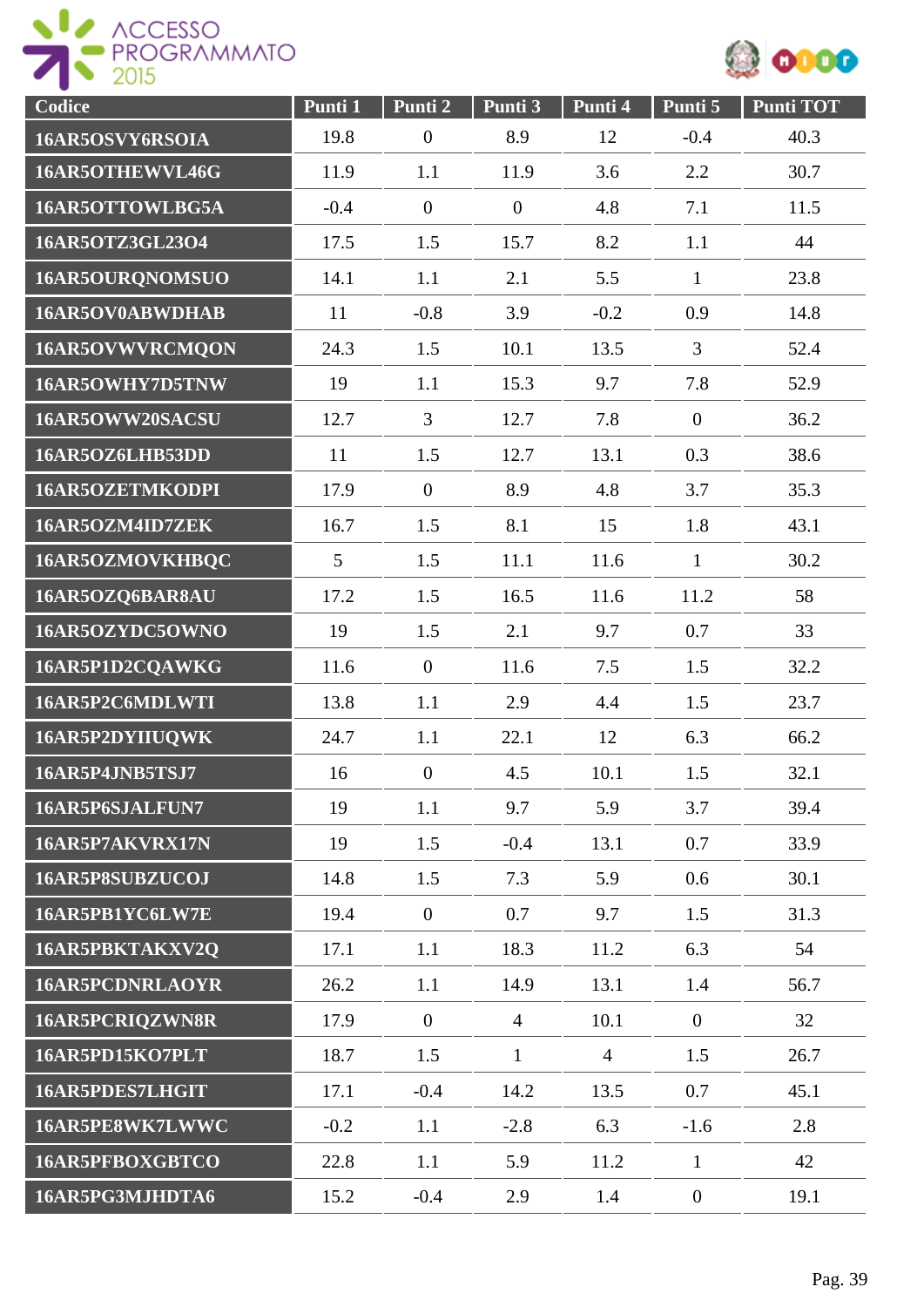| Codice | Punti 1 | Punti 2 | Punti 3 | Punti 4 | Punti 5 | Punti TOT |
|---|---|---|---|---|---|---|
| 16AR5OSVY6RSOIA | 19.8 | 0 | 8.9 | 12 | -0.4 | 40.3 |
| 16AR5OTHEWVL46G | 11.9 | 1.1 | 11.9 | 3.6 | 2.2 | 30.7 |
| 16AR5OTTOWLBG5A | -0.4 | 0 | 0 | 4.8 | 7.1 | 11.5 |
| 16AR5OTZ3GL23O4 | 17.5 | 1.5 | 15.7 | 8.2 | 1.1 | 44 |
| 16AR5OURQNOMSUO | 14.1 | 1.1 | 2.1 | 5.5 | 1 | 23.8 |
| 16AR5OV0ABWDHAB | 11 | -0.8 | 3.9 | -0.2 | 0.9 | 14.8 |
| 16AR5OVWVRCMQON | 24.3 | 1.5 | 10.1 | 13.5 | 3 | 52.4 |
| 16AR5OWHY7D5TNW | 19 | 1.1 | 15.3 | 9.7 | 7.8 | 52.9 |
| 16AR5OWW20SACSU | 12.7 | 3 | 12.7 | 7.8 | 0 | 36.2 |
| 16AR5OZ6LHB53DD | 11 | 1.5 | 12.7 | 13.1 | 0.3 | 38.6 |
| 16AR5OZETMKODPI | 17.9 | 0 | 8.9 | 4.8 | 3.7 | 35.3 |
| 16AR5OZM4ID7ZEK | 16.7 | 1.5 | 8.1 | 15 | 1.8 | 43.1 |
| 16AR5OZMOVKHBQC | 5 | 1.5 | 11.1 | 11.6 | 1 | 30.2 |
| 16AR5OZQ6BAR8AU | 17.2 | 1.5 | 16.5 | 11.6 | 11.2 | 58 |
| 16AR5OZYDC5OWNO | 19 | 1.5 | 2.1 | 9.7 | 0.7 | 33 |
| 16AR5P1D2CQAWKG | 11.6 | 0 | 11.6 | 7.5 | 1.5 | 32.2 |
| 16AR5P2C6MDLWTI | 13.8 | 1.1 | 2.9 | 4.4 | 1.5 | 23.7 |
| 16AR5P2DYIIUQWK | 24.7 | 1.1 | 22.1 | 12 | 6.3 | 66.2 |
| 16AR5P4JNB5TSJ7 | 16 | 0 | 4.5 | 10.1 | 1.5 | 32.1 |
| 16AR5P6SJALFUN7 | 19 | 1.1 | 9.7 | 5.9 | 3.7 | 39.4 |
| 16AR5P7AKVRX17N | 19 | 1.5 | -0.4 | 13.1 | 0.7 | 33.9 |
| 16AR5P8SUBZUCOJ | 14.8 | 1.5 | 7.3 | 5.9 | 0.6 | 30.1 |
| 16AR5PB1YC6LW7E | 19.4 | 0 | 0.7 | 9.7 | 1.5 | 31.3 |
| 16AR5PBKTAKXV2Q | 17.1 | 1.1 | 18.3 | 11.2 | 6.3 | 54 |
| 16AR5PCDNRLAOYR | 26.2 | 1.1 | 14.9 | 13.1 | 1.4 | 56.7 |
| 16AR5PCRIQZWN8R | 17.9 | 0 | 4 | 10.1 | 0 | 32 |
| 16AR5PD15KO7PLT | 18.7 | 1.5 | 1 | 4 | 1.5 | 26.7 |
| 16AR5PDES7LHGIT | 17.1 | -0.4 | 14.2 | 13.5 | 0.7 | 45.1 |
| 16AR5PE8WK7LWWC | -0.2 | 1.1 | -2.8 | 6.3 | -1.6 | 2.8 |
| 16AR5PFBOXGBTCO | 22.8 | 1.1 | 5.9 | 11.2 | 1 | 42 |
| 16AR5PG3MJHDTA6 | 15.2 | -0.4 | 2.9 | 1.4 | 0 | 19.1 |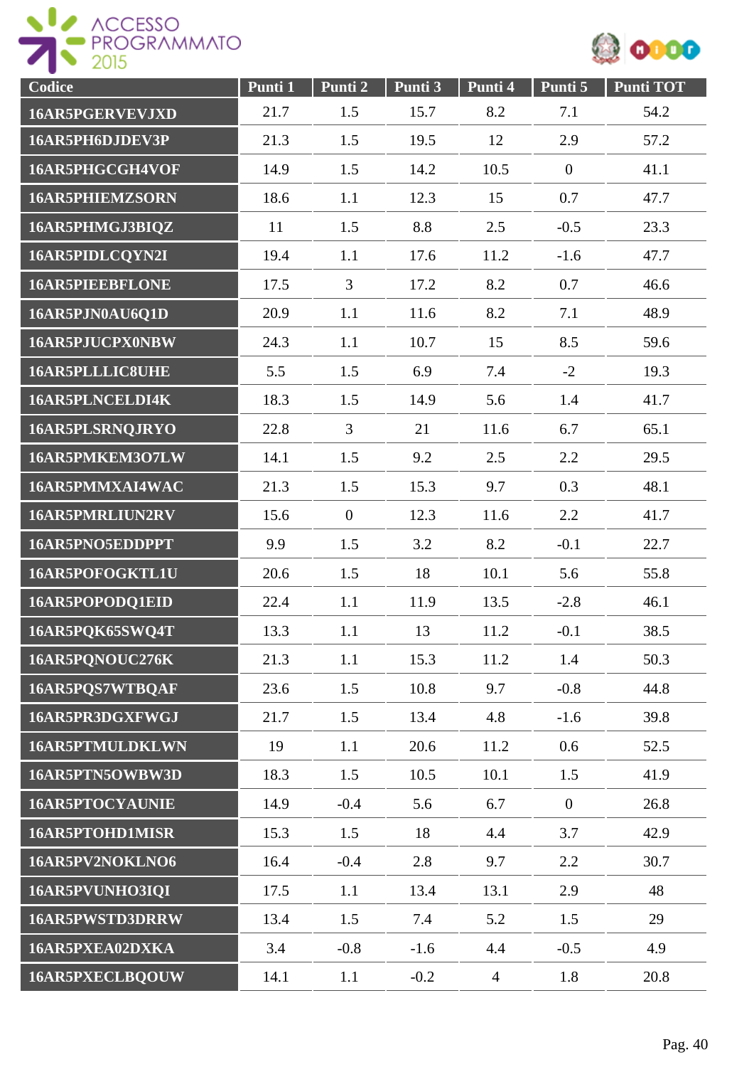| Codice | Punti 1 | Punti 2 | Punti 3 | Punti 4 | Punti 5 | Punti TOT |
|---|---|---|---|---|---|---|
| 16AR5PGERVEVJXD | 21.7 | 1.5 | 15.7 | 8.2 | 7.1 | 54.2 |
| 16AR5PH6DJDEV3P | 21.3 | 1.5 | 19.5 | 12 | 2.9 | 57.2 |
| 16AR5PHGCGH4VOF | 14.9 | 1.5 | 14.2 | 10.5 | 0 | 41.1 |
| 16AR5PHIEMZSORN | 18.6 | 1.1 | 12.3 | 15 | 0.7 | 47.7 |
| 16AR5PHMGJ3BIQZ | 11 | 1.5 | 8.8 | 2.5 | -0.5 | 23.3 |
| 16AR5PIDLCQYN2I | 19.4 | 1.1 | 17.6 | 11.2 | -1.6 | 47.7 |
| 16AR5PIEEBFLONE | 17.5 | 3 | 17.2 | 8.2 | 0.7 | 46.6 |
| 16AR5PJN0AU6Q1D | 20.9 | 1.1 | 11.6 | 8.2 | 7.1 | 48.9 |
| 16AR5PJUCPX0NBW | 24.3 | 1.1 | 10.7 | 15 | 8.5 | 59.6 |
| 16AR5PLLLIC8UHE | 5.5 | 1.5 | 6.9 | 7.4 | -2 | 19.3 |
| 16AR5PLNCELDI4K | 18.3 | 1.5 | 14.9 | 5.6 | 1.4 | 41.7 |
| 16AR5PLSRNQJRYO | 22.8 | 3 | 21 | 11.6 | 6.7 | 65.1 |
| 16AR5PMKEM3O7LW | 14.1 | 1.5 | 9.2 | 2.5 | 2.2 | 29.5 |
| 16AR5PMMXAI4WAC | 21.3 | 1.5 | 15.3 | 9.7 | 0.3 | 48.1 |
| 16AR5PMRLIUN2RV | 15.6 | 0 | 12.3 | 11.6 | 2.2 | 41.7 |
| 16AR5PNO5EDDPPT | 9.9 | 1.5 | 3.2 | 8.2 | -0.1 | 22.7 |
| 16AR5POFOGKTL1U | 20.6 | 1.5 | 18 | 10.1 | 5.6 | 55.8 |
| 16AR5POPODQ1EID | 22.4 | 1.1 | 11.9 | 13.5 | -2.8 | 46.1 |
| 16AR5PQK65SWQ4T | 13.3 | 1.1 | 13 | 11.2 | -0.1 | 38.5 |
| 16AR5PQNOUC276K | 21.3 | 1.1 | 15.3 | 11.2 | 1.4 | 50.3 |
| 16AR5PQS7WTBQAF | 23.6 | 1.5 | 10.8 | 9.7 | -0.8 | 44.8 |
| 16AR5PR3DGXFWGJ | 21.7 | 1.5 | 13.4 | 4.8 | -1.6 | 39.8 |
| 16AR5PTMULDKLWN | 19 | 1.1 | 20.6 | 11.2 | 0.6 | 52.5 |
| 16AR5PTN5OWBW3D | 18.3 | 1.5 | 10.5 | 10.1 | 1.5 | 41.9 |
| 16AR5PTOCYAUNIE | 14.9 | -0.4 | 5.6 | 6.7 | 0 | 26.8 |
| 16AR5PTOHD1MISR | 15.3 | 1.5 | 18 | 4.4 | 3.7 | 42.9 |
| 16AR5PV2NOKLNO6 | 16.4 | -0.4 | 2.8 | 9.7 | 2.2 | 30.7 |
| 16AR5PVUNHO3IQI | 17.5 | 1.1 | 13.4 | 13.1 | 2.9 | 48 |
| 16AR5PWSTD3DRRW | 13.4 | 1.5 | 7.4 | 5.2 | 1.5 | 29 |
| 16AR5PXEA02DXKA | 3.4 | -0.8 | -1.6 | 4.4 | -0.5 | 4.9 |
| 16AR5PXECLBQOUW | 14.1 | 1.1 | -0.2 | 4 | 1.8 | 20.8 |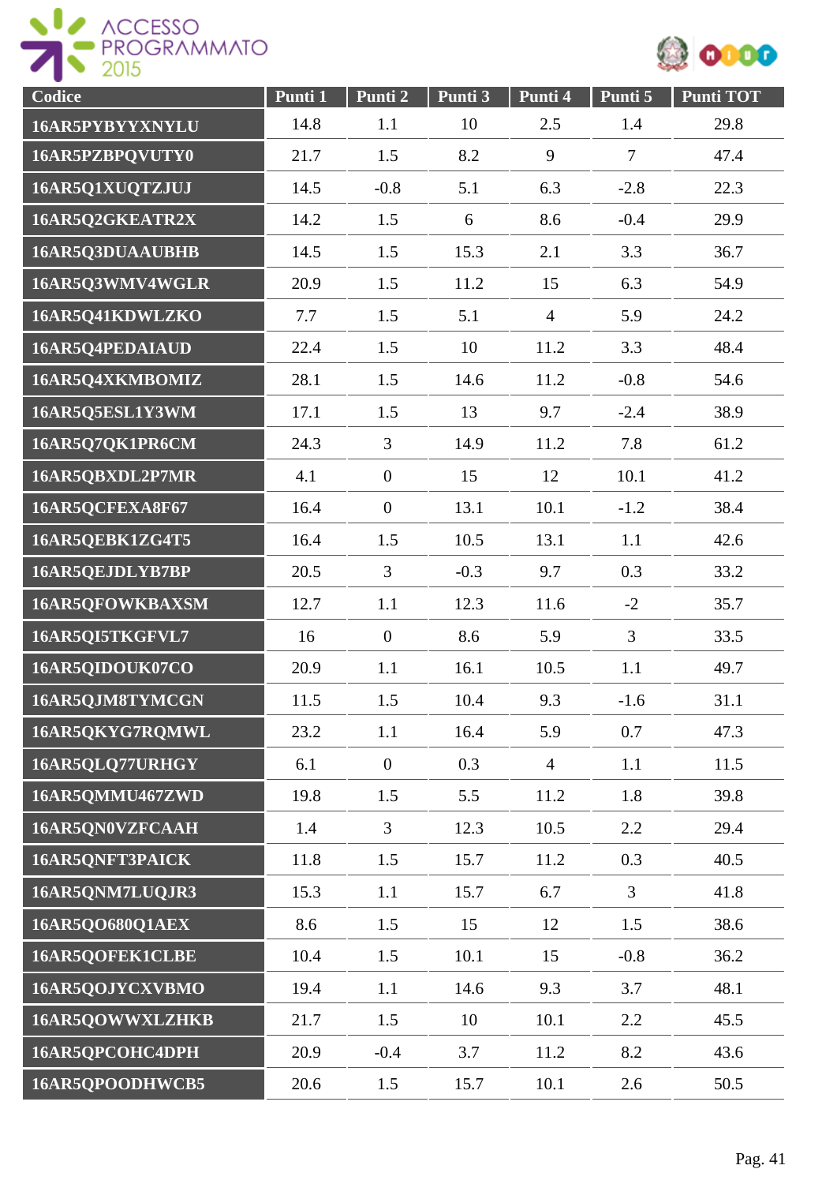| Codice | Punti 1 | Punti 2 | Punti 3 | Punti 4 | Punti 5 | Punti TOT |
|---|---|---|---|---|---|---|
| 16AR5PYBYYXNYLU | 14.8 | 1.1 | 10 | 2.5 | 1.4 | 29.8 |
| 16AR5PZBPQVUTY0 | 21.7 | 1.5 | 8.2 | 9 | 7 | 47.4 |
| 16AR5Q1XUQTZJUJ | 14.5 | -0.8 | 5.1 | 6.3 | -2.8 | 22.3 |
| 16AR5Q2GKEATR2X | 14.2 | 1.5 | 6 | 8.6 | -0.4 | 29.9 |
| 16AR5Q3DUAAUBHB | 14.5 | 1.5 | 15.3 | 2.1 | 3.3 | 36.7 |
| 16AR5Q3WMV4WGLR | 20.9 | 1.5 | 11.2 | 15 | 6.3 | 54.9 |
| 16AR5Q41KDWLZKO | 7.7 | 1.5 | 5.1 | 4 | 5.9 | 24.2 |
| 16AR5Q4PEDAIAUD | 22.4 | 1.5 | 10 | 11.2 | 3.3 | 48.4 |
| 16AR5Q4XKMBOMIZ | 28.1 | 1.5 | 14.6 | 11.2 | -0.8 | 54.6 |
| 16AR5Q5ESL1Y3WM | 17.1 | 1.5 | 13 | 9.7 | -2.4 | 38.9 |
| 16AR5Q7QK1PR6CM | 24.3 | 3 | 14.9 | 11.2 | 7.8 | 61.2 |
| 16AR5QBXDL2P7MR | 4.1 | 0 | 15 | 12 | 10.1 | 41.2 |
| 16AR5QCFEXA8F67 | 16.4 | 0 | 13.1 | 10.1 | -1.2 | 38.4 |
| 16AR5QEBK1ZG4T5 | 16.4 | 1.5 | 10.5 | 13.1 | 1.1 | 42.6 |
| 16AR5QEJDLYB7BP | 20.5 | 3 | -0.3 | 9.7 | 0.3 | 33.2 |
| 16AR5QFOWKBAXSM | 12.7 | 1.1 | 12.3 | 11.6 | -2 | 35.7 |
| 16AR5QI5TKGFVL7 | 16 | 0 | 8.6 | 5.9 | 3 | 33.5 |
| 16AR5QIDOUK07CO | 20.9 | 1.1 | 16.1 | 10.5 | 1.1 | 49.7 |
| 16AR5QJM8TYMCGN | 11.5 | 1.5 | 10.4 | 9.3 | -1.6 | 31.1 |
| 16AR5QKYG7RQMWL | 23.2 | 1.1 | 16.4 | 5.9 | 0.7 | 47.3 |
| 16AR5QLQ77URHGY | 6.1 | 0 | 0.3 | 4 | 1.1 | 11.5 |
| 16AR5QMMU467ZWD | 19.8 | 1.5 | 5.5 | 11.2 | 1.8 | 39.8 |
| 16AR5QN0VZFCAAH | 1.4 | 3 | 12.3 | 10.5 | 2.2 | 29.4 |
| 16AR5QNFT3PAICK | 11.8 | 1.5 | 15.7 | 11.2 | 0.3 | 40.5 |
| 16AR5QNM7LUQJR3 | 15.3 | 1.1 | 15.7 | 6.7 | 3 | 41.8 |
| 16AR5QO680Q1AEX | 8.6 | 1.5 | 15 | 12 | 1.5 | 38.6 |
| 16AR5QOFEK1CLBE | 10.4 | 1.5 | 10.1 | 15 | -0.8 | 36.2 |
| 16AR5QOJYCXVBMO | 19.4 | 1.1 | 14.6 | 9.3 | 3.7 | 48.1 |
| 16AR5QOWWXLZHKB | 21.7 | 1.5 | 10 | 10.1 | 2.2 | 45.5 |
| 16AR5QPCOHC4DPH | 20.9 | -0.4 | 3.7 | 11.2 | 8.2 | 43.6 |
| 16AR5QPOODHWCB5 | 20.6 | 1.5 | 15.7 | 10.1 | 2.6 | 50.5 |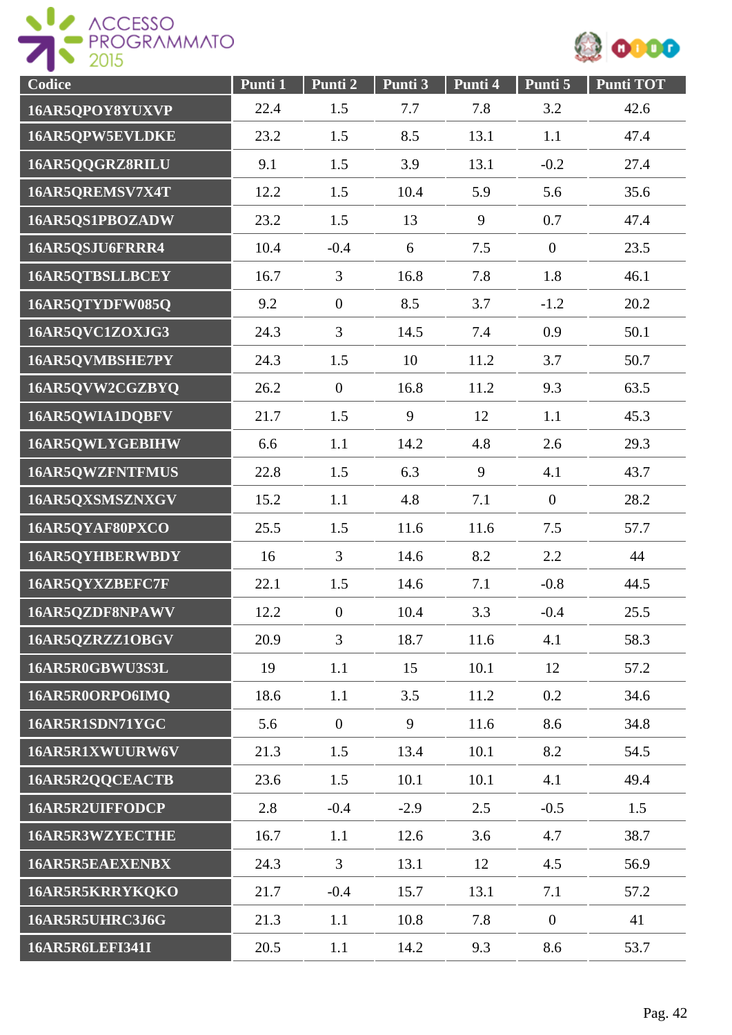| Codice | Punti 1 | Punti 2 | Punti 3 | Punti 4 | Punti 5 | Punti TOT |
|---|---|---|---|---|---|---|
| 16AR5QPOY8YUXVP | 22.4 | 1.5 | 7.7 | 7.8 | 3.2 | 42.6 |
| 16AR5QPW5EVLDKE | 23.2 | 1.5 | 8.5 | 13.1 | 1.1 | 47.4 |
| 16AR5QQGRZ8RILU | 9.1 | 1.5 | 3.9 | 13.1 | -0.2 | 27.4 |
| 16AR5QREMSV7X4T | 12.2 | 1.5 | 10.4 | 5.9 | 5.6 | 35.6 |
| 16AR5QS1PBOZADW | 23.2 | 1.5 | 13 | 9 | 0.7 | 47.4 |
| 16AR5QSJU6FRRR4 | 10.4 | -0.4 | 6 | 7.5 | 0 | 23.5 |
| 16AR5QTBSLLBCEY | 16.7 | 3 | 16.8 | 7.8 | 1.8 | 46.1 |
| 16AR5QTYDFW085Q | 9.2 | 0 | 8.5 | 3.7 | -1.2 | 20.2 |
| 16AR5QVC1ZOXJG3 | 24.3 | 3 | 14.5 | 7.4 | 0.9 | 50.1 |
| 16AR5QVMBSHE7PY | 24.3 | 1.5 | 10 | 11.2 | 3.7 | 50.7 |
| 16AR5QVW2CGZBYQ | 26.2 | 0 | 16.8 | 11.2 | 9.3 | 63.5 |
| 16AR5QWIA1DQBFV | 21.7 | 1.5 | 9 | 12 | 1.1 | 45.3 |
| 16AR5QWLYGEBIHW | 6.6 | 1.1 | 14.2 | 4.8 | 2.6 | 29.3 |
| 16AR5QWZFNTFMUS | 22.8 | 1.5 | 6.3 | 9 | 4.1 | 43.7 |
| 16AR5QXSMSZNXGV | 15.2 | 1.1 | 4.8 | 7.1 | 0 | 28.2 |
| 16AR5QYAF80PXCO | 25.5 | 1.5 | 11.6 | 11.6 | 7.5 | 57.7 |
| 16AR5QYHBERWBDY | 16 | 3 | 14.6 | 8.2 | 2.2 | 44 |
| 16AR5QYXZBEFC7F | 22.1 | 1.5 | 14.6 | 7.1 | -0.8 | 44.5 |
| 16AR5QZDF8NPAWV | 12.2 | 0 | 10.4 | 3.3 | -0.4 | 25.5 |
| 16AR5QZRZZ1OBGV | 20.9 | 3 | 18.7 | 11.6 | 4.1 | 58.3 |
| 16AR5R0GBWU3S3L | 19 | 1.1 | 15 | 10.1 | 12 | 57.2 |
| 16AR5R0ORPO6IMQ | 18.6 | 1.1 | 3.5 | 11.2 | 0.2 | 34.6 |
| 16AR5R1SDN71YGC | 5.6 | 0 | 9 | 11.6 | 8.6 | 34.8 |
| 16AR5R1XWUURW6V | 21.3 | 1.5 | 13.4 | 10.1 | 8.2 | 54.5 |
| 16AR5R2QQCEACTB | 23.6 | 1.5 | 10.1 | 10.1 | 4.1 | 49.4 |
| 16AR5R2UIFFODCP | 2.8 | -0.4 | -2.9 | 2.5 | -0.5 | 1.5 |
| 16AR5R3WZYECTHE | 16.7 | 1.1 | 12.6 | 3.6 | 4.7 | 38.7 |
| 16AR5R5EAEXENBX | 24.3 | 3 | 13.1 | 12 | 4.5 | 56.9 |
| 16AR5R5KRRYKQKO | 21.7 | -0.4 | 15.7 | 13.1 | 7.1 | 57.2 |
| 16AR5R5UHRC3J6G | 21.3 | 1.1 | 10.8 | 7.8 | 0 | 41 |
| 16AR5R6LEFI341I | 20.5 | 1.1 | 14.2 | 9.3 | 8.6 | 53.7 |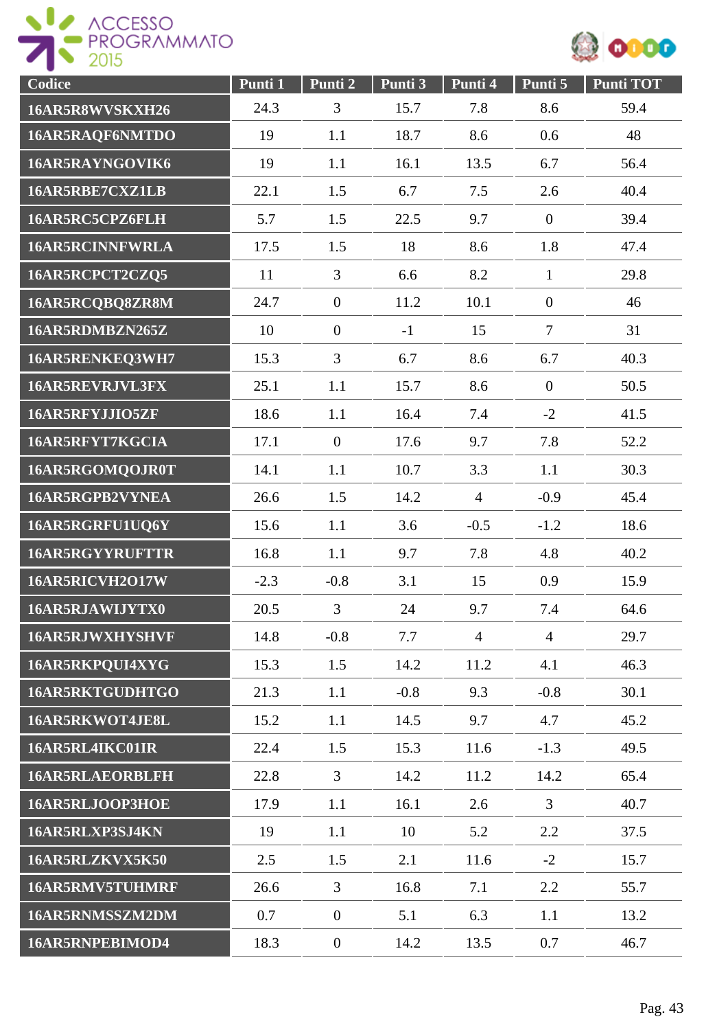| Codice | Punti 1 | Punti 2 | Punti 3 | Punti 4 | Punti 5 | Punti TOT |
|---|---|---|---|---|---|---|
| 16AR5R8WVSKXH26 | 24.3 | 3 | 15.7 | 7.8 | 8.6 | 59.4 |
| 16AR5RAQF6NMTDO | 19 | 1.1 | 18.7 | 8.6 | 0.6 | 48 |
| 16AR5RAYNGOVIK6 | 19 | 1.1 | 16.1 | 13.5 | 6.7 | 56.4 |
| 16AR5RBE7CXZ1LB | 22.1 | 1.5 | 6.7 | 7.5 | 2.6 | 40.4 |
| 16AR5RC5CPZ6FLH | 5.7 | 1.5 | 22.5 | 9.7 | 0 | 39.4 |
| 16AR5RCINNFWRLA | 17.5 | 1.5 | 18 | 8.6 | 1.8 | 47.4 |
| 16AR5RCPCT2CZQ5 | 11 | 3 | 6.6 | 8.2 | 1 | 29.8 |
| 16AR5RCQBQ8ZR8M | 24.7 | 0 | 11.2 | 10.1 | 0 | 46 |
| 16AR5RDMBZN265Z | 10 | 0 | -1 | 15 | 7 | 31 |
| 16AR5RENKEQ3WH7 | 15.3 | 3 | 6.7 | 8.6 | 6.7 | 40.3 |
| 16AR5REVRJVL3FX | 25.1 | 1.1 | 15.7 | 8.6 | 0 | 50.5 |
| 16AR5RFYJJIO5ZF | 18.6 | 1.1 | 16.4 | 7.4 | -2 | 41.5 |
| 16AR5RFYT7KGCIA | 17.1 | 0 | 17.6 | 9.7 | 7.8 | 52.2 |
| 16AR5RGOMQOJR0T | 14.1 | 1.1 | 10.7 | 3.3 | 1.1 | 30.3 |
| 16AR5RGPB2VYNEA | 26.6 | 1.5 | 14.2 | 4 | -0.9 | 45.4 |
| 16AR5RGRFU1UQ6Y | 15.6 | 1.1 | 3.6 | -0.5 | -1.2 | 18.6 |
| 16AR5RGYYRUFTTR | 16.8 | 1.1 | 9.7 | 7.8 | 4.8 | 40.2 |
| 16AR5RICVH2O17W | -2.3 | -0.8 | 3.1 | 15 | 0.9 | 15.9 |
| 16AR5RJAWIJYTX0 | 20.5 | 3 | 24 | 9.7 | 7.4 | 64.6 |
| 16AR5RJWXHYSHVF | 14.8 | -0.8 | 7.7 | 4 | 4 | 29.7 |
| 16AR5RKPQUI4XYG | 15.3 | 1.5 | 14.2 | 11.2 | 4.1 | 46.3 |
| 16AR5RKTGUDHTGO | 21.3 | 1.1 | -0.8 | 9.3 | -0.8 | 30.1 |
| 16AR5RKWOT4JE8L | 15.2 | 1.1 | 14.5 | 9.7 | 4.7 | 45.2 |
| 16AR5RL4IKC01IR | 22.4 | 1.5 | 15.3 | 11.6 | -1.3 | 49.5 |
| 16AR5RLAEORBLFH | 22.8 | 3 | 14.2 | 11.2 | 14.2 | 65.4 |
| 16AR5RLJOOP3HOE | 17.9 | 1.1 | 16.1 | 2.6 | 3 | 40.7 |
| 16AR5RLXP3SJ4KN | 19 | 1.1 | 10 | 5.2 | 2.2 | 37.5 |
| 16AR5RLZKVX5K50 | 2.5 | 1.5 | 2.1 | 11.6 | -2 | 15.7 |
| 16AR5RMV5TUHMRF | 26.6 | 3 | 16.8 | 7.1 | 2.2 | 55.7 |
| 16AR5RNMSSZM2DM | 0.7 | 0 | 5.1 | 6.3 | 1.1 | 13.2 |
| 16AR5RNPEBIMOD4 | 18.3 | 0 | 14.2 | 13.5 | 0.7 | 46.7 |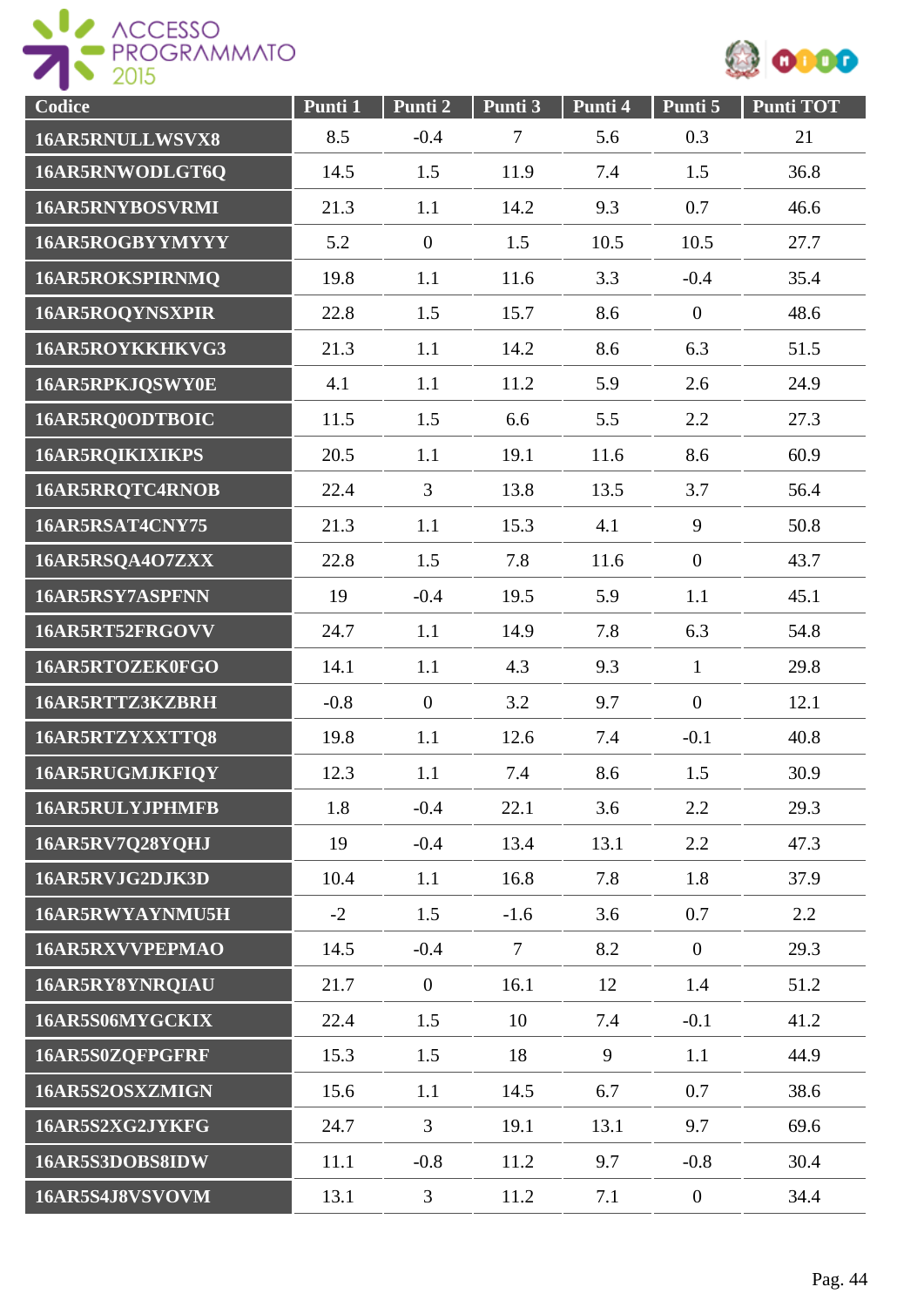| Codice | Punti 1 | Punti 2 | Punti 3 | Punti 4 | Punti 5 | Punti TOT |
|---|---|---|---|---|---|---|
| 16AR5RNULLWSVX8 | 8.5 | -0.4 | 7 | 5.6 | 0.3 | 21 |
| 16AR5RNWODLGT6Q | 14.5 | 1.5 | 11.9 | 7.4 | 1.5 | 36.8 |
| 16AR5RNYBOSVRMI | 21.3 | 1.1 | 14.2 | 9.3 | 0.7 | 46.6 |
| 16AR5ROGBYYMYYY | 5.2 | 0 | 1.5 | 10.5 | 10.5 | 27.7 |
| 16AR5ROKSPIRNMQ | 19.8 | 1.1 | 11.6 | 3.3 | -0.4 | 35.4 |
| 16AR5ROQYNSXPIR | 22.8 | 1.5 | 15.7 | 8.6 | 0 | 48.6 |
| 16AR5ROYKKHKVG3 | 21.3 | 1.1 | 14.2 | 8.6 | 6.3 | 51.5 |
| 16AR5RPKJQSWY0E | 4.1 | 1.1 | 11.2 | 5.9 | 2.6 | 24.9 |
| 16AR5RQ0ODTBOIC | 11.5 | 1.5 | 6.6 | 5.5 | 2.2 | 27.3 |
| 16AR5RQIKIXIKPS | 20.5 | 1.1 | 19.1 | 11.6 | 8.6 | 60.9 |
| 16AR5RRQTC4RNOB | 22.4 | 3 | 13.8 | 13.5 | 3.7 | 56.4 |
| 16AR5RSAT4CNY75 | 21.3 | 1.1 | 15.3 | 4.1 | 9 | 50.8 |
| 16AR5RSQA4O7ZXX | 22.8 | 1.5 | 7.8 | 11.6 | 0 | 43.7 |
| 16AR5RSY7ASPFNN | 19 | -0.4 | 19.5 | 5.9 | 1.1 | 45.1 |
| 16AR5RT52FRGOVV | 24.7 | 1.1 | 14.9 | 7.8 | 6.3 | 54.8 |
| 16AR5RTOZEK0FGO | 14.1 | 1.1 | 4.3 | 9.3 | 1 | 29.8 |
| 16AR5RTTZ3KZBRH | -0.8 | 0 | 3.2 | 9.7 | 0 | 12.1 |
| 16AR5RTZYXXTTQ8 | 19.8 | 1.1 | 12.6 | 7.4 | -0.1 | 40.8 |
| 16AR5RUGMJKFIQY | 12.3 | 1.1 | 7.4 | 8.6 | 1.5 | 30.9 |
| 16AR5RULYJPHMFB | 1.8 | -0.4 | 22.1 | 3.6 | 2.2 | 29.3 |
| 16AR5RV7Q28YQHJ | 19 | -0.4 | 13.4 | 13.1 | 2.2 | 47.3 |
| 16AR5RVJG2DJK3D | 10.4 | 1.1 | 16.8 | 7.8 | 1.8 | 37.9 |
| 16AR5RWYAYNMU5H | -2 | 1.5 | -1.6 | 3.6 | 0.7 | 2.2 |
| 16AR5RXVVPEPMAO | 14.5 | -0.4 | 7 | 8.2 | 0 | 29.3 |
| 16AR5RY8YNRQIAU | 21.7 | 0 | 16.1 | 12 | 1.4 | 51.2 |
| 16AR5S06MYGCKIX | 22.4 | 1.5 | 10 | 7.4 | -0.1 | 41.2 |
| 16AR5S0ZQFPGFRF | 15.3 | 1.5 | 18 | 9 | 1.1 | 44.9 |
| 16AR5S2OSXZMIGN | 15.6 | 1.1 | 14.5 | 6.7 | 0.7 | 38.6 |
| 16AR5S2XG2JYKFG | 24.7 | 3 | 19.1 | 13.1 | 9.7 | 69.6 |
| 16AR5S3DOBS8IDW | 11.1 | -0.8 | 11.2 | 9.7 | -0.8 | 30.4 |
| 16AR5S4J8VSVOVM | 13.1 | 3 | 11.2 | 7.1 | 0 | 34.4 |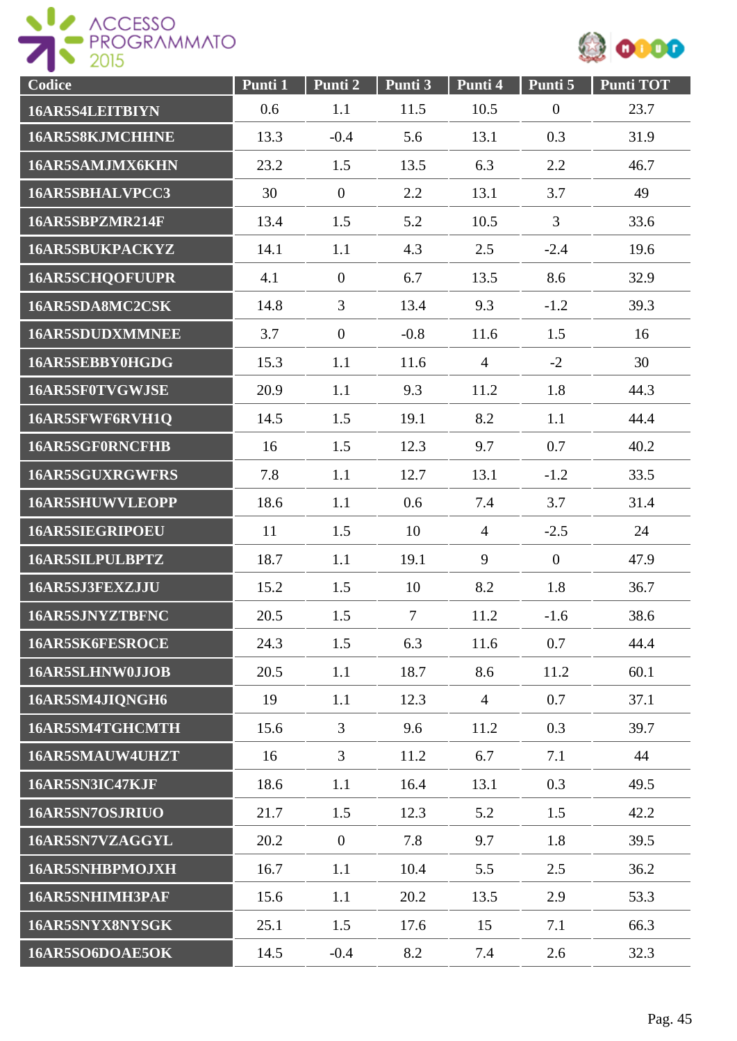| Codice | Punti 1 | Punti 2 | Punti 3 | Punti 4 | Punti 5 | Punti TOT |
|---|---|---|---|---|---|---|
| 16AR5S4LEITBIYN | 0.6 | 1.1 | 11.5 | 10.5 | 0 | 23.7 |
| 16AR5S8KJMCHHNE | 13.3 | -0.4 | 5.6 | 13.1 | 0.3 | 31.9 |
| 16AR5SAMJMX6KHN | 23.2 | 1.5 | 13.5 | 6.3 | 2.2 | 46.7 |
| 16AR5SBHALVPCC3 | 30 | 0 | 2.2 | 13.1 | 3.7 | 49 |
| 16AR5SBPZMR214F | 13.4 | 1.5 | 5.2 | 10.5 | 3 | 33.6 |
| 16AR5SBUKPACKYZ | 14.1 | 1.1 | 4.3 | 2.5 | -2.4 | 19.6 |
| 16AR5SCHQOFUUPR | 4.1 | 0 | 6.7 | 13.5 | 8.6 | 32.9 |
| 16AR5SDA8MC2CSK | 14.8 | 3 | 13.4 | 9.3 | -1.2 | 39.3 |
| 16AR5SDUDXMMNEE | 3.7 | 0 | -0.8 | 11.6 | 1.5 | 16 |
| 16AR5SEBBY0HGDG | 15.3 | 1.1 | 11.6 | 4 | -2 | 30 |
| 16AR5SF0TVGWJSE | 20.9 | 1.1 | 9.3 | 11.2 | 1.8 | 44.3 |
| 16AR5SFWF6RVH1Q | 14.5 | 1.5 | 19.1 | 8.2 | 1.1 | 44.4 |
| 16AR5SGF0RNCFHB | 16 | 1.5 | 12.3 | 9.7 | 0.7 | 40.2 |
| 16AR5SGUXRGWFRS | 7.8 | 1.1 | 12.7 | 13.1 | -1.2 | 33.5 |
| 16AR5SHUWVLEOPP | 18.6 | 1.1 | 0.6 | 7.4 | 3.7 | 31.4 |
| 16AR5SIEGRIPOEU | 11 | 1.5 | 10 | 4 | -2.5 | 24 |
| 16AR5SILPULBPTZ | 18.7 | 1.1 | 19.1 | 9 | 0 | 47.9 |
| 16AR5SJ3FEXZJJU | 15.2 | 1.5 | 10 | 8.2 | 1.8 | 36.7 |
| 16AR5SJNYZTBFNC | 20.5 | 1.5 | 7 | 11.2 | -1.6 | 38.6 |
| 16AR5SK6FESROCE | 24.3 | 1.5 | 6.3 | 11.6 | 0.7 | 44.4 |
| 16AR5SLHNW0JJOB | 20.5 | 1.1 | 18.7 | 8.6 | 11.2 | 60.1 |
| 16AR5SM4JIQNGH6 | 19 | 1.1 | 12.3 | 4 | 0.7 | 37.1 |
| 16AR5SM4TGHCMTH | 15.6 | 3 | 9.6 | 11.2 | 0.3 | 39.7 |
| 16AR5SMAUW4UHZT | 16 | 3 | 11.2 | 6.7 | 7.1 | 44 |
| 16AR5SN3IC47KJF | 18.6 | 1.1 | 16.4 | 13.1 | 0.3 | 49.5 |
| 16AR5SN7OSJRIUO | 21.7 | 1.5 | 12.3 | 5.2 | 1.5 | 42.2 |
| 16AR5SN7VZAGGYL | 20.2 | 0 | 7.8 | 9.7 | 1.8 | 39.5 |
| 16AR5SNHBPMOJXH | 16.7 | 1.1 | 10.4 | 5.5 | 2.5 | 36.2 |
| 16AR5SNHIMH3PAF | 15.6 | 1.1 | 20.2 | 13.5 | 2.9 | 53.3 |
| 16AR5SNYX8NYSGK | 25.1 | 1.5 | 17.6 | 15 | 7.1 | 66.3 |
| 16AR5SO6DOAE5OK | 14.5 | -0.4 | 8.2 | 7.4 | 2.6 | 32.3 |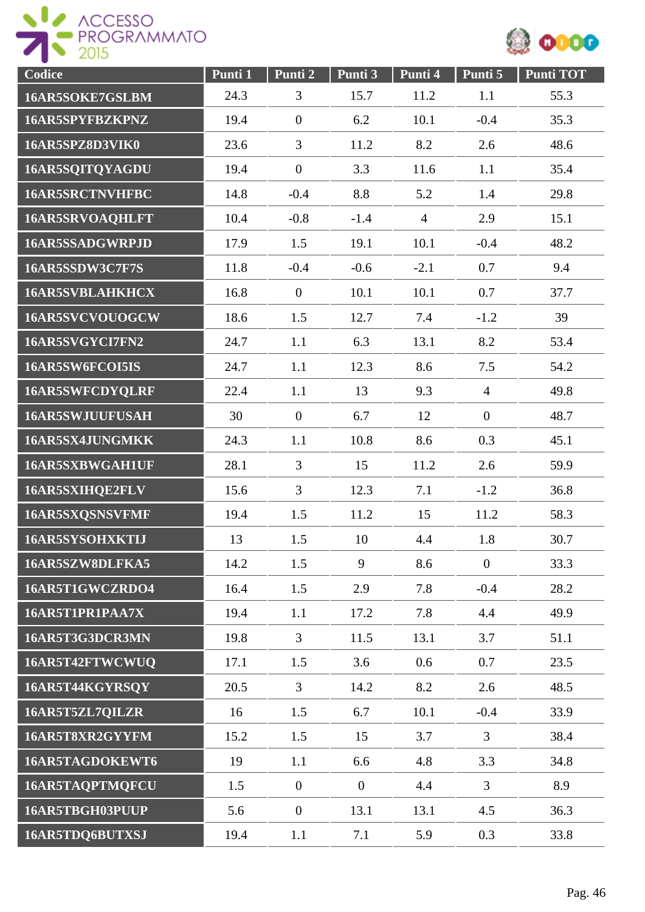| Codice | Punti 1 | Punti 2 | Punti 3 | Punti 4 | Punti 5 | Punti TOT |
|---|---|---|---|---|---|---|
| 16AR5SOKE7GSLBM | 24.3 | 3 | 15.7 | 11.2 | 1.1 | 55.3 |
| 16AR5SPYFBZKPNZ | 19.4 | 0 | 6.2 | 10.1 | -0.4 | 35.3 |
| 16AR5SPZ8D3VIK0 | 23.6 | 3 | 11.2 | 8.2 | 2.6 | 48.6 |
| 16AR5SQITQYAGDU | 19.4 | 0 | 3.3 | 11.6 | 1.1 | 35.4 |
| 16AR5SRCTNVHFBC | 14.8 | -0.4 | 8.8 | 5.2 | 1.4 | 29.8 |
| 16AR5SRVOAQHLFT | 10.4 | -0.8 | -1.4 | 4 | 2.9 | 15.1 |
| 16AR5SSADGWRPJD | 17.9 | 1.5 | 19.1 | 10.1 | -0.4 | 48.2 |
| 16AR5SSDW3C7F7S | 11.8 | -0.4 | -0.6 | -2.1 | 0.7 | 9.4 |
| 16AR5SVBLAHKHCX | 16.8 | 0 | 10.1 | 10.1 | 0.7 | 37.7 |
| 16AR5SVCVOUOGCW | 18.6 | 1.5 | 12.7 | 7.4 | -1.2 | 39 |
| 16AR5SVGYCI7FN2 | 24.7 | 1.1 | 6.3 | 13.1 | 8.2 | 53.4 |
| 16AR5SW6FCOI5IS | 24.7 | 1.1 | 12.3 | 8.6 | 7.5 | 54.2 |
| 16AR5SWFCDYQLRF | 22.4 | 1.1 | 13 | 9.3 | 4 | 49.8 |
| 16AR5SWJUUFUSAH | 30 | 0 | 6.7 | 12 | 0 | 48.7 |
| 16AR5SX4JUNGMKK | 24.3 | 1.1 | 10.8 | 8.6 | 0.3 | 45.1 |
| 16AR5SXBWGAH1UF | 28.1 | 3 | 15 | 11.2 | 2.6 | 59.9 |
| 16AR5SXIHQE2FLV | 15.6 | 3 | 12.3 | 7.1 | -1.2 | 36.8 |
| 16AR5SXQSNSVFMF | 19.4 | 1.5 | 11.2 | 15 | 11.2 | 58.3 |
| 16AR5SYSOHXKTIJ | 13 | 1.5 | 10 | 4.4 | 1.8 | 30.7 |
| 16AR5SZW8DLFKA5 | 14.2 | 1.5 | 9 | 8.6 | 0 | 33.3 |
| 16AR5T1GWCZRDO4 | 16.4 | 1.5 | 2.9 | 7.8 | -0.4 | 28.2 |
| 16AR5T1PR1PAA7X | 19.4 | 1.1 | 17.2 | 7.8 | 4.4 | 49.9 |
| 16AR5T3G3DCR3MN | 19.8 | 3 | 11.5 | 13.1 | 3.7 | 51.1 |
| 16AR5T42FTWCWUQ | 17.1 | 1.5 | 3.6 | 0.6 | 0.7 | 23.5 |
| 16AR5T44KGYRSQY | 20.5 | 3 | 14.2 | 8.2 | 2.6 | 48.5 |
| 16AR5T5ZL7QILZR | 16 | 1.5 | 6.7 | 10.1 | -0.4 | 33.9 |
| 16AR5T8XR2GYYFM | 15.2 | 1.5 | 15 | 3.7 | 3 | 38.4 |
| 16AR5TAGDOKEWT6 | 19 | 1.1 | 6.6 | 4.8 | 3.3 | 34.8 |
| 16AR5TAQPTMQFCU | 1.5 | 0 | 0 | 4.4 | 3 | 8.9 |
| 16AR5TBGH03PUUP | 5.6 | 0 | 13.1 | 13.1 | 4.5 | 36.3 |
| 16AR5TDQ6BUTXSJ | 19.4 | 1.1 | 7.1 | 5.9 | 0.3 | 33.8 |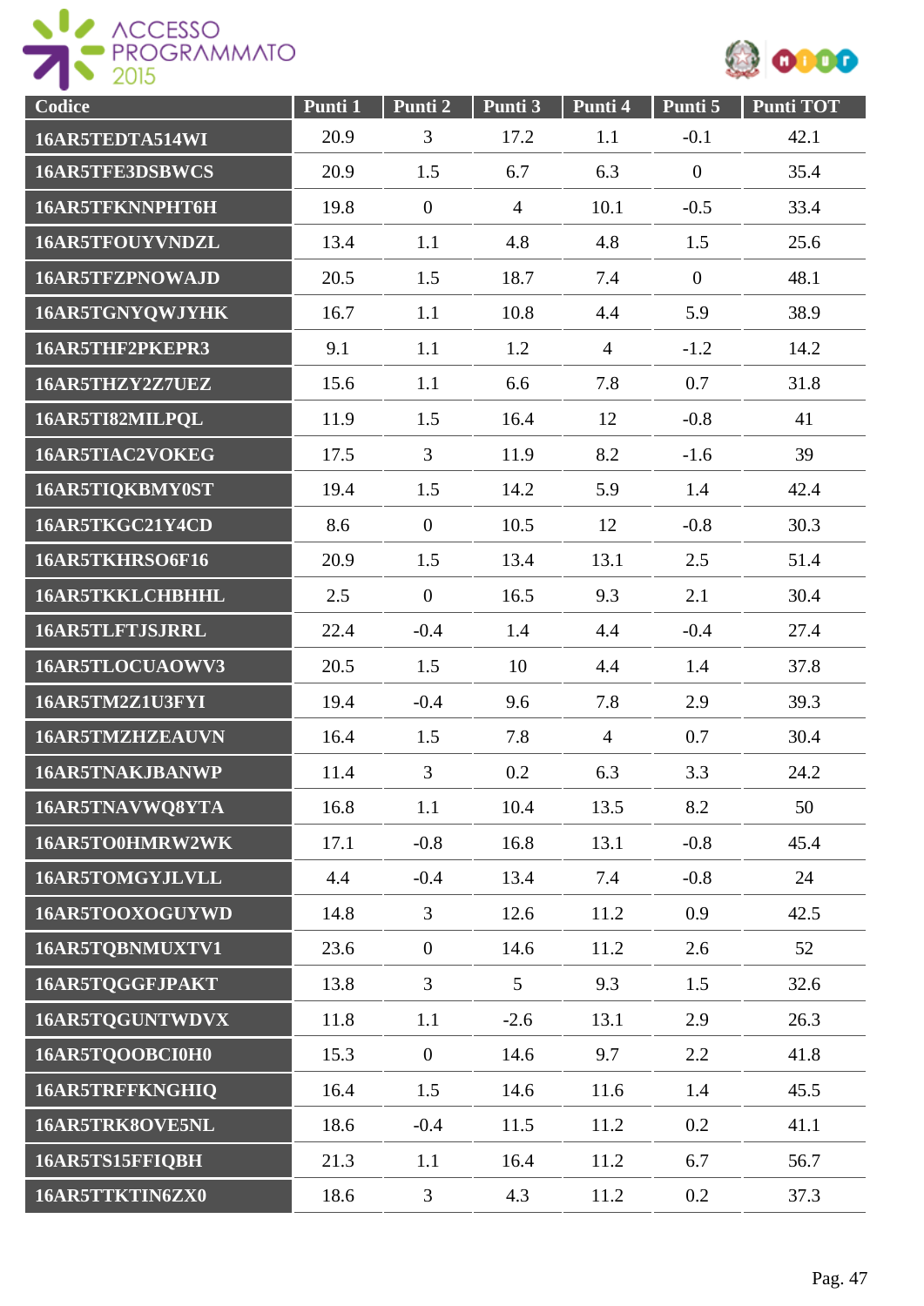| Codice | Punti 1 | Punti 2 | Punti 3 | Punti 4 | Punti 5 | Punti TOT |
|---|---|---|---|---|---|---|
| 16AR5TEDTA514WI | 20.9 | 3 | 17.2 | 1.1 | -0.1 | 42.1 |
| 16AR5TFE3DSBWCS | 20.9 | 1.5 | 6.7 | 6.3 | 0 | 35.4 |
| 16AR5TFKNNPHT6H | 19.8 | 0 | 4 | 10.1 | -0.5 | 33.4 |
| 16AR5TFOUYVNDZL | 13.4 | 1.1 | 4.8 | 4.8 | 1.5 | 25.6 |
| 16AR5TFZPNOWAJD | 20.5 | 1.5 | 18.7 | 7.4 | 0 | 48.1 |
| 16AR5TGNYQWJYHK | 16.7 | 1.1 | 10.8 | 4.4 | 5.9 | 38.9 |
| 16AR5THF2PKEPR3 | 9.1 | 1.1 | 1.2 | 4 | -1.2 | 14.2 |
| 16AR5THZY2Z7UEZ | 15.6 | 1.1 | 6.6 | 7.8 | 0.7 | 31.8 |
| 16AR5TI82MILPQL | 11.9 | 1.5 | 16.4 | 12 | -0.8 | 41 |
| 16AR5TIAC2VOKEG | 17.5 | 3 | 11.9 | 8.2 | -1.6 | 39 |
| 16AR5TIQKBMY0ST | 19.4 | 1.5 | 14.2 | 5.9 | 1.4 | 42.4 |
| 16AR5TKGC21Y4CD | 8.6 | 0 | 10.5 | 12 | -0.8 | 30.3 |
| 16AR5TKHRSO6F16 | 20.9 | 1.5 | 13.4 | 13.1 | 2.5 | 51.4 |
| 16AR5TKKLCHBHHL | 2.5 | 0 | 16.5 | 9.3 | 2.1 | 30.4 |
| 16AR5TLFTJSJRRL | 22.4 | -0.4 | 1.4 | 4.4 | -0.4 | 27.4 |
| 16AR5TLOCUAOWV3 | 20.5 | 1.5 | 10 | 4.4 | 1.4 | 37.8 |
| 16AR5TM2Z1U3FYI | 19.4 | -0.4 | 9.6 | 7.8 | 2.9 | 39.3 |
| 16AR5TMZHZEAUVN | 16.4 | 1.5 | 7.8 | 4 | 0.7 | 30.4 |
| 16AR5TNAKJBANWP | 11.4 | 3 | 0.2 | 6.3 | 3.3 | 24.2 |
| 16AR5TNAVWQ8YTA | 16.8 | 1.1 | 10.4 | 13.5 | 8.2 | 50 |
| 16AR5TO0HMRW2WK | 17.1 | -0.8 | 16.8 | 13.1 | -0.8 | 45.4 |
| 16AR5TOMGYJLVLL | 4.4 | -0.4 | 13.4 | 7.4 | -0.8 | 24 |
| 16AR5TOOXOGUYWD | 14.8 | 3 | 12.6 | 11.2 | 0.9 | 42.5 |
| 16AR5TQBNMUXTV1 | 23.6 | 0 | 14.6 | 11.2 | 2.6 | 52 |
| 16AR5TQGGFJPAKT | 13.8 | 3 | 5 | 9.3 | 1.5 | 32.6 |
| 16AR5TQGUNTWDVX | 11.8 | 1.1 | -2.6 | 13.1 | 2.9 | 26.3 |
| 16AR5TQOOBCI0H0 | 15.3 | 0 | 14.6 | 9.7 | 2.2 | 41.8 |
| 16AR5TRFFKNGHIQ | 16.4 | 1.5 | 14.6 | 11.6 | 1.4 | 45.5 |
| 16AR5TRK8OVE5NL | 18.6 | -0.4 | 11.5 | 11.2 | 0.2 | 41.1 |
| 16AR5TS15FFIQBH | 21.3 | 1.1 | 16.4 | 11.2 | 6.7 | 56.7 |
| 16AR5TTKTIN6ZX0 | 18.6 | 3 | 4.3 | 11.2 | 0.2 | 37.3 |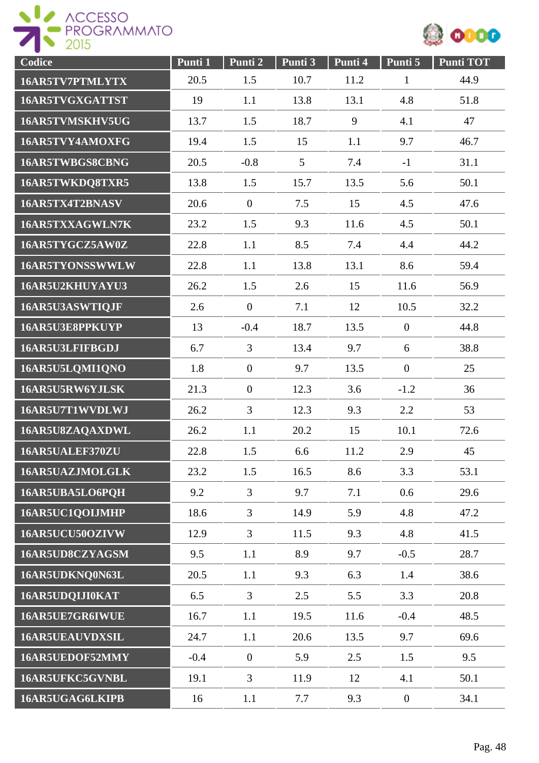| Codice | Punti 1 | Punti 2 | Punti 3 | Punti 4 | Punti 5 | Punti TOT |
|---|---|---|---|---|---|---|
| 16AR5TV7PTMLYTX | 20.5 | 1.5 | 10.7 | 11.2 | 1 | 44.9 |
| 16AR5TVGXGATTST | 19 | 1.1 | 13.8 | 13.1 | 4.8 | 51.8 |
| 16AR5TVMSKHV5UG | 13.7 | 1.5 | 18.7 | 9 | 4.1 | 47 |
| 16AR5TVY4AMOXFG | 19.4 | 1.5 | 15 | 1.1 | 9.7 | 46.7 |
| 16AR5TWBGS8CBNG | 20.5 | -0.8 | 5 | 7.4 | -1 | 31.1 |
| 16AR5TWKDQ8TXR5 | 13.8 | 1.5 | 15.7 | 13.5 | 5.6 | 50.1 |
| 16AR5TX4T2BNASV | 20.6 | 0 | 7.5 | 15 | 4.5 | 47.6 |
| 16AR5TXXAGWLN7K | 23.2 | 1.5 | 9.3 | 11.6 | 4.5 | 50.1 |
| 16AR5TYGCZ5AW0Z | 22.8 | 1.1 | 8.5 | 7.4 | 4.4 | 44.2 |
| 16AR5TYONSSWWLW | 22.8 | 1.1 | 13.8 | 13.1 | 8.6 | 59.4 |
| 16AR5U2KHUYAYU3 | 26.2 | 1.5 | 2.6 | 15 | 11.6 | 56.9 |
| 16AR5U3ASWTIQJF | 2.6 | 0 | 7.1 | 12 | 10.5 | 32.2 |
| 16AR5U3E8PPKUYP | 13 | -0.4 | 18.7 | 13.5 | 0 | 44.8 |
| 16AR5U3LFIFBGDJ | 6.7 | 3 | 13.4 | 9.7 | 6 | 38.8 |
| 16AR5U5LQMI1QNO | 1.8 | 0 | 9.7 | 13.5 | 0 | 25 |
| 16AR5U5RW6YJLSK | 21.3 | 0 | 12.3 | 3.6 | -1.2 | 36 |
| 16AR5U7T1WVDLWJ | 26.2 | 3 | 12.3 | 9.3 | 2.2 | 53 |
| 16AR5U8ZAQAXDWL | 26.2 | 1.1 | 20.2 | 15 | 10.1 | 72.6 |
| 16AR5UALEF370ZU | 22.8 | 1.5 | 6.6 | 11.2 | 2.9 | 45 |
| 16AR5UAZJMOLGLK | 23.2 | 1.5 | 16.5 | 8.6 | 3.3 | 53.1 |
| 16AR5UBA5LO6PQH | 9.2 | 3 | 9.7 | 7.1 | 0.6 | 29.6 |
| 16AR5UC1QOIJMHP | 18.6 | 3 | 14.9 | 5.9 | 4.8 | 47.2 |
| 16AR5UCU50OZIVW | 12.9 | 3 | 11.5 | 9.3 | 4.8 | 41.5 |
| 16AR5UD8CZYAGSM | 9.5 | 1.1 | 8.9 | 9.7 | -0.5 | 28.7 |
| 16AR5UDKNQ0N63L | 20.5 | 1.1 | 9.3 | 6.3 | 1.4 | 38.6 |
| 16AR5UDQIJI0KAT | 6.5 | 3 | 2.5 | 5.5 | 3.3 | 20.8 |
| 16AR5UE7GR6IWUE | 16.7 | 1.1 | 19.5 | 11.6 | -0.4 | 48.5 |
| 16AR5UEAUVDXSIL | 24.7 | 1.1 | 20.6 | 13.5 | 9.7 | 69.6 |
| 16AR5UEDOF52MMY | -0.4 | 0 | 5.9 | 2.5 | 1.5 | 9.5 |
| 16AR5UFKC5GVNBL | 19.1 | 3 | 11.9 | 12 | 4.1 | 50.1 |
| 16AR5UGAG6LKIPB | 16 | 1.1 | 7.7 | 9.3 | 0 | 34.1 |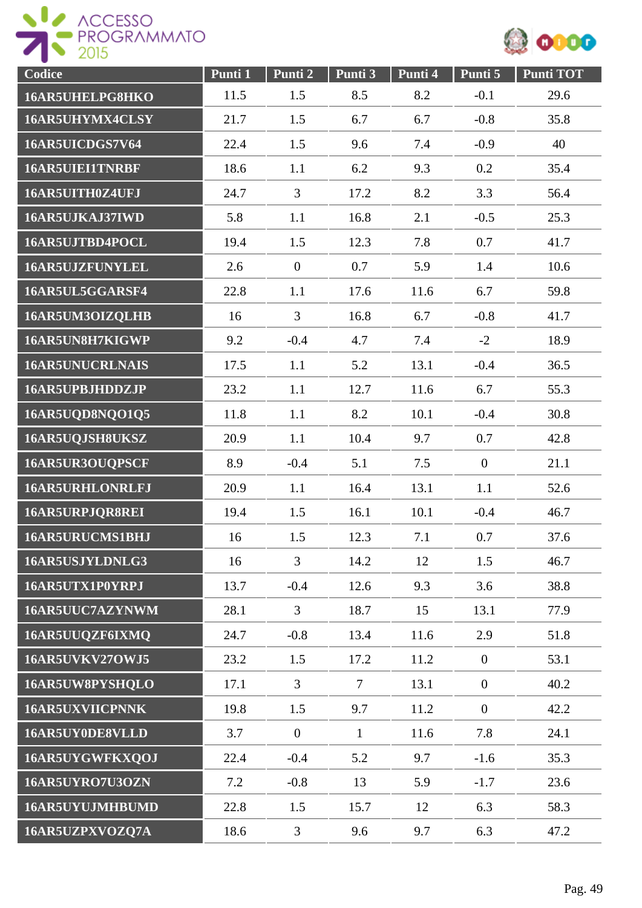| Codice | Punti 1 | Punti 2 | Punti 3 | Punti 4 | Punti 5 | Punti TOT |
|---|---|---|---|---|---|---|
| 16AR5UHELPG8HKO | 11.5 | 1.5 | 8.5 | 8.2 | -0.1 | 29.6 |
| 16AR5UHYMX4CLSY | 21.7 | 1.5 | 6.7 | 6.7 | -0.8 | 35.8 |
| 16AR5UICDGS7V64 | 22.4 | 1.5 | 9.6 | 7.4 | -0.9 | 40 |
| 16AR5UIEI1TNRBF | 18.6 | 1.1 | 6.2 | 9.3 | 0.2 | 35.4 |
| 16AR5UITH0Z4UFJ | 24.7 | 3 | 17.2 | 8.2 | 3.3 | 56.4 |
| 16AR5UJKAJ37IWD | 5.8 | 1.1 | 16.8 | 2.1 | -0.5 | 25.3 |
| 16AR5UJTBD4POCL | 19.4 | 1.5 | 12.3 | 7.8 | 0.7 | 41.7 |
| 16AR5UJZFUNYLEL | 2.6 | 0 | 0.7 | 5.9 | 1.4 | 10.6 |
| 16AR5UL5GGARSF4 | 22.8 | 1.1 | 17.6 | 11.6 | 6.7 | 59.8 |
| 16AR5UM3OIZQLHB | 16 | 3 | 16.8 | 6.7 | -0.8 | 41.7 |
| 16AR5UN8H7KIGWP | 9.2 | -0.4 | 4.7 | 7.4 | -2 | 18.9 |
| 16AR5UNUCRLNAIS | 17.5 | 1.1 | 5.2 | 13.1 | -0.4 | 36.5 |
| 16AR5UPBJHDDZJP | 23.2 | 1.1 | 12.7 | 11.6 | 6.7 | 55.3 |
| 16AR5UQD8NQO1Q5 | 11.8 | 1.1 | 8.2 | 10.1 | -0.4 | 30.8 |
| 16AR5UQJSH8UKSZ | 20.9 | 1.1 | 10.4 | 9.7 | 0.7 | 42.8 |
| 16AR5UR3OUQPSCF | 8.9 | -0.4 | 5.1 | 7.5 | 0 | 21.1 |
| 16AR5URHLONRLFJ | 20.9 | 1.1 | 16.4 | 13.1 | 1.1 | 52.6 |
| 16AR5URPJQR8REI | 19.4 | 1.5 | 16.1 | 10.1 | -0.4 | 46.7 |
| 16AR5URUCMS1BHJ | 16 | 1.5 | 12.3 | 7.1 | 0.7 | 37.6 |
| 16AR5USJYLDNLG3 | 16 | 3 | 14.2 | 12 | 1.5 | 46.7 |
| 16AR5UTX1P0YRPJ | 13.7 | -0.4 | 12.6 | 9.3 | 3.6 | 38.8 |
| 16AR5UUC7AZYNWM | 28.1 | 3 | 18.7 | 15 | 13.1 | 77.9 |
| 16AR5UUQZF6IXMQ | 24.7 | -0.8 | 13.4 | 11.6 | 2.9 | 51.8 |
| 16AR5UVKV27OWJ5 | 23.2 | 1.5 | 17.2 | 11.2 | 0 | 53.1 |
| 16AR5UW8PYSHQLO | 17.1 | 3 | 7 | 13.1 | 0 | 40.2 |
| 16AR5UXVIICPNNK | 19.8 | 1.5 | 9.7 | 11.2 | 0 | 42.2 |
| 16AR5UY0DE8VLLD | 3.7 | 0 | 1 | 11.6 | 7.8 | 24.1 |
| 16AR5UYGWFKXQOJ | 22.4 | -0.4 | 5.2 | 9.7 | -1.6 | 35.3 |
| 16AR5UYRO7U3OZN | 7.2 | -0.8 | 13 | 5.9 | -1.7 | 23.6 |
| 16AR5UYUJMHBUMD | 22.8 | 1.5 | 15.7 | 12 | 6.3 | 58.3 |
| 16AR5UZPXVOZQ7A | 18.6 | 3 | 9.6 | 9.7 | 6.3 | 47.2 |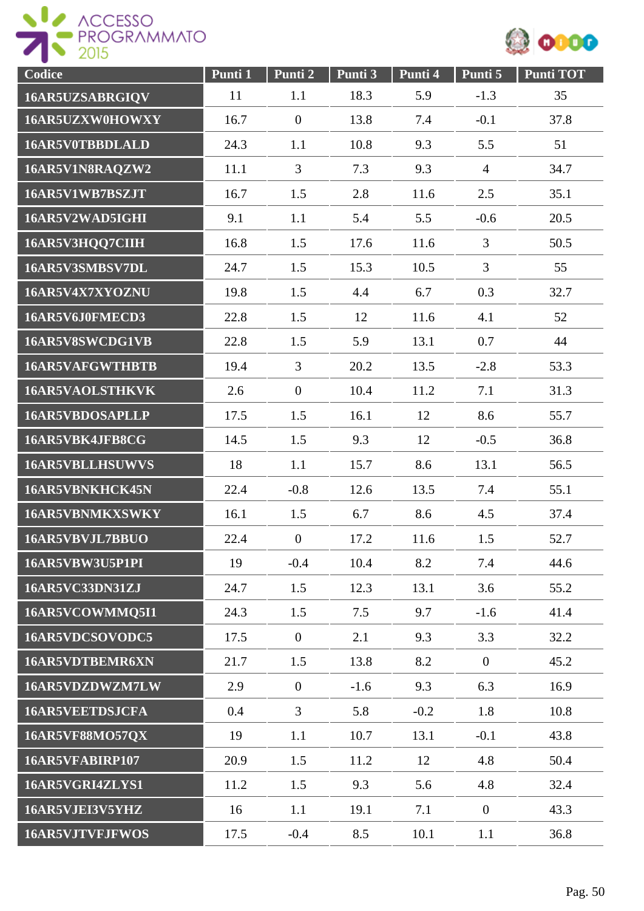| Codice | Punti 1 | Punti 2 | Punti 3 | Punti 4 | Punti 5 | Punti TOT |
|---|---|---|---|---|---|---|
| 16AR5UZSABRGIQV | 11 | 1.1 | 18.3 | 5.9 | -1.3 | 35 |
| 16AR5UZXW0HOWXY | 16.7 | 0 | 13.8 | 7.4 | -0.1 | 37.8 |
| 16AR5V0TBBDLALD | 24.3 | 1.1 | 10.8 | 9.3 | 5.5 | 51 |
| 16AR5V1N8RAQZW2 | 11.1 | 3 | 7.3 | 9.3 | 4 | 34.7 |
| 16AR5V1WB7BSZJT | 16.7 | 1.5 | 2.8 | 11.6 | 2.5 | 35.1 |
| 16AR5V2WAD5IGHI | 9.1 | 1.1 | 5.4 | 5.5 | -0.6 | 20.5 |
| 16AR5V3HQQ7CIIH | 16.8 | 1.5 | 17.6 | 11.6 | 3 | 50.5 |
| 16AR5V3SMBSV7DL | 24.7 | 1.5 | 15.3 | 10.5 | 3 | 55 |
| 16AR5V4X7XYOZNU | 19.8 | 1.5 | 4.4 | 6.7 | 0.3 | 32.7 |
| 16AR5V6J0FMECD3 | 22.8 | 1.5 | 12 | 11.6 | 4.1 | 52 |
| 16AR5V8SWCDG1VB | 22.8 | 1.5 | 5.9 | 13.1 | 0.7 | 44 |
| 16AR5VAFGWTHBTB | 19.4 | 3 | 20.2 | 13.5 | -2.8 | 53.3 |
| 16AR5VAOLSTHKVK | 2.6 | 0 | 10.4 | 11.2 | 7.1 | 31.3 |
| 16AR5VBDOSAPLLP | 17.5 | 1.5 | 16.1 | 12 | 8.6 | 55.7 |
| 16AR5VBK4JFB8CG | 14.5 | 1.5 | 9.3 | 12 | -0.5 | 36.8 |
| 16AR5VBLLHSUWVS | 18 | 1.1 | 15.7 | 8.6 | 13.1 | 56.5 |
| 16AR5VBNKHCK45N | 22.4 | -0.8 | 12.6 | 13.5 | 7.4 | 55.1 |
| 16AR5VBNMKXSWKY | 16.1 | 1.5 | 6.7 | 8.6 | 4.5 | 37.4 |
| 16AR5VBVJL7BBUO | 22.4 | 0 | 17.2 | 11.6 | 1.5 | 52.7 |
| 16AR5VBW3U5P1PI | 19 | -0.4 | 10.4 | 8.2 | 7.4 | 44.6 |
| 16AR5VC33DN31ZJ | 24.7 | 1.5 | 12.3 | 13.1 | 3.6 | 55.2 |
| 16AR5VCOWMMQ5I1 | 24.3 | 1.5 | 7.5 | 9.7 | -1.6 | 41.4 |
| 16AR5VDCSOVODC5 | 17.5 | 0 | 2.1 | 9.3 | 3.3 | 32.2 |
| 16AR5VDTBEMR6XN | 21.7 | 1.5 | 13.8 | 8.2 | 0 | 45.2 |
| 16AR5VDZDWZM7LW | 2.9 | 0 | -1.6 | 9.3 | 6.3 | 16.9 |
| 16AR5VEETDSJCFA | 0.4 | 3 | 5.8 | -0.2 | 1.8 | 10.8 |
| 16AR5VF88MO57QX | 19 | 1.1 | 10.7 | 13.1 | -0.1 | 43.8 |
| 16AR5VFABIRP107 | 20.9 | 1.5 | 11.2 | 12 | 4.8 | 50.4 |
| 16AR5VGRI4ZLYS1 | 11.2 | 1.5 | 9.3 | 5.6 | 4.8 | 32.4 |
| 16AR5VJEI3V5YHZ | 16 | 1.1 | 19.1 | 7.1 | 0 | 43.3 |
| 16AR5VJTVFJFWOS | 17.5 | -0.4 | 8.5 | 10.1 | 1.1 | 36.8 |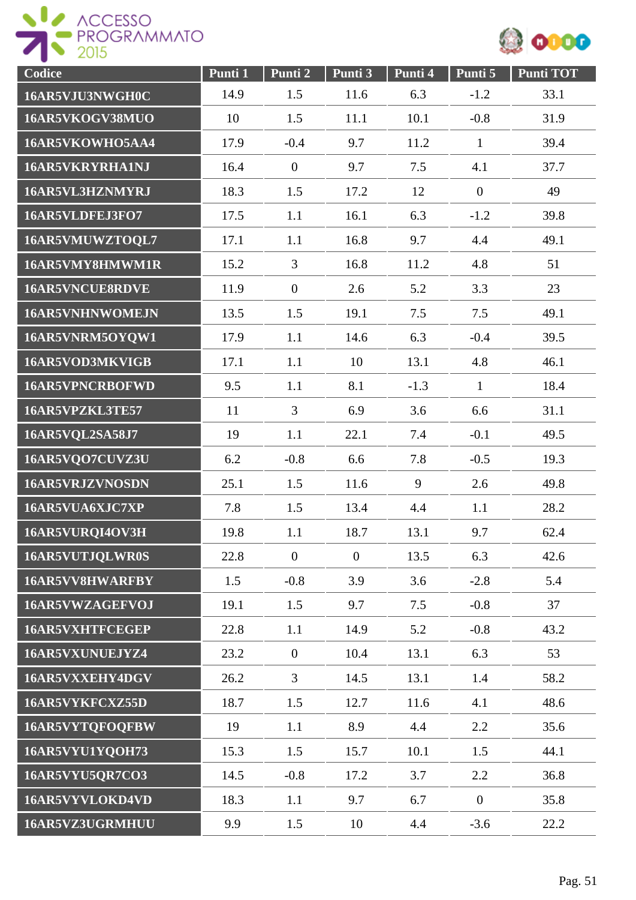| Codice | Punti 1 | Punti 2 | Punti 3 | Punti 4 | Punti 5 | Punti TOT |
|---|---|---|---|---|---|---|
| 16AR5VJU3NWGH0C | 14.9 | 1.5 | 11.6 | 6.3 | -1.2 | 33.1 |
| 16AR5VKOGV38MUO | 10 | 1.5 | 11.1 | 10.1 | -0.8 | 31.9 |
| 16AR5VKOWHO5AA4 | 17.9 | -0.4 | 9.7 | 11.2 | 1 | 39.4 |
| 16AR5VKRYRHA1NJ | 16.4 | 0 | 9.7 | 7.5 | 4.1 | 37.7 |
| 16AR5VL3HZNMYRJ | 18.3 | 1.5 | 17.2 | 12 | 0 | 49 |
| 16AR5VLDFEJ3FO7 | 17.5 | 1.1 | 16.1 | 6.3 | -1.2 | 39.8 |
| 16AR5VMUWZTOQL7 | 17.1 | 1.1 | 16.8 | 9.7 | 4.4 | 49.1 |
| 16AR5VMY8HMWM1R | 15.2 | 3 | 16.8 | 11.2 | 4.8 | 51 |
| 16AR5VNCUE8RDVE | 11.9 | 0 | 2.6 | 5.2 | 3.3 | 23 |
| 16AR5VNHNWOMEJN | 13.5 | 1.5 | 19.1 | 7.5 | 7.5 | 49.1 |
| 16AR5VNRM5OYQW1 | 17.9 | 1.1 | 14.6 | 6.3 | -0.4 | 39.5 |
| 16AR5VOD3MKVIGB | 17.1 | 1.1 | 10 | 13.1 | 4.8 | 46.1 |
| 16AR5VPNCRBOFWD | 9.5 | 1.1 | 8.1 | -1.3 | 1 | 18.4 |
| 16AR5VPZKL3TE57 | 11 | 3 | 6.9 | 3.6 | 6.6 | 31.1 |
| 16AR5VQL2SA58J7 | 19 | 1.1 | 22.1 | 7.4 | -0.1 | 49.5 |
| 16AR5VQO7CUVZ3U | 6.2 | -0.8 | 6.6 | 7.8 | -0.5 | 19.3 |
| 16AR5VRJZVNOSDN | 25.1 | 1.5 | 11.6 | 9 | 2.6 | 49.8 |
| 16AR5VUA6XJC7XP | 7.8 | 1.5 | 13.4 | 4.4 | 1.1 | 28.2 |
| 16AR5VURQI4OV3H | 19.8 | 1.1 | 18.7 | 13.1 | 9.7 | 62.4 |
| 16AR5VUTJQLWR0S | 22.8 | 0 | 0 | 13.5 | 6.3 | 42.6 |
| 16AR5VV8HWARFBY | 1.5 | -0.8 | 3.9 | 3.6 | -2.8 | 5.4 |
| 16AR5VWZAGEFVOJ | 19.1 | 1.5 | 9.7 | 7.5 | -0.8 | 37 |
| 16AR5VXHTFCEGEP | 22.8 | 1.1 | 14.9 | 5.2 | -0.8 | 43.2 |
| 16AR5VXUNUEJYZ4 | 23.2 | 0 | 10.4 | 13.1 | 6.3 | 53 |
| 16AR5VXXEHY4DGV | 26.2 | 3 | 14.5 | 13.1 | 1.4 | 58.2 |
| 16AR5VYKFCXZ55D | 18.7 | 1.5 | 12.7 | 11.6 | 4.1 | 48.6 |
| 16AR5VYTQFOQFBW | 19 | 1.1 | 8.9 | 4.4 | 2.2 | 35.6 |
| 16AR5VYU1YQOH73 | 15.3 | 1.5 | 15.7 | 10.1 | 1.5 | 44.1 |
| 16AR5VYU5QR7CO3 | 14.5 | -0.8 | 17.2 | 3.7 | 2.2 | 36.8 |
| 16AR5VYVLOKD4VD | 18.3 | 1.1 | 9.7 | 6.7 | 0 | 35.8 |
| 16AR5VZ3UGRMHUU | 9.9 | 1.5 | 10 | 4.4 | -3.6 | 22.2 |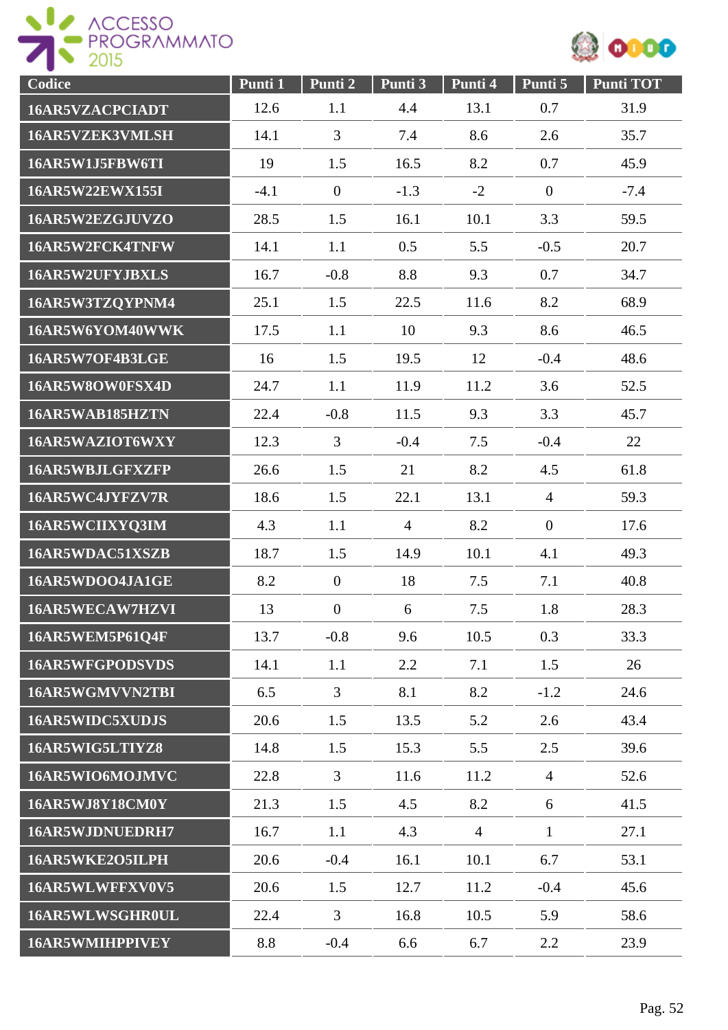| Codice | Punti 1 | Punti 2 | Punti 3 | Punti 4 | Punti 5 | Punti TOT |
|---|---|---|---|---|---|---|
| 16AR5VZACPCIADT | 12.6 | 1.1 | 4.4 | 13.1 | 0.7 | 31.9 |
| 16AR5VZEK3VMLSH | 14.1 | 3 | 7.4 | 8.6 | 2.6 | 35.7 |
| 16AR5W1J5FBW6TI | 19 | 1.5 | 16.5 | 8.2 | 0.7 | 45.9 |
| 16AR5W22EWX155I | -4.1 | 0 | -1.3 | -2 | 0 | -7.4 |
| 16AR5W2EZGJUVZO | 28.5 | 1.5 | 16.1 | 10.1 | 3.3 | 59.5 |
| 16AR5W2FCK4TNFW | 14.1 | 1.1 | 0.5 | 5.5 | -0.5 | 20.7 |
| 16AR5W2UFYJBXLS | 16.7 | -0.8 | 8.8 | 9.3 | 0.7 | 34.7 |
| 16AR5W3TZQYPNM4 | 25.1 | 1.5 | 22.5 | 11.6 | 8.2 | 68.9 |
| 16AR5W6YOM40WWK | 17.5 | 1.1 | 10 | 9.3 | 8.6 | 46.5 |
| 16AR5W7OF4B3LGE | 16 | 1.5 | 19.5 | 12 | -0.4 | 48.6 |
| 16AR5W8OW0FSX4D | 24.7 | 1.1 | 11.9 | 11.2 | 3.6 | 52.5 |
| 16AR5WAB185HZTN | 22.4 | -0.8 | 11.5 | 9.3 | 3.3 | 45.7 |
| 16AR5WAZIOT6WXY | 12.3 | 3 | -0.4 | 7.5 | -0.4 | 22 |
| 16AR5WBJLGFXZFP | 26.6 | 1.5 | 21 | 8.2 | 4.5 | 61.8 |
| 16AR5WC4JYFZV7R | 18.6 | 1.5 | 22.1 | 13.1 | 4 | 59.3 |
| 16AR5WCIIXYQ3IM | 4.3 | 1.1 | 4 | 8.2 | 0 | 17.6 |
| 16AR5WDAC51XSZB | 18.7 | 1.5 | 14.9 | 10.1 | 4.1 | 49.3 |
| 16AR5WDOO4JA1GE | 8.2 | 0 | 18 | 7.5 | 7.1 | 40.8 |
| 16AR5WECAW7HZVI | 13 | 0 | 6 | 7.5 | 1.8 | 28.3 |
| 16AR5WEM5P61Q4F | 13.7 | -0.8 | 9.6 | 10.5 | 0.3 | 33.3 |
| 16AR5WFGPODSVDS | 14.1 | 1.1 | 2.2 | 7.1 | 1.5 | 26 |
| 16AR5WGMVVN2TBI | 6.5 | 3 | 8.1 | 8.2 | -1.2 | 24.6 |
| 16AR5WIDC5XUDJS | 20.6 | 1.5 | 13.5 | 5.2 | 2.6 | 43.4 |
| 16AR5WIG5LTIYZ8 | 14.8 | 1.5 | 15.3 | 5.5 | 2.5 | 39.6 |
| 16AR5WIO6MOJMVC | 22.8 | 3 | 11.6 | 11.2 | 4 | 52.6 |
| 16AR5WJ8Y18CM0Y | 21.3 | 1.5 | 4.5 | 8.2 | 6 | 41.5 |
| 16AR5WJDNUEDRH7 | 16.7 | 1.1 | 4.3 | 4 | 1 | 27.1 |
| 16AR5WKE2O5ILPH | 20.6 | -0.4 | 16.1 | 10.1 | 6.7 | 53.1 |
| 16AR5WLWFFXV0V5 | 20.6 | 1.5 | 12.7 | 11.2 | -0.4 | 45.6 |
| 16AR5WLWSGHR0UL | 22.4 | 3 | 16.8 | 10.5 | 5.9 | 58.6 |
| 16AR5WMIHPPIVEY | 8.8 | -0.4 | 6.6 | 6.7 | 2.2 | 23.9 |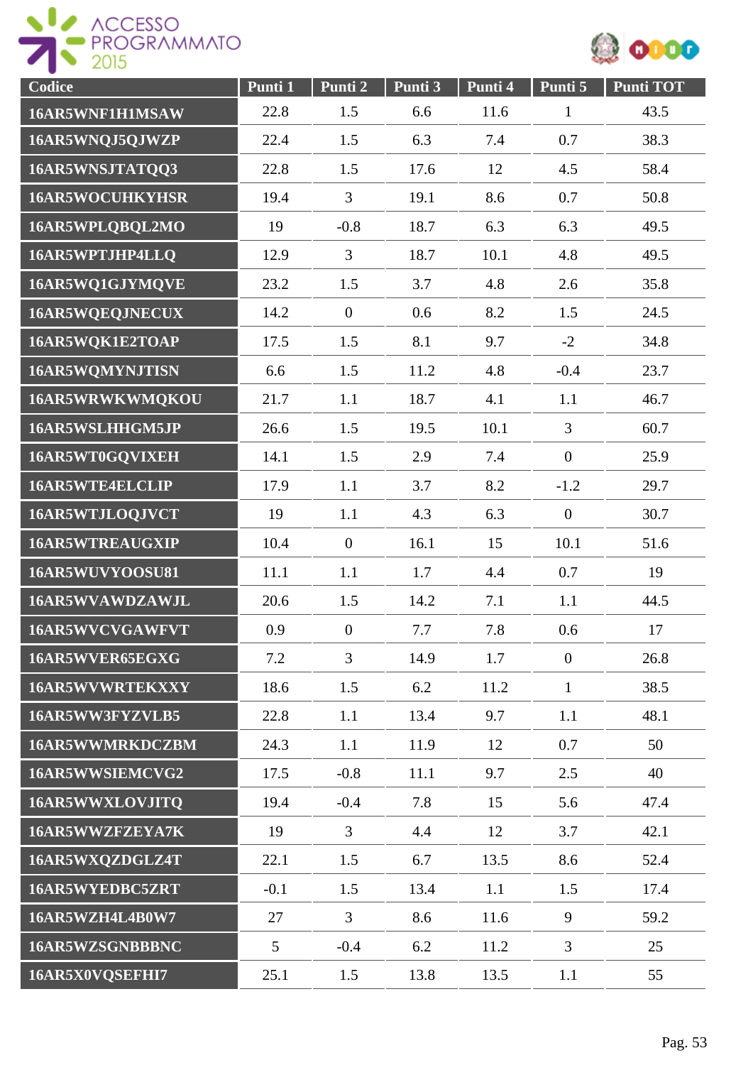| Codice | Punti 1 | Punti 2 | Punti 3 | Punti 4 | Punti 5 | Punti TOT |
|---|---|---|---|---|---|---|
| 16AR5WNF1H1MSAW | 22.8 | 1.5 | 6.6 | 11.6 | 1 | 43.5 |
| 16AR5WNQJ5QJWZP | 22.4 | 1.5 | 6.3 | 7.4 | 0.7 | 38.3 |
| 16AR5WNSJTATQQ3 | 22.8 | 1.5 | 17.6 | 12 | 4.5 | 58.4 |
| 16AR5WOCUHKYHSR | 19.4 | 3 | 19.1 | 8.6 | 0.7 | 50.8 |
| 16AR5WPLQBQL2MO | 19 | -0.8 | 18.7 | 6.3 | 6.3 | 49.5 |
| 16AR5WPTJHP4LLQ | 12.9 | 3 | 18.7 | 10.1 | 4.8 | 49.5 |
| 16AR5WQ1GJYMQVE | 23.2 | 1.5 | 3.7 | 4.8 | 2.6 | 35.8 |
| 16AR5WQEQJNECUX | 14.2 | 0 | 0.6 | 8.2 | 1.5 | 24.5 |
| 16AR5WQK1E2TOAP | 17.5 | 1.5 | 8.1 | 9.7 | -2 | 34.8 |
| 16AR5WQMYNJTISN | 6.6 | 1.5 | 11.2 | 4.8 | -0.4 | 23.7 |
| 16AR5WRWKWMQKOU | 21.7 | 1.1 | 18.7 | 4.1 | 1.1 | 46.7 |
| 16AR5WSLHHGM5JP | 26.6 | 1.5 | 19.5 | 10.1 | 3 | 60.7 |
| 16AR5WT0GQVIXEH | 14.1 | 1.5 | 2.9 | 7.4 | 0 | 25.9 |
| 16AR5WTE4ELCLIP | 17.9 | 1.1 | 3.7 | 8.2 | -1.2 | 29.7 |
| 16AR5WTJLOQJVCT | 19 | 1.1 | 4.3 | 6.3 | 0 | 30.7 |
| 16AR5WTREAUGXIP | 10.4 | 0 | 16.1 | 15 | 10.1 | 51.6 |
| 16AR5WUVYOOSU81 | 11.1 | 1.1 | 1.7 | 4.4 | 0.7 | 19 |
| 16AR5WVAWDZAWJL | 20.6 | 1.5 | 14.2 | 7.1 | 1.1 | 44.5 |
| 16AR5WVCVGAWFVT | 0.9 | 0 | 7.7 | 7.8 | 0.6 | 17 |
| 16AR5WVER65EGXG | 7.2 | 3 | 14.9 | 1.7 | 0 | 26.8 |
| 16AR5WVWRTEKXXY | 18.6 | 1.5 | 6.2 | 11.2 | 1 | 38.5 |
| 16AR5WW3FYZVLB5 | 22.8 | 1.1 | 13.4 | 9.7 | 1.1 | 48.1 |
| 16AR5WWMRKDCZBM | 24.3 | 1.1 | 11.9 | 12 | 0.7 | 50 |
| 16AR5WWSIEMCVG2 | 17.5 | -0.8 | 11.1 | 9.7 | 2.5 | 40 |
| 16AR5WWXLOVJITQ | 19.4 | -0.4 | 7.8 | 15 | 5.6 | 47.4 |
| 16AR5WWZFZEYA7K | 19 | 3 | 4.4 | 12 | 3.7 | 42.1 |
| 16AR5WXQZDGLZ4T | 22.1 | 1.5 | 6.7 | 13.5 | 8.6 | 52.4 |
| 16AR5WYEDBC5ZRT | -0.1 | 1.5 | 13.4 | 1.1 | 1.5 | 17.4 |
| 16AR5WZH4L4B0W7 | 27 | 3 | 8.6 | 11.6 | 9 | 59.2 |
| 16AR5WZSGNBBBNC | 5 | -0.4 | 6.2 | 11.2 | 3 | 25 |
| 16AR5X0VQSEFHI7 | 25.1 | 1.5 | 13.8 | 13.5 | 1.1 | 55 |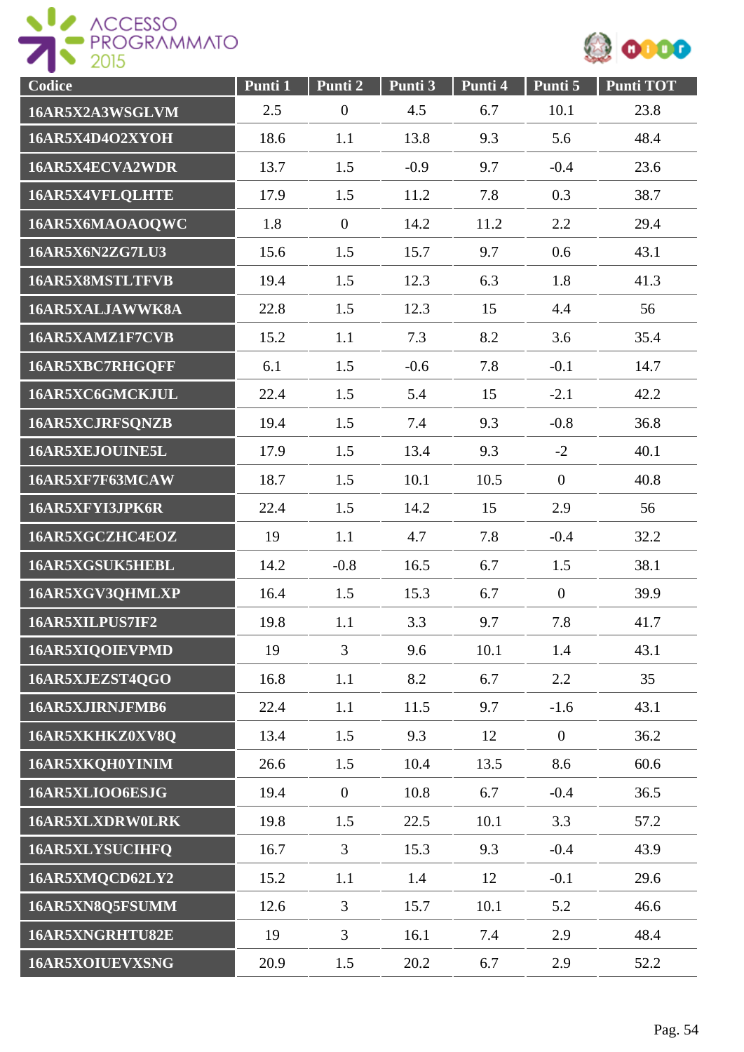| Codice | Punti 1 | Punti 2 | Punti 3 | Punti 4 | Punti 5 | Punti TOT |
|---|---|---|---|---|---|---|
| 16AR5X2A3WSGLVM | 2.5 | 0 | 4.5 | 6.7 | 10.1 | 23.8 |
| 16AR5X4D4O2XYOH | 18.6 | 1.1 | 13.8 | 9.3 | 5.6 | 48.4 |
| 16AR5X4ECVA2WDR | 13.7 | 1.5 | -0.9 | 9.7 | -0.4 | 23.6 |
| 16AR5X4VFLQLHTE | 17.9 | 1.5 | 11.2 | 7.8 | 0.3 | 38.7 |
| 16AR5X6MAOAOQWC | 1.8 | 0 | 14.2 | 11.2 | 2.2 | 29.4 |
| 16AR5X6N2ZG7LU3 | 15.6 | 1.5 | 15.7 | 9.7 | 0.6 | 43.1 |
| 16AR5X8MSTLTFVB | 19.4 | 1.5 | 12.3 | 6.3 | 1.8 | 41.3 |
| 16AR5XALJAWWK8A | 22.8 | 1.5 | 12.3 | 15 | 4.4 | 56 |
| 16AR5XAMZ1F7CVB | 15.2 | 1.1 | 7.3 | 8.2 | 3.6 | 35.4 |
| 16AR5XBC7RHGQFF | 6.1 | 1.5 | -0.6 | 7.8 | -0.1 | 14.7 |
| 16AR5XC6GMCKJUL | 22.4 | 1.5 | 5.4 | 15 | -2.1 | 42.2 |
| 16AR5XCJRFSQNZB | 19.4 | 1.5 | 7.4 | 9.3 | -0.8 | 36.8 |
| 16AR5XEJOUINE5L | 17.9 | 1.5 | 13.4 | 9.3 | -2 | 40.1 |
| 16AR5XF7F63MCAW | 18.7 | 1.5 | 10.1 | 10.5 | 0 | 40.8 |
| 16AR5XFYI3JPK6R | 22.4 | 1.5 | 14.2 | 15 | 2.9 | 56 |
| 16AR5XGCZHC4EOZ | 19 | 1.1 | 4.7 | 7.8 | -0.4 | 32.2 |
| 16AR5XGSUK5HEBL | 14.2 | -0.8 | 16.5 | 6.7 | 1.5 | 38.1 |
| 16AR5XGV3QHMLXP | 16.4 | 1.5 | 15.3 | 6.7 | 0 | 39.9 |
| 16AR5XILPUS7IF2 | 19.8 | 1.1 | 3.3 | 9.7 | 7.8 | 41.7 |
| 16AR5XIQOIEVPMD | 19 | 3 | 9.6 | 10.1 | 1.4 | 43.1 |
| 16AR5XJEZST4QGO | 16.8 | 1.1 | 8.2 | 6.7 | 2.2 | 35 |
| 16AR5XJIRNJFMB6 | 22.4 | 1.1 | 11.5 | 9.7 | -1.6 | 43.1 |
| 16AR5XKHKZ0XV8Q | 13.4 | 1.5 | 9.3 | 12 | 0 | 36.2 |
| 16AR5XKQH0YINIM | 26.6 | 1.5 | 10.4 | 13.5 | 8.6 | 60.6 |
| 16AR5XLIOO6ESJG | 19.4 | 0 | 10.8 | 6.7 | -0.4 | 36.5 |
| 16AR5XLXDRW0LRK | 19.8 | 1.5 | 22.5 | 10.1 | 3.3 | 57.2 |
| 16AR5XLYSUCIHFQ | 16.7 | 3 | 15.3 | 9.3 | -0.4 | 43.9 |
| 16AR5XMQCD62LY2 | 15.2 | 1.1 | 1.4 | 12 | -0.1 | 29.6 |
| 16AR5XN8Q5FSUMM | 12.6 | 3 | 15.7 | 10.1 | 5.2 | 46.6 |
| 16AR5XNGRHTU82E | 19 | 3 | 16.1 | 7.4 | 2.9 | 48.4 |
| 16AR5XOIUEVXSNG | 20.9 | 1.5 | 20.2 | 6.7 | 2.9 | 52.2 |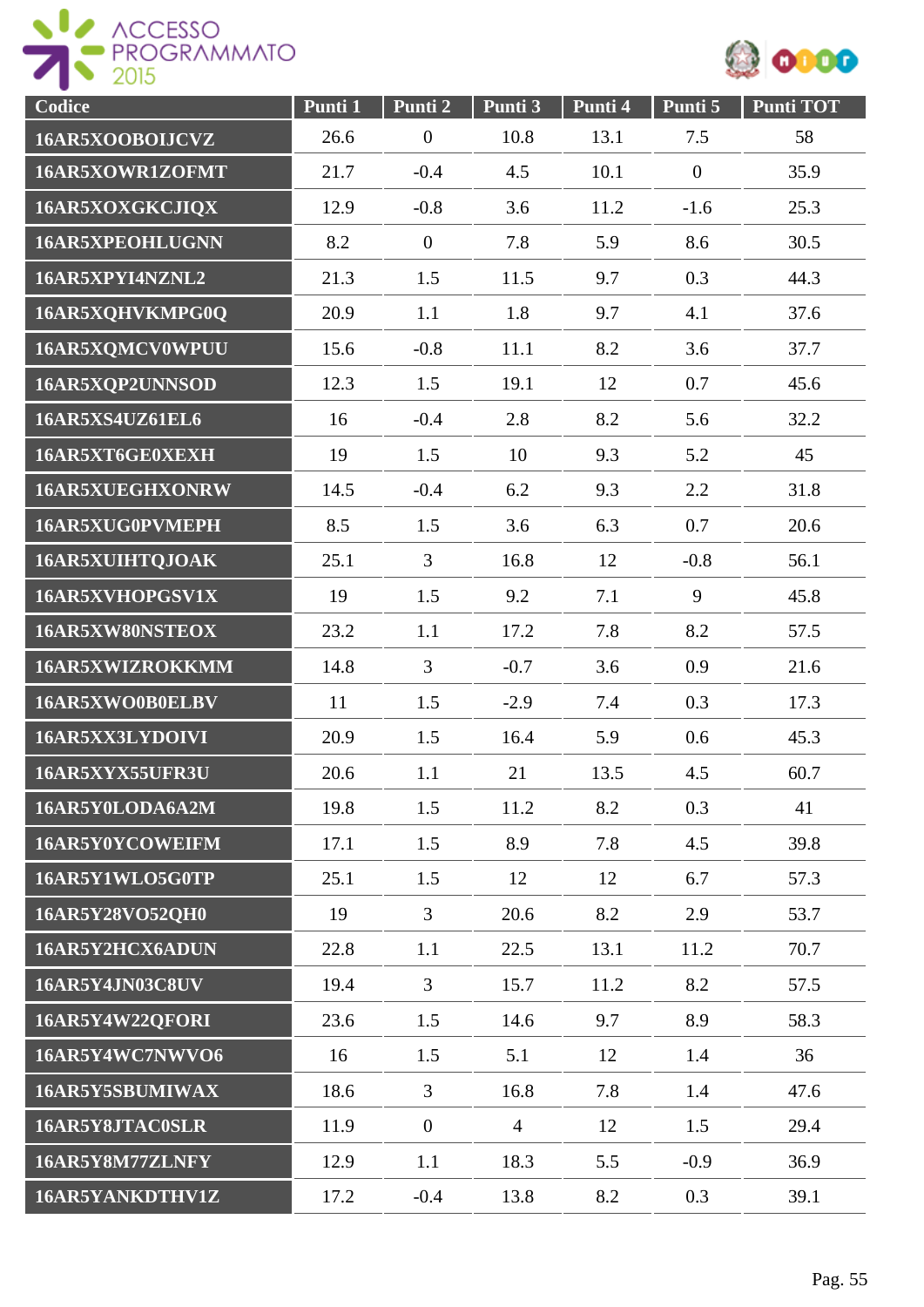| Codice | Punti 1 | Punti 2 | Punti 3 | Punti 4 | Punti 5 | Punti TOT |
|---|---|---|---|---|---|---|
| 16AR5XOOBOIJCVZ | 26.6 | 0 | 10.8 | 13.1 | 7.5 | 58 |
| 16AR5XOWR1ZOFMT | 21.7 | -0.4 | 4.5 | 10.1 | 0 | 35.9 |
| 16AR5XOXGKCJIQX | 12.9 | -0.8 | 3.6 | 11.2 | -1.6 | 25.3 |
| 16AR5XPEOHLUGNN | 8.2 | 0 | 7.8 | 5.9 | 8.6 | 30.5 |
| 16AR5XPYI4NZNL2 | 21.3 | 1.5 | 11.5 | 9.7 | 0.3 | 44.3 |
| 16AR5XQHVKMPG0Q | 20.9 | 1.1 | 1.8 | 9.7 | 4.1 | 37.6 |
| 16AR5XQMCV0WPUU | 15.6 | -0.8 | 11.1 | 8.2 | 3.6 | 37.7 |
| 16AR5XQP2UNNSOD | 12.3 | 1.5 | 19.1 | 12 | 0.7 | 45.6 |
| 16AR5XS4UZ61EL6 | 16 | -0.4 | 2.8 | 8.2 | 5.6 | 32.2 |
| 16AR5XT6GE0XEXH | 19 | 1.5 | 10 | 9.3 | 5.2 | 45 |
| 16AR5XUEGHXONRW | 14.5 | -0.4 | 6.2 | 9.3 | 2.2 | 31.8 |
| 16AR5XUG0PVMEPH | 8.5 | 1.5 | 3.6 | 6.3 | 0.7 | 20.6 |
| 16AR5XUIHTQJOAK | 25.1 | 3 | 16.8 | 12 | -0.8 | 56.1 |
| 16AR5XVHOPGSV1X | 19 | 1.5 | 9.2 | 7.1 | 9 | 45.8 |
| 16AR5XW80NSTEOX | 23.2 | 1.1 | 17.2 | 7.8 | 8.2 | 57.5 |
| 16AR5XWIZROKKMM | 14.8 | 3 | -0.7 | 3.6 | 0.9 | 21.6 |
| 16AR5XWO0B0ELBV | 11 | 1.5 | -2.9 | 7.4 | 0.3 | 17.3 |
| 16AR5XX3LYDOIVI | 20.9 | 1.5 | 16.4 | 5.9 | 0.6 | 45.3 |
| 16AR5XYX55UFR3U | 20.6 | 1.1 | 21 | 13.5 | 4.5 | 60.7 |
| 16AR5Y0LODA6A2M | 19.8 | 1.5 | 11.2 | 8.2 | 0.3 | 41 |
| 16AR5Y0YCOWEIFM | 17.1 | 1.5 | 8.9 | 7.8 | 4.5 | 39.8 |
| 16AR5Y1WLO5G0TP | 25.1 | 1.5 | 12 | 12 | 6.7 | 57.3 |
| 16AR5Y28VO52QH0 | 19 | 3 | 20.6 | 8.2 | 2.9 | 53.7 |
| 16AR5Y2HCX6ADUN | 22.8 | 1.1 | 22.5 | 13.1 | 11.2 | 70.7 |
| 16AR5Y4JN03C8UV | 19.4 | 3 | 15.7 | 11.2 | 8.2 | 57.5 |
| 16AR5Y4W22QFORI | 23.6 | 1.5 | 14.6 | 9.7 | 8.9 | 58.3 |
| 16AR5Y4WC7NWVO6 | 16 | 1.5 | 5.1 | 12 | 1.4 | 36 |
| 16AR5Y5SBUMIWAX | 18.6 | 3 | 16.8 | 7.8 | 1.4 | 47.6 |
| 16AR5Y8JTAC0SLR | 11.9 | 0 | 4 | 12 | 1.5 | 29.4 |
| 16AR5Y8M77ZLNFY | 12.9 | 1.1 | 18.3 | 5.5 | -0.9 | 36.9 |
| 16AR5YANKDTHV1Z | 17.2 | -0.4 | 13.8 | 8.2 | 0.3 | 39.1 |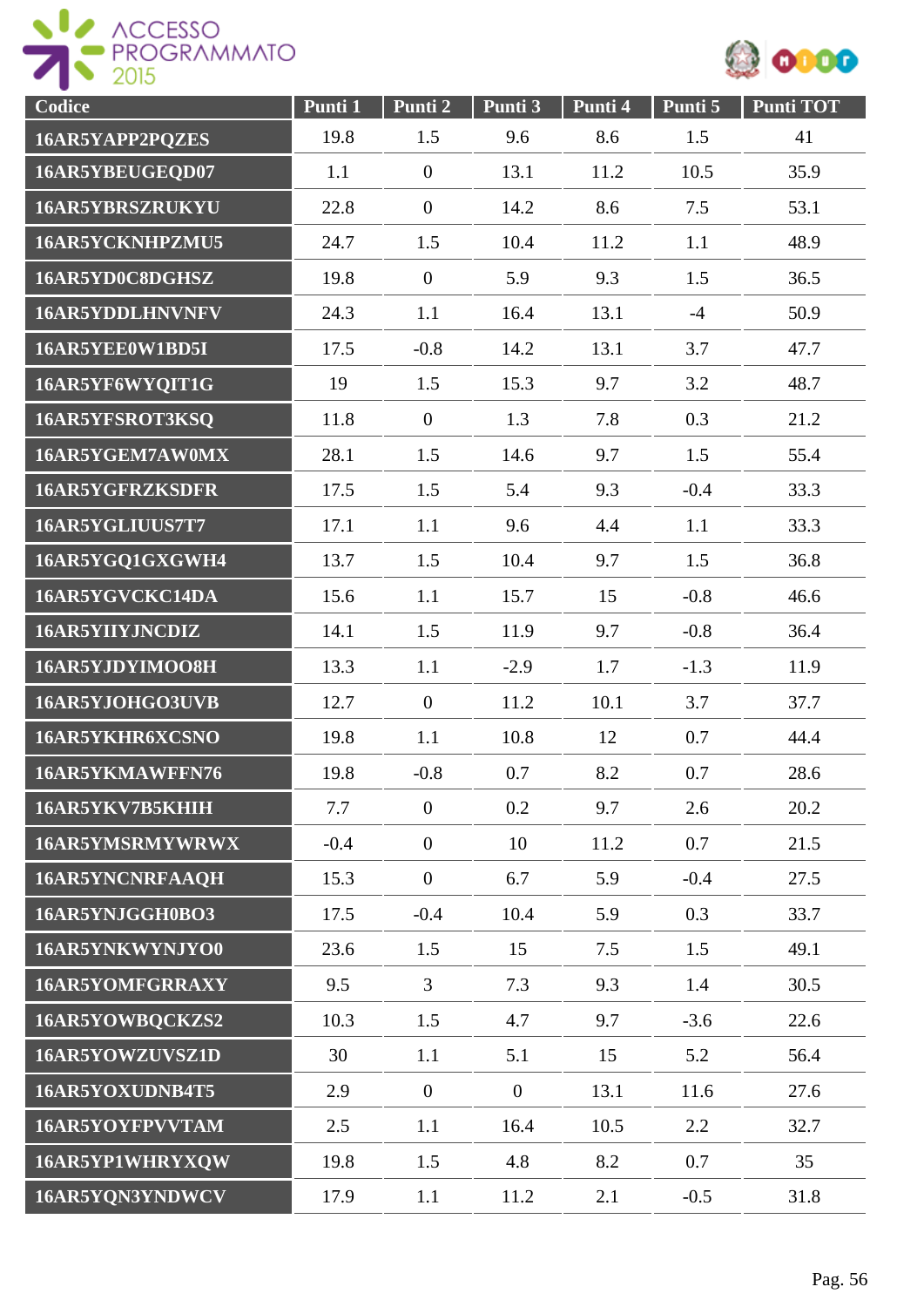| Codice | Punti 1 | Punti 2 | Punti 3 | Punti 4 | Punti 5 | Punti TOT |
|---|---|---|---|---|---|---|
| 16AR5YAPP2PQZES | 19.8 | 1.5 | 9.6 | 8.6 | 1.5 | 41 |
| 16AR5YBEUGEQD07 | 1.1 | 0 | 13.1 | 11.2 | 10.5 | 35.9 |
| 16AR5YBRSZRUKYU | 22.8 | 0 | 14.2 | 8.6 | 7.5 | 53.1 |
| 16AR5YCKNHPZMU5 | 24.7 | 1.5 | 10.4 | 11.2 | 1.1 | 48.9 |
| 16AR5YD0C8DGHSZ | 19.8 | 0 | 5.9 | 9.3 | 1.5 | 36.5 |
| 16AR5YDDLHNVNFV | 24.3 | 1.1 | 16.4 | 13.1 | -4 | 50.9 |
| 16AR5YEE0W1BD5I | 17.5 | -0.8 | 14.2 | 13.1 | 3.7 | 47.7 |
| 16AR5YF6WYQIT1G | 19 | 1.5 | 15.3 | 9.7 | 3.2 | 48.7 |
| 16AR5YFSROT3KSQ | 11.8 | 0 | 1.3 | 7.8 | 0.3 | 21.2 |
| 16AR5YGEM7AW0MX | 28.1 | 1.5 | 14.6 | 9.7 | 1.5 | 55.4 |
| 16AR5YGFRZKSDFR | 17.5 | 1.5 | 5.4 | 9.3 | -0.4 | 33.3 |
| 16AR5YGLIUUS7T7 | 17.1 | 1.1 | 9.6 | 4.4 | 1.1 | 33.3 |
| 16AR5YGQ1GXGWH4 | 13.7 | 1.5 | 10.4 | 9.7 | 1.5 | 36.8 |
| 16AR5YGVCKC14DA | 15.6 | 1.1 | 15.7 | 15 | -0.8 | 46.6 |
| 16AR5YIIYJNCDIZ | 14.1 | 1.5 | 11.9 | 9.7 | -0.8 | 36.4 |
| 16AR5YJDYIMOO8H | 13.3 | 1.1 | -2.9 | 1.7 | -1.3 | 11.9 |
| 16AR5YJOHGO3UVB | 12.7 | 0 | 11.2 | 10.1 | 3.7 | 37.7 |
| 16AR5YKHR6XCSNO | 19.8 | 1.1 | 10.8 | 12 | 0.7 | 44.4 |
| 16AR5YKMAWFFN76 | 19.8 | -0.8 | 0.7 | 8.2 | 0.7 | 28.6 |
| 16AR5YKV7B5KHIH | 7.7 | 0 | 0.2 | 9.7 | 2.6 | 20.2 |
| 16AR5YMSRMYWRWX | -0.4 | 0 | 10 | 11.2 | 0.7 | 21.5 |
| 16AR5YNCNRFAAQH | 15.3 | 0 | 6.7 | 5.9 | -0.4 | 27.5 |
| 16AR5YNJGGH0BO3 | 17.5 | -0.4 | 10.4 | 5.9 | 0.3 | 33.7 |
| 16AR5YNKWYNJYO0 | 23.6 | 1.5 | 15 | 7.5 | 1.5 | 49.1 |
| 16AR5YOMFGRRAXY | 9.5 | 3 | 7.3 | 9.3 | 1.4 | 30.5 |
| 16AR5YOWBQCKZS2 | 10.3 | 1.5 | 4.7 | 9.7 | -3.6 | 22.6 |
| 16AR5YOWZUVSZ1D | 30 | 1.1 | 5.1 | 15 | 5.2 | 56.4 |
| 16AR5YOXUDNB4T5 | 2.9 | 0 | 0 | 13.1 | 11.6 | 27.6 |
| 16AR5YOYFPVVTAM | 2.5 | 1.1 | 16.4 | 10.5 | 2.2 | 32.7 |
| 16AR5YP1WHRYXQW | 19.8 | 1.5 | 4.8 | 8.2 | 0.7 | 35 |
| 16AR5YQN3YNDWCV | 17.9 | 1.1 | 11.2 | 2.1 | -0.5 | 31.8 |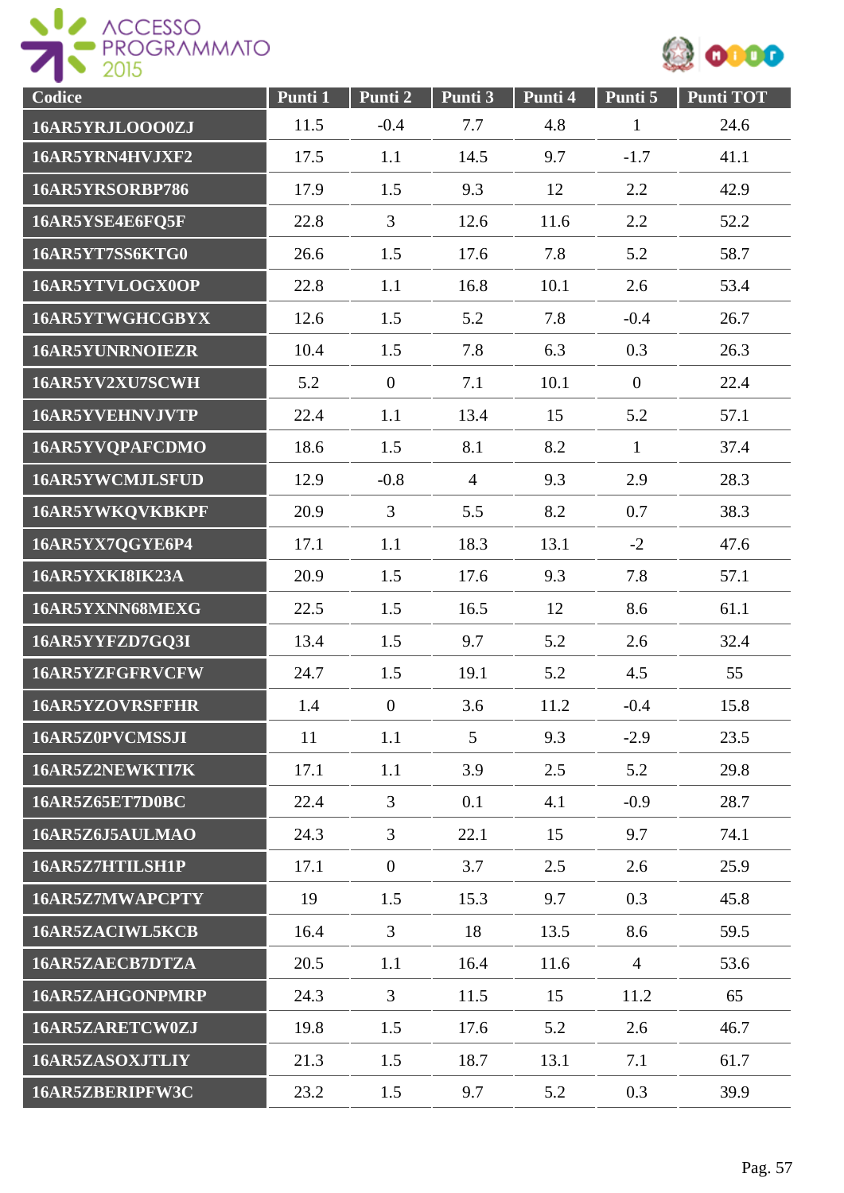| Codice | Punti 1 | Punti 2 | Punti 3 | Punti 4 | Punti 5 | Punti TOT |
|---|---|---|---|---|---|---|
| 16AR5YRJLOOO0ZJ | 11.5 | -0.4 | 7.7 | 4.8 | 1 | 24.6 |
| 16AR5YRN4HVJXF2 | 17.5 | 1.1 | 14.5 | 9.7 | -1.7 | 41.1 |
| 16AR5YRSORBP786 | 17.9 | 1.5 | 9.3 | 12 | 2.2 | 42.9 |
| 16AR5YSE4E6FQ5F | 22.8 | 3 | 12.6 | 11.6 | 2.2 | 52.2 |
| 16AR5YT7SS6KTG0 | 26.6 | 1.5 | 17.6 | 7.8 | 5.2 | 58.7 |
| 16AR5YTVLOGX0OP | 22.8 | 1.1 | 16.8 | 10.1 | 2.6 | 53.4 |
| 16AR5YTWGHCGBYX | 12.6 | 1.5 | 5.2 | 7.8 | -0.4 | 26.7 |
| 16AR5YUNRNOIEZR | 10.4 | 1.5 | 7.8 | 6.3 | 0.3 | 26.3 |
| 16AR5YV2XU7SCWH | 5.2 | 0 | 7.1 | 10.1 | 0 | 22.4 |
| 16AR5YVEHNVJVTP | 22.4 | 1.1 | 13.4 | 15 | 5.2 | 57.1 |
| 16AR5YVQPAFCDMO | 18.6 | 1.5 | 8.1 | 8.2 | 1 | 37.4 |
| 16AR5YWCMJLSFUD | 12.9 | -0.8 | 4 | 9.3 | 2.9 | 28.3 |
| 16AR5YWKQVKBKPF | 20.9 | 3 | 5.5 | 8.2 | 0.7 | 38.3 |
| 16AR5YX7QGYE6P4 | 17.1 | 1.1 | 18.3 | 13.1 | -2 | 47.6 |
| 16AR5YXKI8IK23A | 20.9 | 1.5 | 17.6 | 9.3 | 7.8 | 57.1 |
| 16AR5YXNN68MEXG | 22.5 | 1.5 | 16.5 | 12 | 8.6 | 61.1 |
| 16AR5YYFZD7GQ3I | 13.4 | 1.5 | 9.7 | 5.2 | 2.6 | 32.4 |
| 16AR5YZFGFRVCFW | 24.7 | 1.5 | 19.1 | 5.2 | 4.5 | 55 |
| 16AR5YZOVRSFFHR | 1.4 | 0 | 3.6 | 11.2 | -0.4 | 15.8 |
| 16AR5Z0PVCMSSJI | 11 | 1.1 | 5 | 9.3 | -2.9 | 23.5 |
| 16AR5Z2NEWKTI7K | 17.1 | 1.1 | 3.9 | 2.5 | 5.2 | 29.8 |
| 16AR5Z65ET7D0BC | 22.4 | 3 | 0.1 | 4.1 | -0.9 | 28.7 |
| 16AR5Z6J5AULMAO | 24.3 | 3 | 22.1 | 15 | 9.7 | 74.1 |
| 16AR5Z7HTILSH1P | 17.1 | 0 | 3.7 | 2.5 | 2.6 | 25.9 |
| 16AR5Z7MWAPCPTY | 19 | 1.5 | 15.3 | 9.7 | 0.3 | 45.8 |
| 16AR5ZACIWL5KCB | 16.4 | 3 | 18 | 13.5 | 8.6 | 59.5 |
| 16AR5ZAECB7DTZA | 20.5 | 1.1 | 16.4 | 11.6 | 4 | 53.6 |
| 16AR5ZAHGONPMRP | 24.3 | 3 | 11.5 | 15 | 11.2 | 65 |
| 16AR5ZARETCW0ZJ | 19.8 | 1.5 | 17.6 | 5.2 | 2.6 | 46.7 |
| 16AR5ZASOXJTLIY | 21.3 | 1.5 | 18.7 | 13.1 | 7.1 | 61.7 |
| 16AR5ZBERIPFW3C | 23.2 | 1.5 | 9.7 | 5.2 | 0.3 | 39.9 |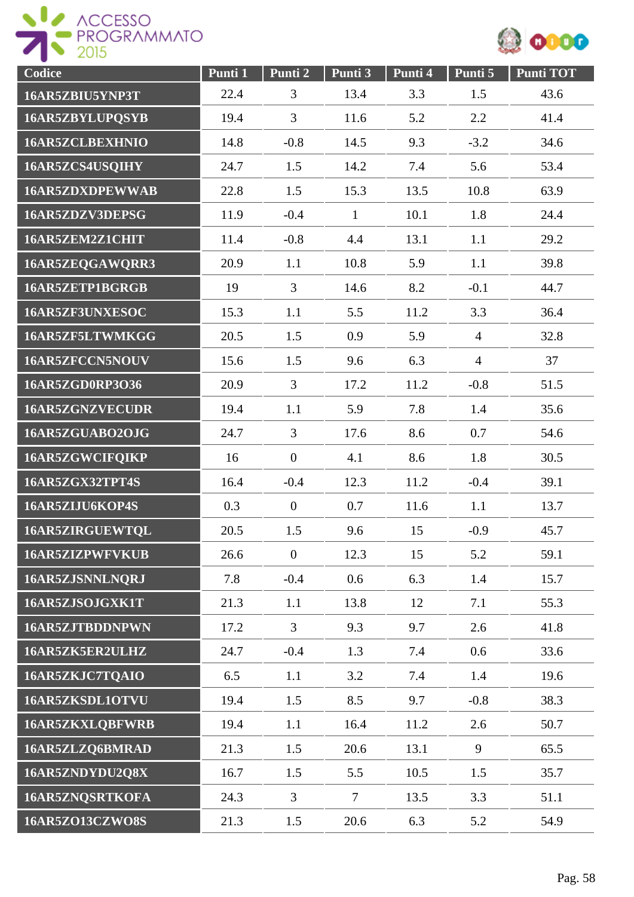| Codice | Punti 1 | Punti 2 | Punti 3 | Punti 4 | Punti 5 | Punti TOT |
|---|---|---|---|---|---|---|
| 16AR5ZBIU5YNP3T | 22.4 | 3 | 13.4 | 3.3 | 1.5 | 43.6 |
| 16AR5ZBYLUPQSYB | 19.4 | 3 | 11.6 | 5.2 | 2.2 | 41.4 |
| 16AR5ZCLBEXHNIO | 14.8 | -0.8 | 14.5 | 9.3 | -3.2 | 34.6 |
| 16AR5ZCS4USQIHY | 24.7 | 1.5 | 14.2 | 7.4 | 5.6 | 53.4 |
| 16AR5ZDXDPEWWAB | 22.8 | 1.5 | 15.3 | 13.5 | 10.8 | 63.9 |
| 16AR5ZDZV3DEPSG | 11.9 | -0.4 | 1 | 10.1 | 1.8 | 24.4 |
| 16AR5ZEM2Z1CHIT | 11.4 | -0.8 | 4.4 | 13.1 | 1.1 | 29.2 |
| 16AR5ZEQGAWQRR3 | 20.9 | 1.1 | 10.8 | 5.9 | 1.1 | 39.8 |
| 16AR5ZETP1BGRGB | 19 | 3 | 14.6 | 8.2 | -0.1 | 44.7 |
| 16AR5ZF3UNXESOC | 15.3 | 1.1 | 5.5 | 11.2 | 3.3 | 36.4 |
| 16AR5ZF5LTWMKGG | 20.5 | 1.5 | 0.9 | 5.9 | 4 | 32.8 |
| 16AR5ZFCCN5NOUV | 15.6 | 1.5 | 9.6 | 6.3 | 4 | 37 |
| 16AR5ZGD0RP3O36 | 20.9 | 3 | 17.2 | 11.2 | -0.8 | 51.5 |
| 16AR5ZGNZVECUDR | 19.4 | 1.1 | 5.9 | 7.8 | 1.4 | 35.6 |
| 16AR5ZGUABO2OJG | 24.7 | 3 | 17.6 | 8.6 | 0.7 | 54.6 |
| 16AR5ZGWCIFQIKP | 16 | 0 | 4.1 | 8.6 | 1.8 | 30.5 |
| 16AR5ZGX32TPT4S | 16.4 | -0.4 | 12.3 | 11.2 | -0.4 | 39.1 |
| 16AR5ZIJU6KOP4S | 0.3 | 0 | 0.7 | 11.6 | 1.1 | 13.7 |
| 16AR5ZIRGUEWTQL | 20.5 | 1.5 | 9.6 | 15 | -0.9 | 45.7 |
| 16AR5ZIZPWFVKUB | 26.6 | 0 | 12.3 | 15 | 5.2 | 59.1 |
| 16AR5ZJSNNLNQRJ | 7.8 | -0.4 | 0.6 | 6.3 | 1.4 | 15.7 |
| 16AR5ZJSOJGXK1T | 21.3 | 1.1 | 13.8 | 12 | 7.1 | 55.3 |
| 16AR5ZJTBDDNPWN | 17.2 | 3 | 9.3 | 9.7 | 2.6 | 41.8 |
| 16AR5ZK5ER2ULHZ | 24.7 | -0.4 | 1.3 | 7.4 | 0.6 | 33.6 |
| 16AR5ZKJC7TQAIO | 6.5 | 1.1 | 3.2 | 7.4 | 1.4 | 19.6 |
| 16AR5ZKSDL1OTVU | 19.4 | 1.5 | 8.5 | 9.7 | -0.8 | 38.3 |
| 16AR5ZKXLQBFWRB | 19.4 | 1.1 | 16.4 | 11.2 | 2.6 | 50.7 |
| 16AR5ZLZQ6BMRAD | 21.3 | 1.5 | 20.6 | 13.1 | 9 | 65.5 |
| 16AR5ZNDYDU2Q8X | 16.7 | 1.5 | 5.5 | 10.5 | 1.5 | 35.7 |
| 16AR5ZNQSRTKOFA | 24.3 | 3 | 7 | 13.5 | 3.3 | 51.1 |
| 16AR5ZO13CZWO8S | 21.3 | 1.5 | 20.6 | 6.3 | 5.2 | 54.9 |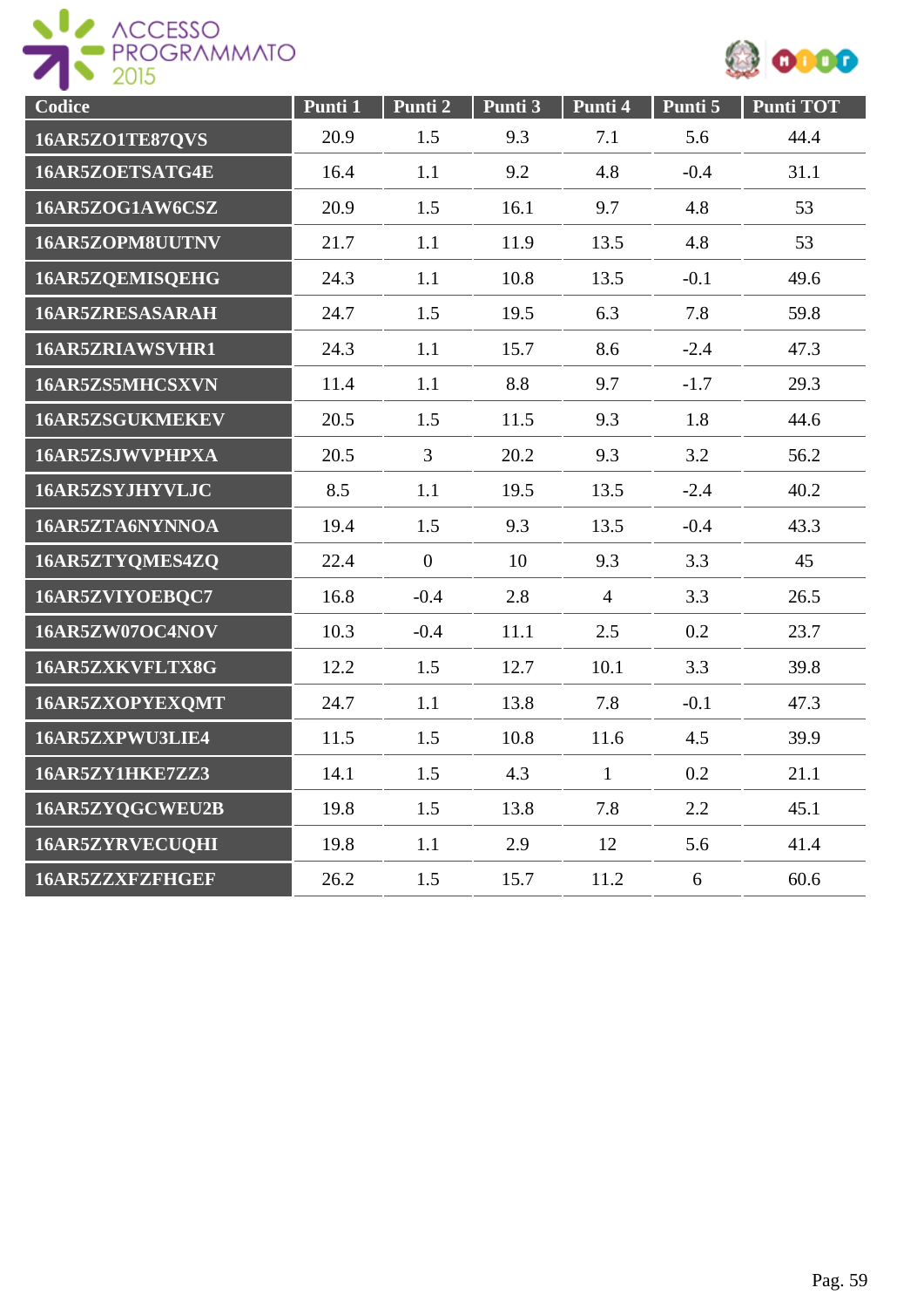| Codice | Punti 1 | Punti 2 | Punti 3 | Punti 4 | Punti 5 | Punti TOT |
|---|---|---|---|---|---|---|
| 16AR5ZO1TE87QVS | 20.9 | 1.5 | 9.3 | 7.1 | 5.6 | 44.4 |
| 16AR5ZOETSATG4E | 16.4 | 1.1 | 9.2 | 4.8 | -0.4 | 31.1 |
| 16AR5ZOG1AW6CSZ | 20.9 | 1.5 | 16.1 | 9.7 | 4.8 | 53 |
| 16AR5ZOPM8UUTNV | 21.7 | 1.1 | 11.9 | 13.5 | 4.8 | 53 |
| 16AR5ZQEMISQEHG | 24.3 | 1.1 | 10.8 | 13.5 | -0.1 | 49.6 |
| 16AR5ZRESASARAH | 24.7 | 1.5 | 19.5 | 6.3 | 7.8 | 59.8 |
| 16AR5ZRIAWSVHR1 | 24.3 | 1.1 | 15.7 | 8.6 | -2.4 | 47.3 |
| 16AR5ZS5MHCSXVN | 11.4 | 1.1 | 8.8 | 9.7 | -1.7 | 29.3 |
| 16AR5ZSGUKMEKEV | 20.5 | 1.5 | 11.5 | 9.3 | 1.8 | 44.6 |
| 16AR5ZSJWVPHPXA | 20.5 | 3 | 20.2 | 9.3 | 3.2 | 56.2 |
| 16AR5ZSYJHYVLJC | 8.5 | 1.1 | 19.5 | 13.5 | -2.4 | 40.2 |
| 16AR5ZTA6NYNNOA | 19.4 | 1.5 | 9.3 | 13.5 | -0.4 | 43.3 |
| 16AR5ZTYQMES4ZQ | 22.4 | 0 | 10 | 9.3 | 3.3 | 45 |
| 16AR5ZVIYOEBQC7 | 16.8 | -0.4 | 2.8 | 4 | 3.3 | 26.5 |
| 16AR5ZW07OC4NOV | 10.3 | -0.4 | 11.1 | 2.5 | 0.2 | 23.7 |
| 16AR5ZXKVFLTX8G | 12.2 | 1.5 | 12.7 | 10.1 | 3.3 | 39.8 |
| 16AR5ZXOPYEXQMT | 24.7 | 1.1 | 13.8 | 7.8 | -0.1 | 47.3 |
| 16AR5ZXPWU3LIE4 | 11.5 | 1.5 | 10.8 | 11.6 | 4.5 | 39.9 |
| 16AR5ZY1HKE7ZZ3 | 14.1 | 1.5 | 4.3 | 1 | 0.2 | 21.1 |
| 16AR5ZYQGCWEU2B | 19.8 | 1.5 | 13.8 | 7.8 | 2.2 | 45.1 |
| 16AR5ZYRVECUQHI | 19.8 | 1.1 | 2.9 | 12 | 5.6 | 41.4 |
| 16AR5ZZXFZFHGEF | 26.2 | 1.5 | 15.7 | 11.2 | 6 | 60.6 |